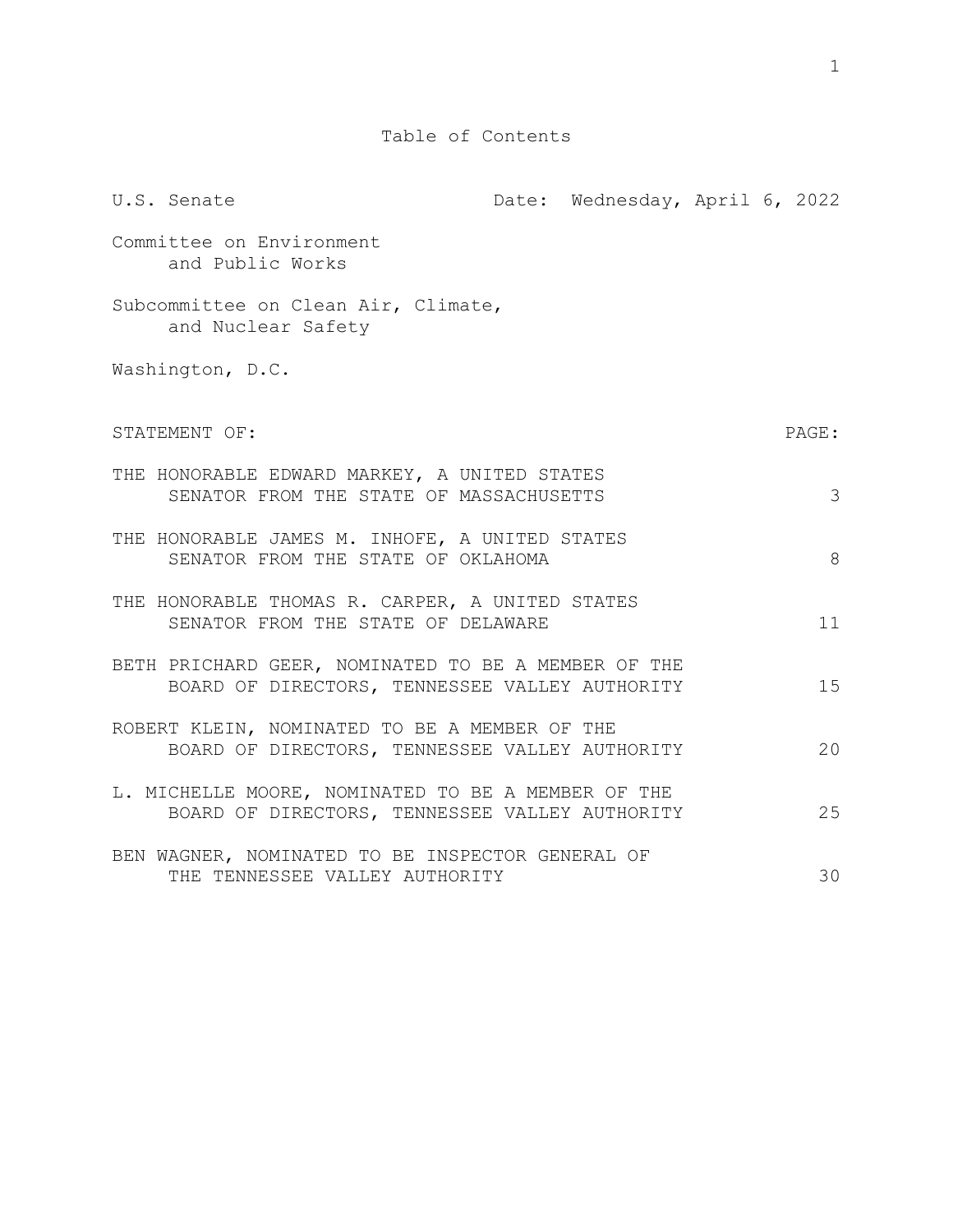# Table of Contents

U.S. Senate    Date: Wednesday, April 6, 2022

Committee on Environment
and Public Works

Subcommittee on Clean Air, Climate,
and Nuclear Safety

Washington, D.C.

| STATEMENT OF: | PAGE: |
| --- | --- |
| THE HONORABLE EDWARD MARKEY, A UNITED STATES SENATOR FROM THE STATE OF MASSACHUSETTS | 3 |
| THE HONORABLE JAMES M. INHOFE, A UNITED STATES SENATOR FROM THE STATE OF OKLAHOMA | 8 |
| THE HONORABLE THOMAS R. CARPER, A UNITED STATES SENATOR FROM THE STATE OF DELAWARE | 11 |
| BETH PRICHARD GEER, NOMINATED TO BE A MEMBER OF THE BOARD OF DIRECTORS, TENNESSEE VALLEY AUTHORITY | 15 |
| ROBERT KLEIN, NOMINATED TO BE A MEMBER OF THE BOARD OF DIRECTORS, TENNESSEE VALLEY AUTHORITY | 20 |
| L. MICHELLE MOORE, NOMINATED TO BE A MEMBER OF THE BOARD OF DIRECTORS, TENNESSEE VALLEY AUTHORITY | 25 |
| BEN WAGNER, NOMINATED TO BE INSPECTOR GENERAL OF THE TENNESSEE VALLEY AUTHORITY | 30 |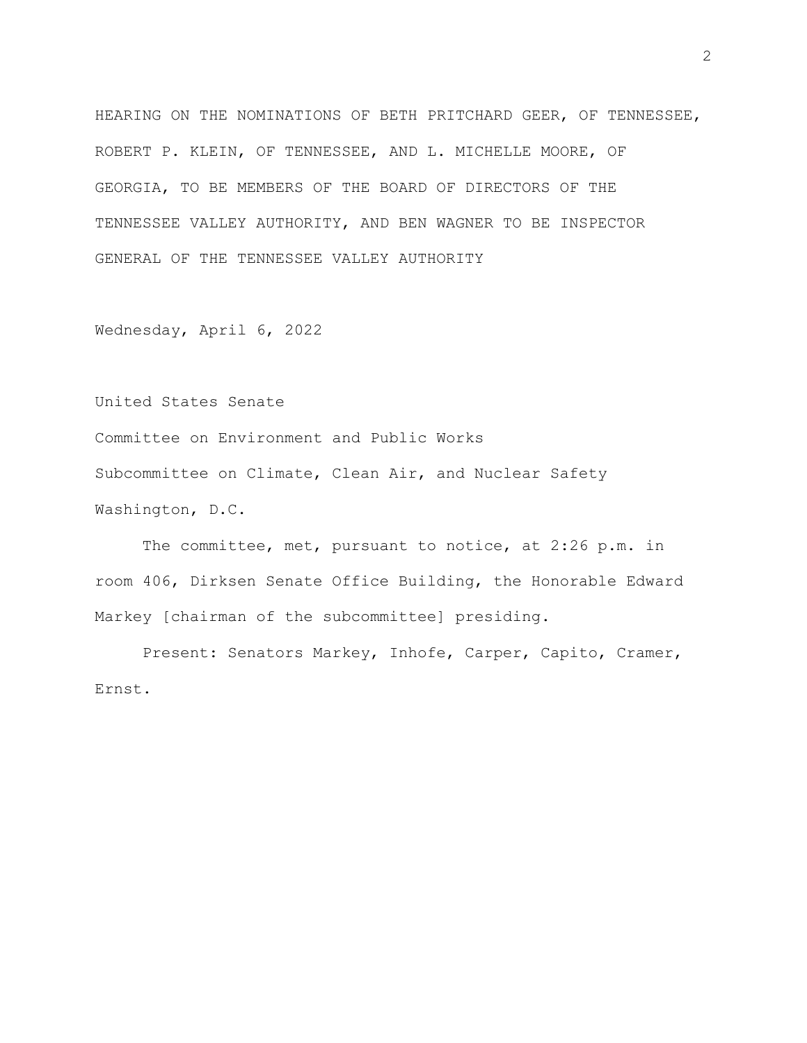HEARING ON THE NOMINATIONS OF BETH PRITCHARD GEER, OF TENNESSEE, ROBERT P. KLEIN, OF TENNESSEE, AND L. MICHELLE MOORE, OF GEORGIA, TO BE MEMBERS OF THE BOARD OF DIRECTORS OF THE TENNESSEE VALLEY AUTHORITY, AND BEN WAGNER TO BE INSPECTOR GENERAL OF THE TENNESSEE VALLEY AUTHORITY

Wednesday, April 6, 2022

United States Senate

Committee on Environment and Public Works

Subcommittee on Climate, Clean Air, and Nuclear Safety

Washington, D.C.

The committee, met, pursuant to notice, at 2:26 p.m. in room 406, Dirksen Senate Office Building, the Honorable Edward Markey [chairman of the subcommittee] presiding.

Present: Senators Markey, Inhofe, Carper, Capito, Cramer, Ernst.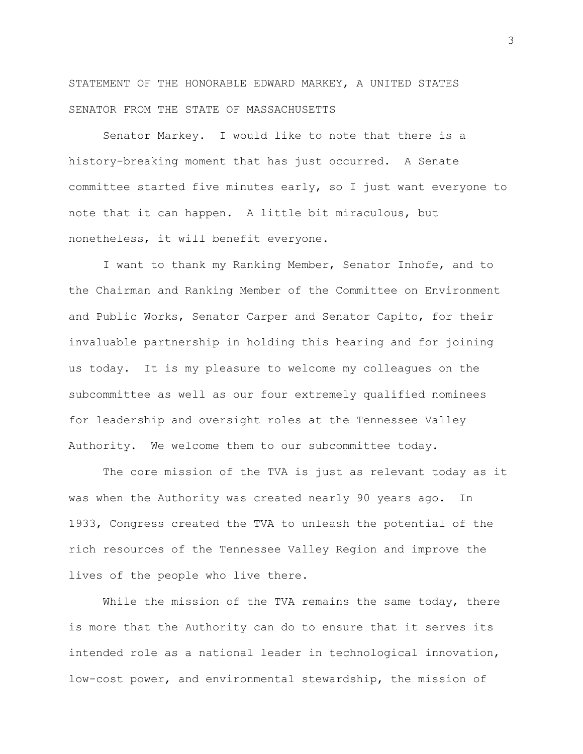STATEMENT OF THE HONORABLE EDWARD MARKEY, A UNITED STATES SENATOR FROM THE STATE OF MASSACHUSETTS

Senator Markey. I would like to note that there is a history-breaking moment that has just occurred. A Senate committee started five minutes early, so I just want everyone to note that it can happen. A little bit miraculous, but nonetheless, it will benefit everyone.

I want to thank my Ranking Member, Senator Inhofe, and to the Chairman and Ranking Member of the Committee on Environment and Public Works, Senator Carper and Senator Capito, for their invaluable partnership in holding this hearing and for joining us today. It is my pleasure to welcome my colleagues on the subcommittee as well as our four extremely qualified nominees for leadership and oversight roles at the Tennessee Valley Authority. We welcome them to our subcommittee today.

The core mission of the TVA is just as relevant today as it was when the Authority was created nearly 90 years ago. In 1933, Congress created the TVA to unleash the potential of the rich resources of the Tennessee Valley Region and improve the lives of the people who live there.

While the mission of the TVA remains the same today, there is more that the Authority can do to ensure that it serves its intended role as a national leader in technological innovation, low-cost power, and environmental stewardship, the mission of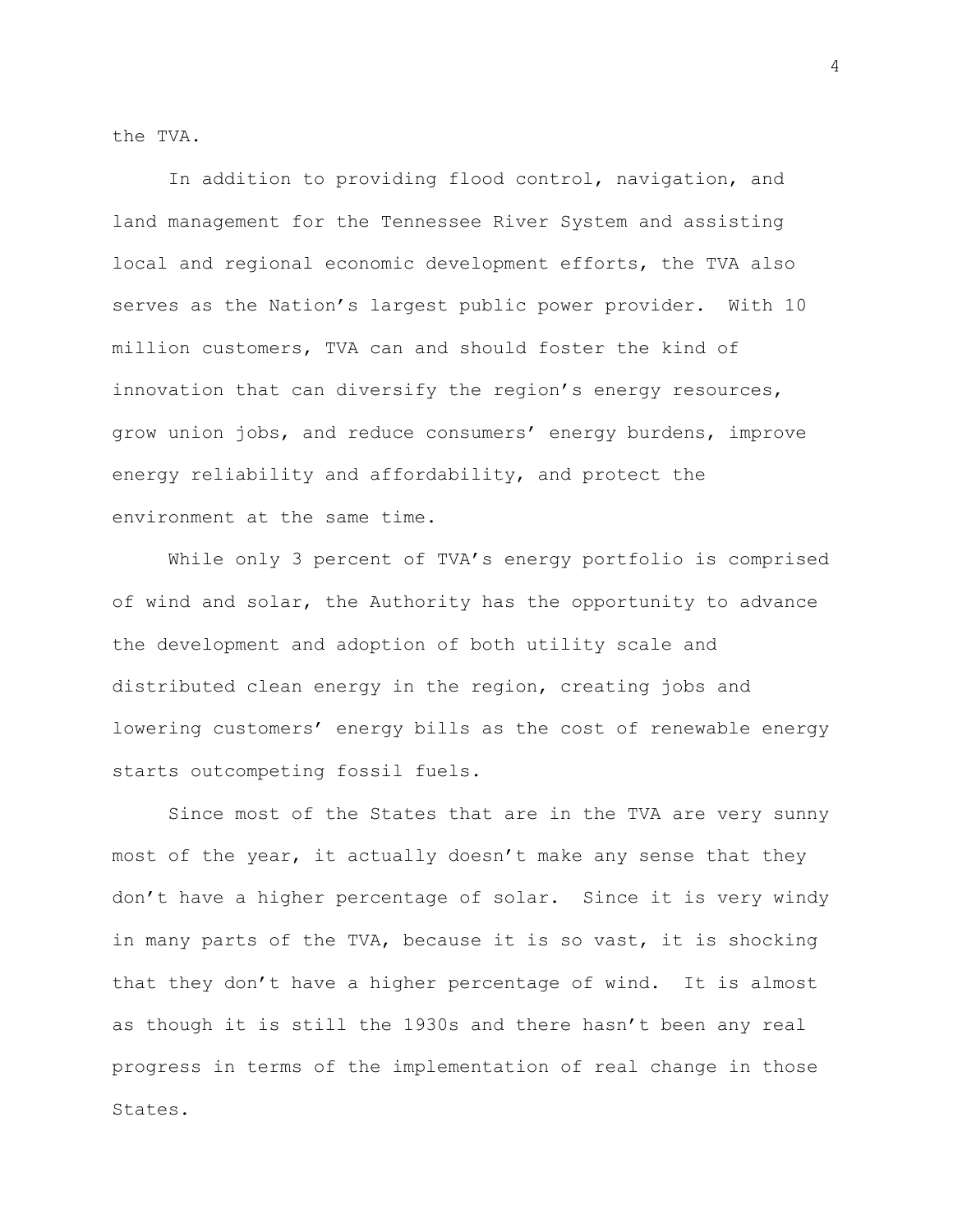the TVA.

In addition to providing flood control, navigation, and land management for the Tennessee River System and assisting local and regional economic development efforts, the TVA also serves as the Nation's largest public power provider. With 10 million customers, TVA can and should foster the kind of innovation that can diversify the region's energy resources, grow union jobs, and reduce consumers' energy burdens, improve energy reliability and affordability, and protect the environment at the same time.

While only 3 percent of TVA's energy portfolio is comprised of wind and solar, the Authority has the opportunity to advance the development and adoption of both utility scale and distributed clean energy in the region, creating jobs and lowering customers' energy bills as the cost of renewable energy starts outcompeting fossil fuels.

Since most of the States that are in the TVA are very sunny most of the year, it actually doesn't make any sense that they don't have a higher percentage of solar. Since it is very windy in many parts of the TVA, because it is so vast, it is shocking that they don't have a higher percentage of wind. It is almost as though it is still the 1930s and there hasn't been any real progress in terms of the implementation of real change in those States.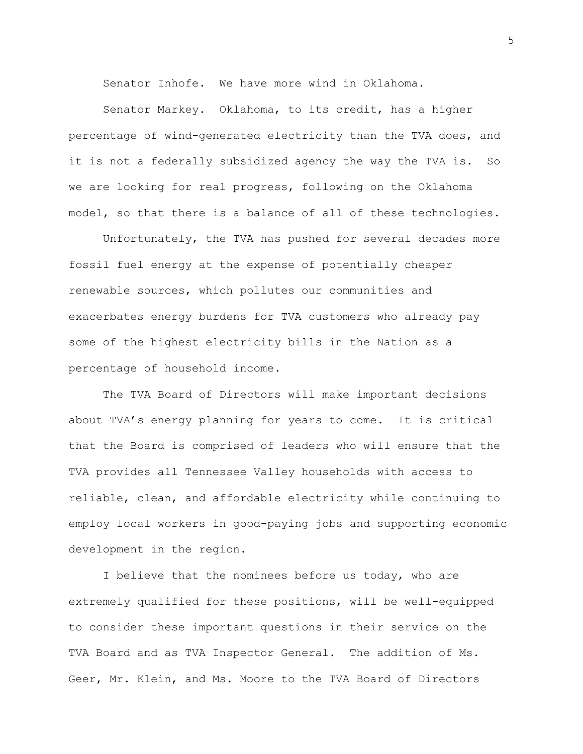Senator Inhofe. We have more wind in Oklahoma.

Senator Markey. Oklahoma, to its credit, has a higher percentage of wind-generated electricity than the TVA does, and it is not a federally subsidized agency the way the TVA is. So we are looking for real progress, following on the Oklahoma model, so that there is a balance of all of these technologies.

Unfortunately, the TVA has pushed for several decades more fossil fuel energy at the expense of potentially cheaper renewable sources, which pollutes our communities and exacerbates energy burdens for TVA customers who already pay some of the highest electricity bills in the Nation as a percentage of household income.

The TVA Board of Directors will make important decisions about TVA's energy planning for years to come. It is critical that the Board is comprised of leaders who will ensure that the TVA provides all Tennessee Valley households with access to reliable, clean, and affordable electricity while continuing to employ local workers in good-paying jobs and supporting economic development in the region.

I believe that the nominees before us today, who are extremely qualified for these positions, will be well-equipped to consider these important questions in their service on the TVA Board and as TVA Inspector General. The addition of Ms. Geer, Mr. Klein, and Ms. Moore to the TVA Board of Directors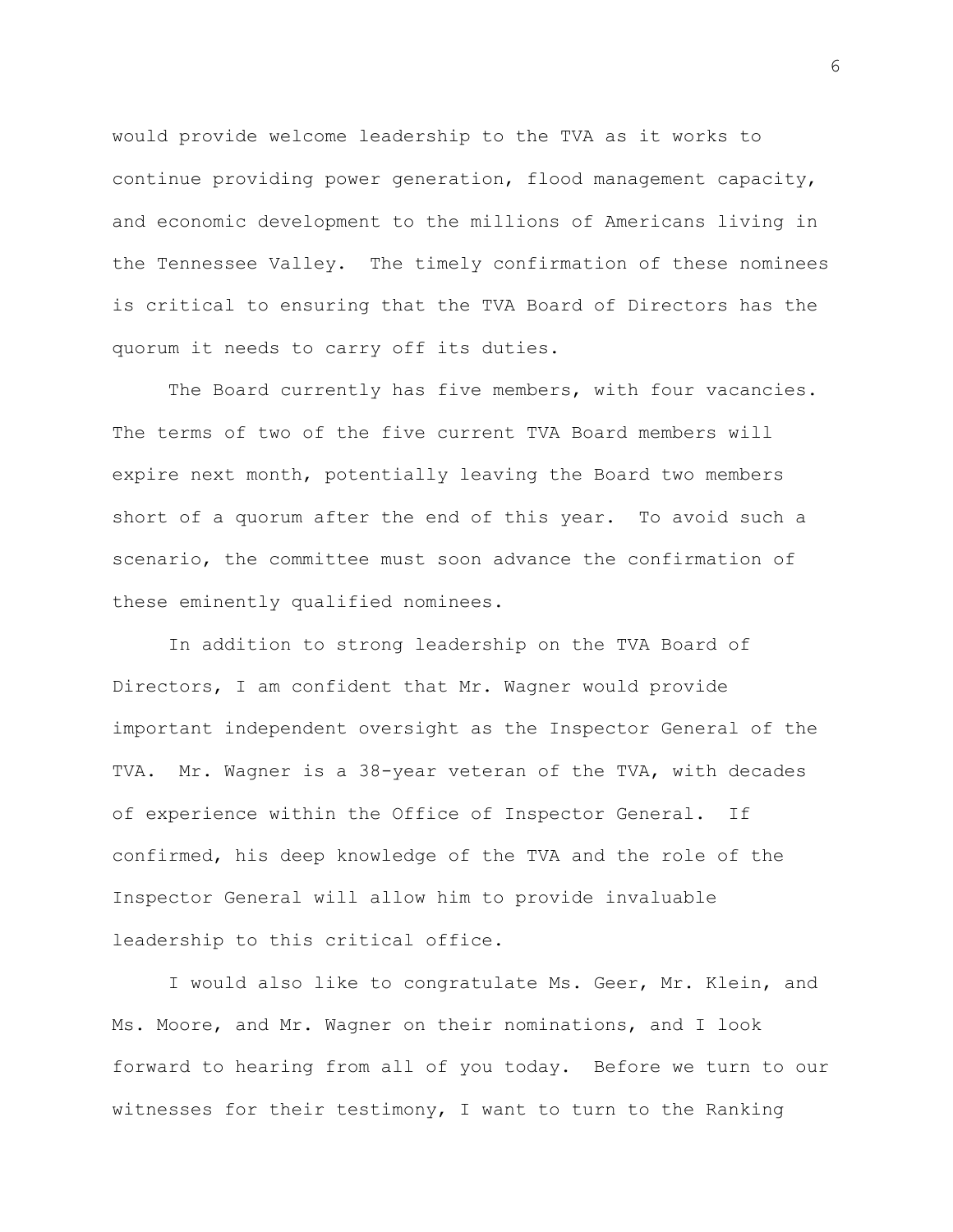would provide welcome leadership to the TVA as it works to continue providing power generation, flood management capacity, and economic development to the millions of Americans living in the Tennessee Valley. The timely confirmation of these nominees is critical to ensuring that the TVA Board of Directors has the quorum it needs to carry off its duties.

The Board currently has five members, with four vacancies. The terms of two of the five current TVA Board members will expire next month, potentially leaving the Board two members short of a quorum after the end of this year. To avoid such a scenario, the committee must soon advance the confirmation of these eminently qualified nominees.

In addition to strong leadership on the TVA Board of Directors, I am confident that Mr. Wagner would provide important independent oversight as the Inspector General of the TVA. Mr. Wagner is a 38-year veteran of the TVA, with decades of experience within the Office of Inspector General. If confirmed, his deep knowledge of the TVA and the role of the Inspector General will allow him to provide invaluable leadership to this critical office.

I would also like to congratulate Ms. Geer, Mr. Klein, and Ms. Moore, and Mr. Wagner on their nominations, and I look forward to hearing from all of you today. Before we turn to our witnesses for their testimony, I want to turn to the Ranking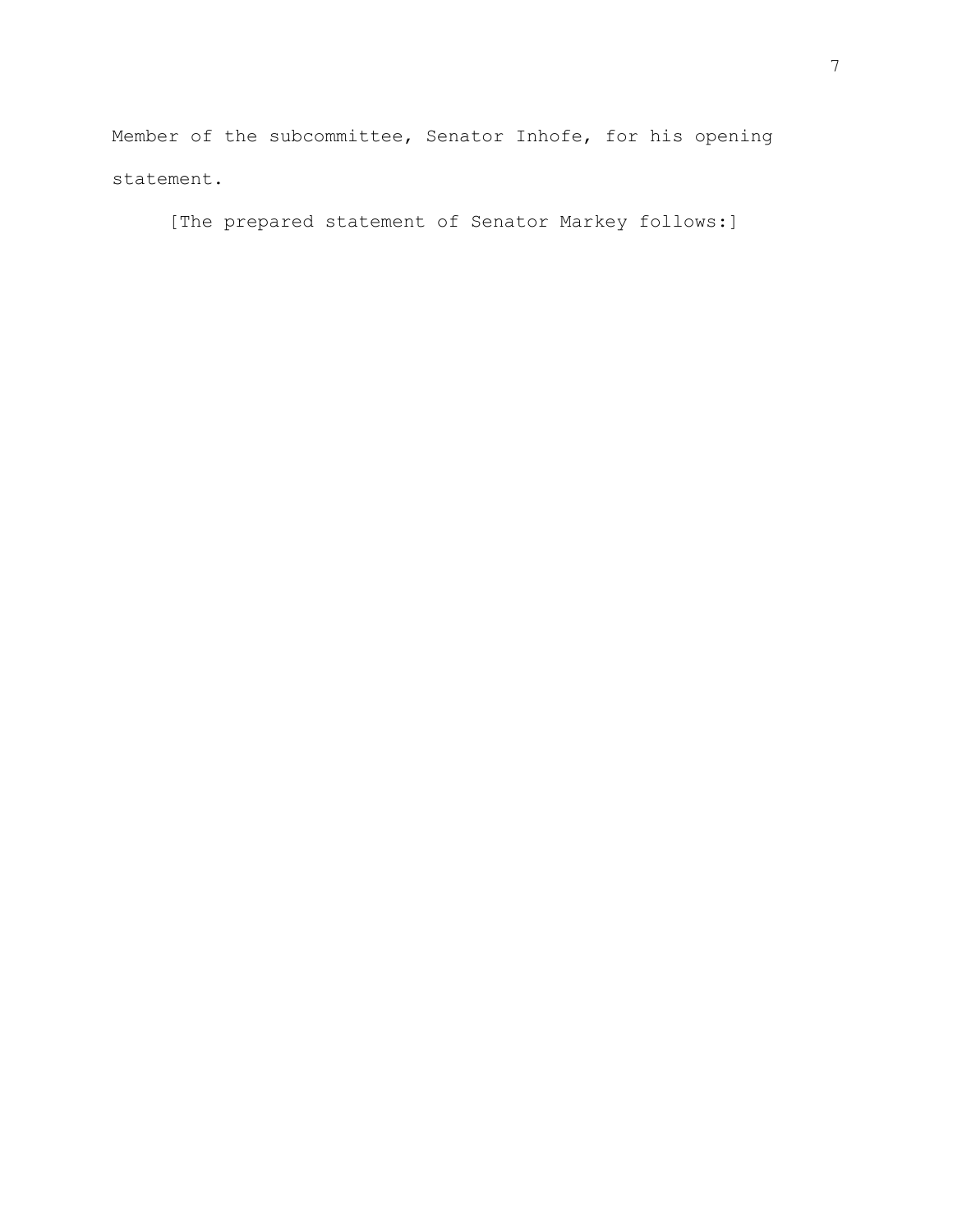Member of the subcommittee, Senator Inhofe, for his opening statement.

[The prepared statement of Senator Markey follows:]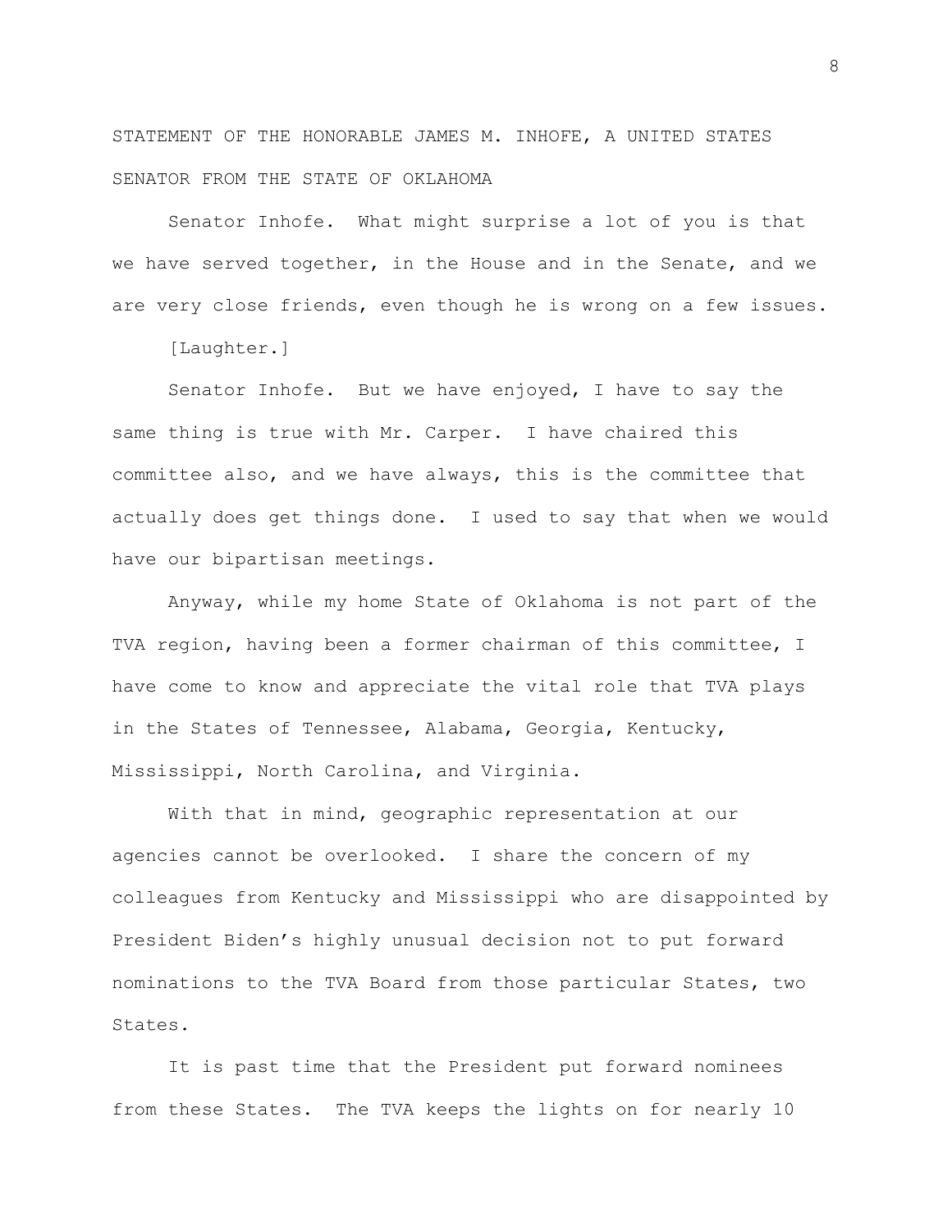STATEMENT OF THE HONORABLE JAMES M. INHOFE, A UNITED STATES SENATOR FROM THE STATE OF OKLAHOMA

Senator Inhofe. What might surprise a lot of you is that we have served together, in the House and in the Senate, and we are very close friends, even though he is wrong on a few issues.

[Laughter.]

Senator Inhofe. But we have enjoyed, I have to say the same thing is true with Mr. Carper. I have chaired this committee also, and we have always, this is the committee that actually does get things done. I used to say that when we would have our bipartisan meetings.

Anyway, while my home State of Oklahoma is not part of the TVA region, having been a former chairman of this committee, I have come to know and appreciate the vital role that TVA plays in the States of Tennessee, Alabama, Georgia, Kentucky, Mississippi, North Carolina, and Virginia.

With that in mind, geographic representation at our agencies cannot be overlooked. I share the concern of my colleagues from Kentucky and Mississippi who are disappointed by President Biden's highly unusual decision not to put forward nominations to the TVA Board from those particular States, two States.

It is past time that the President put forward nominees from these States. The TVA keeps the lights on for nearly 10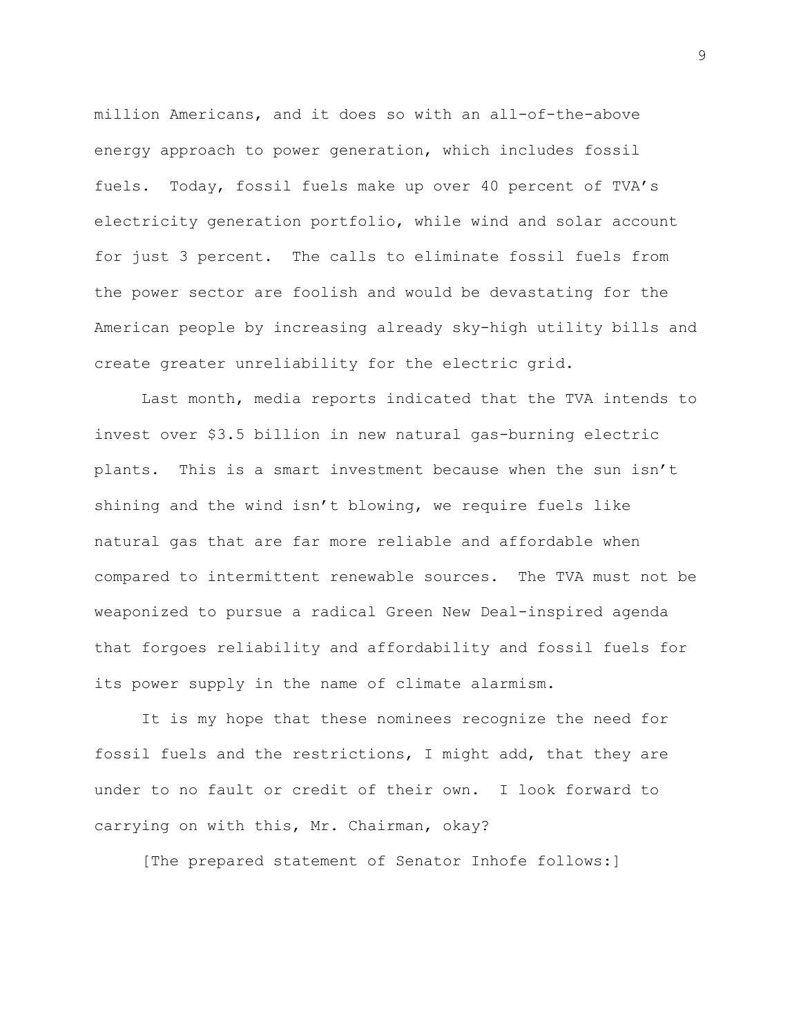million Americans, and it does so with an all-of-the-above energy approach to power generation, which includes fossil fuels. Today, fossil fuels make up over 40 percent of TVA's electricity generation portfolio, while wind and solar account for just 3 percent. The calls to eliminate fossil fuels from the power sector are foolish and would be devastating for the American people by increasing already sky-high utility bills and create greater unreliability for the electric grid.

Last month, media reports indicated that the TVA intends to invest over $3.5 billion in new natural gas-burning electric plants. This is a smart investment because when the sun isn't shining and the wind isn't blowing, we require fuels like natural gas that are far more reliable and affordable when compared to intermittent renewable sources. The TVA must not be weaponized to pursue a radical Green New Deal-inspired agenda that forgoes reliability and affordability and fossil fuels for its power supply in the name of climate alarmism.

It is my hope that these nominees recognize the need for fossil fuels and the restrictions, I might add, that they are under to no fault or credit of their own. I look forward to carrying on with this, Mr. Chairman, okay?

[The prepared statement of Senator Inhofe follows:]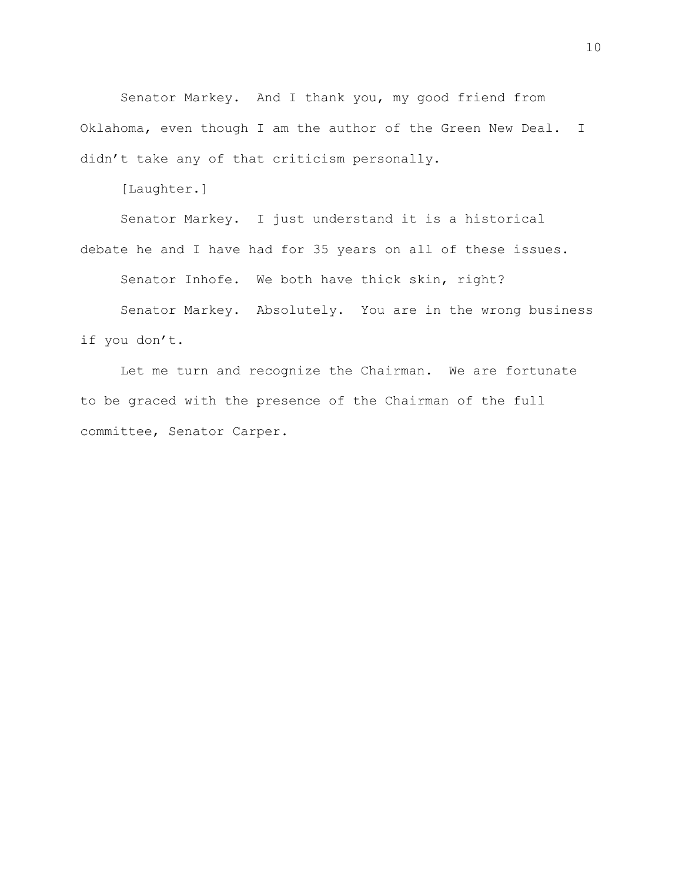Senator Markey. And I thank you, my good friend from Oklahoma, even though I am the author of the Green New Deal. I didn't take any of that criticism personally.

[Laughter.]

Senator Markey. I just understand it is a historical debate he and I have had for 35 years on all of these issues.

Senator Inhofe. We both have thick skin, right?

Senator Markey. Absolutely. You are in the wrong business if you don't.

Let me turn and recognize the Chairman. We are fortunate to be graced with the presence of the Chairman of the full committee, Senator Carper.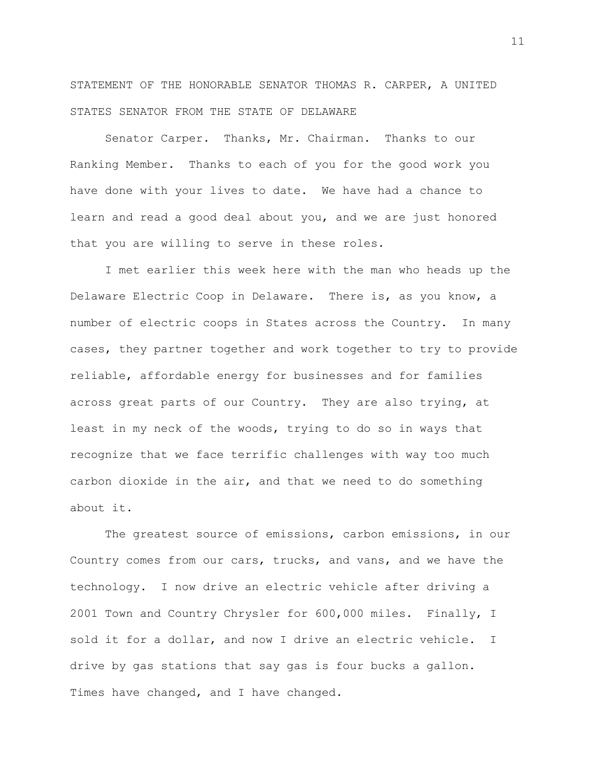STATEMENT OF THE HONORABLE SENATOR THOMAS R. CARPER, A UNITED STATES SENATOR FROM THE STATE OF DELAWARE

Senator Carper. Thanks, Mr. Chairman. Thanks to our Ranking Member. Thanks to each of you for the good work you have done with your lives to date. We have had a chance to learn and read a good deal about you, and we are just honored that you are willing to serve in these roles.

I met earlier this week here with the man who heads up the Delaware Electric Coop in Delaware. There is, as you know, a number of electric coops in States across the Country. In many cases, they partner together and work together to try to provide reliable, affordable energy for businesses and for families across great parts of our Country. They are also trying, at least in my neck of the woods, trying to do so in ways that recognize that we face terrific challenges with way too much carbon dioxide in the air, and that we need to do something about it.

The greatest source of emissions, carbon emissions, in our Country comes from our cars, trucks, and vans, and we have the technology. I now drive an electric vehicle after driving a 2001 Town and Country Chrysler for 600,000 miles. Finally, I sold it for a dollar, and now I drive an electric vehicle. I drive by gas stations that say gas is four bucks a gallon. Times have changed, and I have changed.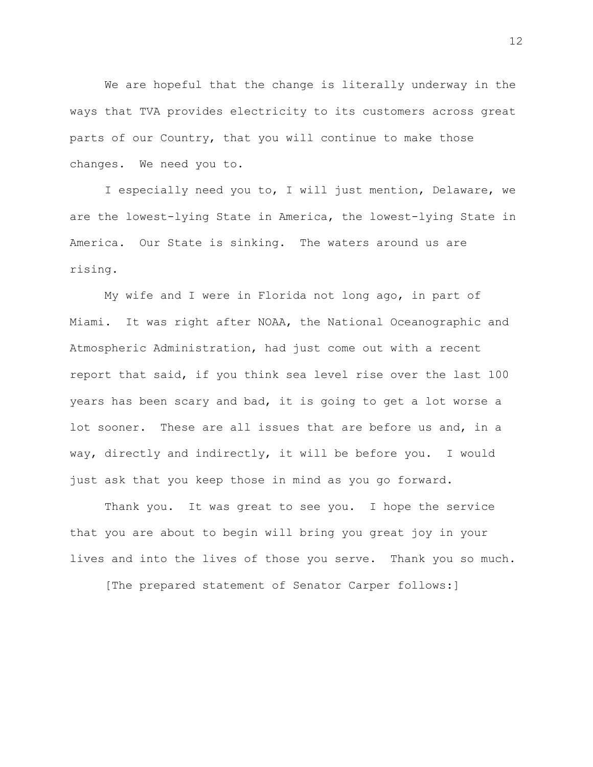We are hopeful that the change is literally underway in the ways that TVA provides electricity to its customers across great parts of our Country, that you will continue to make those changes. We need you to.

I especially need you to, I will just mention, Delaware, we are the lowest-lying State in America, the lowest-lying State in America. Our State is sinking. The waters around us are rising.

My wife and I were in Florida not long ago, in part of Miami. It was right after NOAA, the National Oceanographic and Atmospheric Administration, had just come out with a recent report that said, if you think sea level rise over the last 100 years has been scary and bad, it is going to get a lot worse a lot sooner. These are all issues that are before us and, in a way, directly and indirectly, it will be before you. I would just ask that you keep those in mind as you go forward.

Thank you. It was great to see you. I hope the service that you are about to begin will bring you great joy in your lives and into the lives of those you serve. Thank you so much.

[The prepared statement of Senator Carper follows:]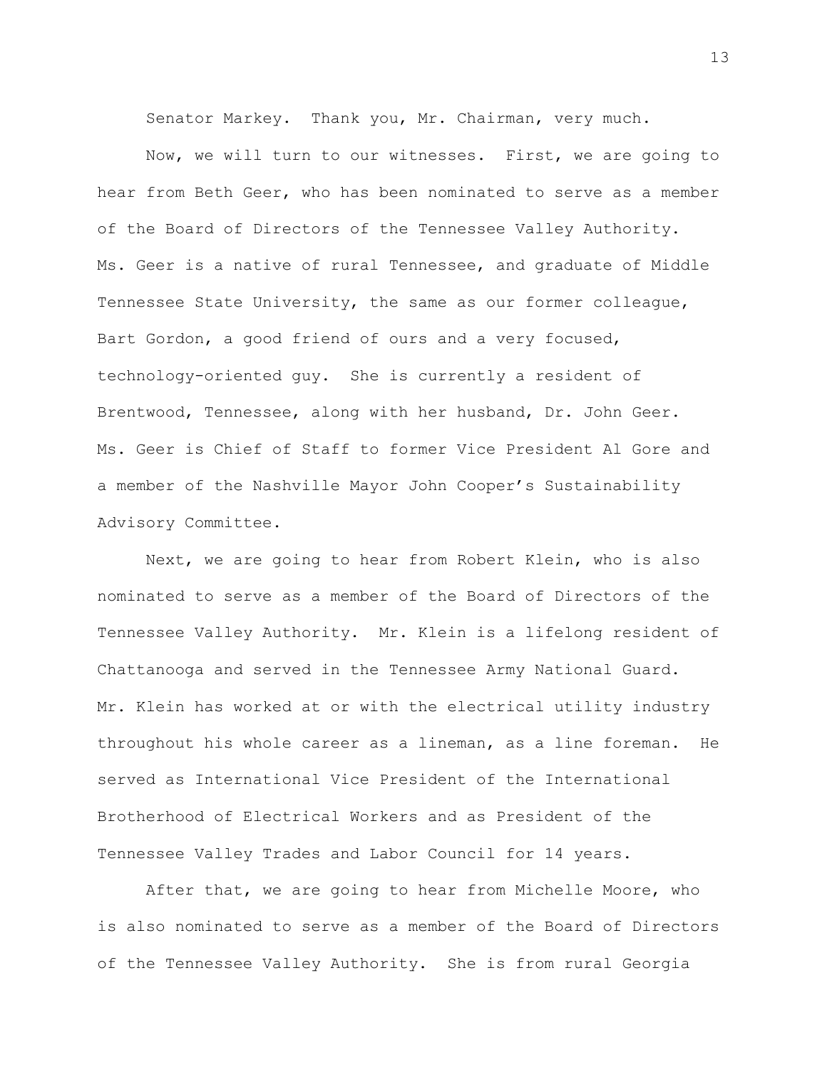Senator Markey. Thank you, Mr. Chairman, very much.

Now, we will turn to our witnesses. First, we are going to hear from Beth Geer, who has been nominated to serve as a member of the Board of Directors of the Tennessee Valley Authority. Ms. Geer is a native of rural Tennessee, and graduate of Middle Tennessee State University, the same as our former colleague, Bart Gordon, a good friend of ours and a very focused, technology-oriented guy. She is currently a resident of Brentwood, Tennessee, along with her husband, Dr. John Geer. Ms. Geer is Chief of Staff to former Vice President Al Gore and a member of the Nashville Mayor John Cooper's Sustainability Advisory Committee.

Next, we are going to hear from Robert Klein, who is also nominated to serve as a member of the Board of Directors of the Tennessee Valley Authority. Mr. Klein is a lifelong resident of Chattanooga and served in the Tennessee Army National Guard. Mr. Klein has worked at or with the electrical utility industry throughout his whole career as a lineman, as a line foreman. He served as International Vice President of the International Brotherhood of Electrical Workers and as President of the Tennessee Valley Trades and Labor Council for 14 years.

After that, we are going to hear from Michelle Moore, who is also nominated to serve as a member of the Board of Directors of the Tennessee Valley Authority. She is from rural Georgia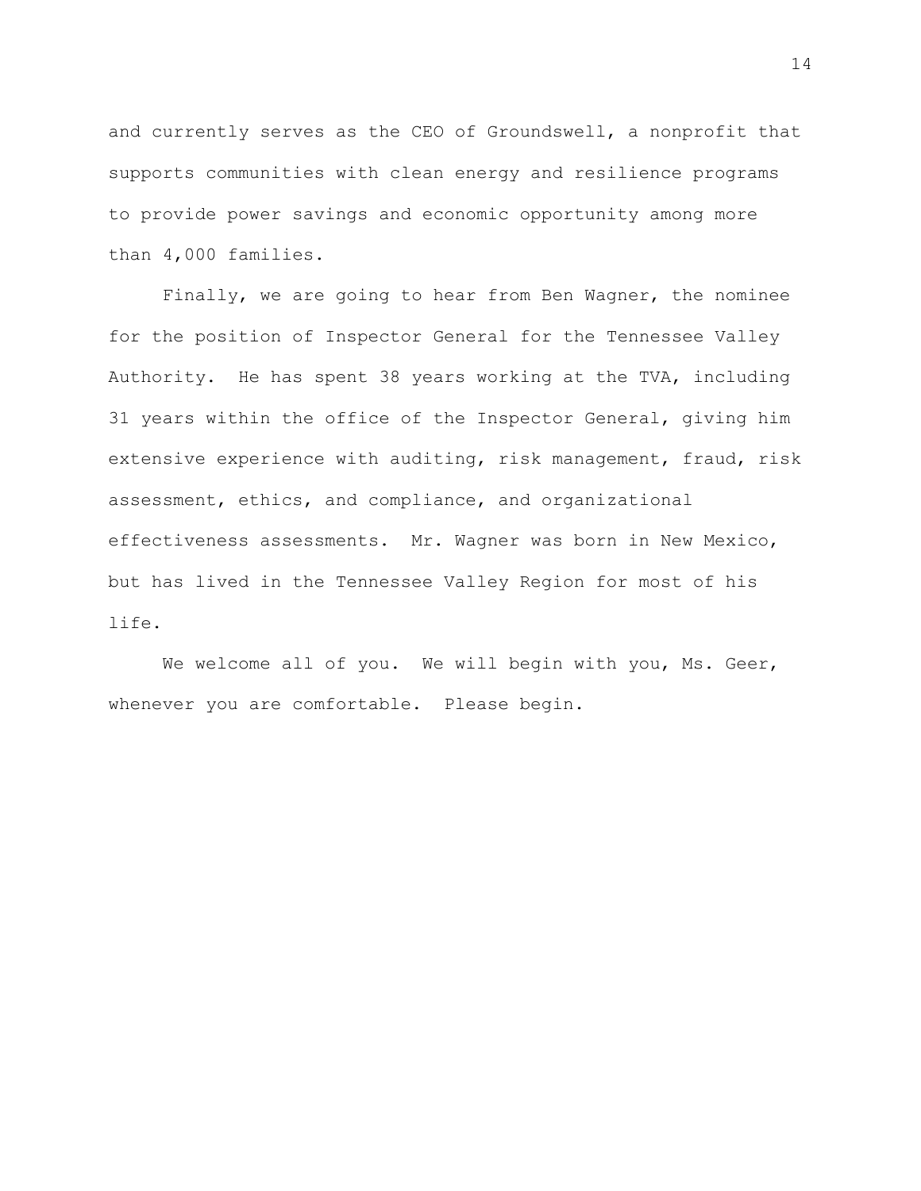and currently serves as the CEO of Groundswell, a nonprofit that supports communities with clean energy and resilience programs to provide power savings and economic opportunity among more than 4,000 families.

Finally, we are going to hear from Ben Wagner, the nominee for the position of Inspector General for the Tennessee Valley Authority. He has spent 38 years working at the TVA, including 31 years within the office of the Inspector General, giving him extensive experience with auditing, risk management, fraud, risk assessment, ethics, and compliance, and organizational effectiveness assessments. Mr. Wagner was born in New Mexico, but has lived in the Tennessee Valley Region for most of his life.

We welcome all of you. We will begin with you, Ms. Geer, whenever you are comfortable. Please begin.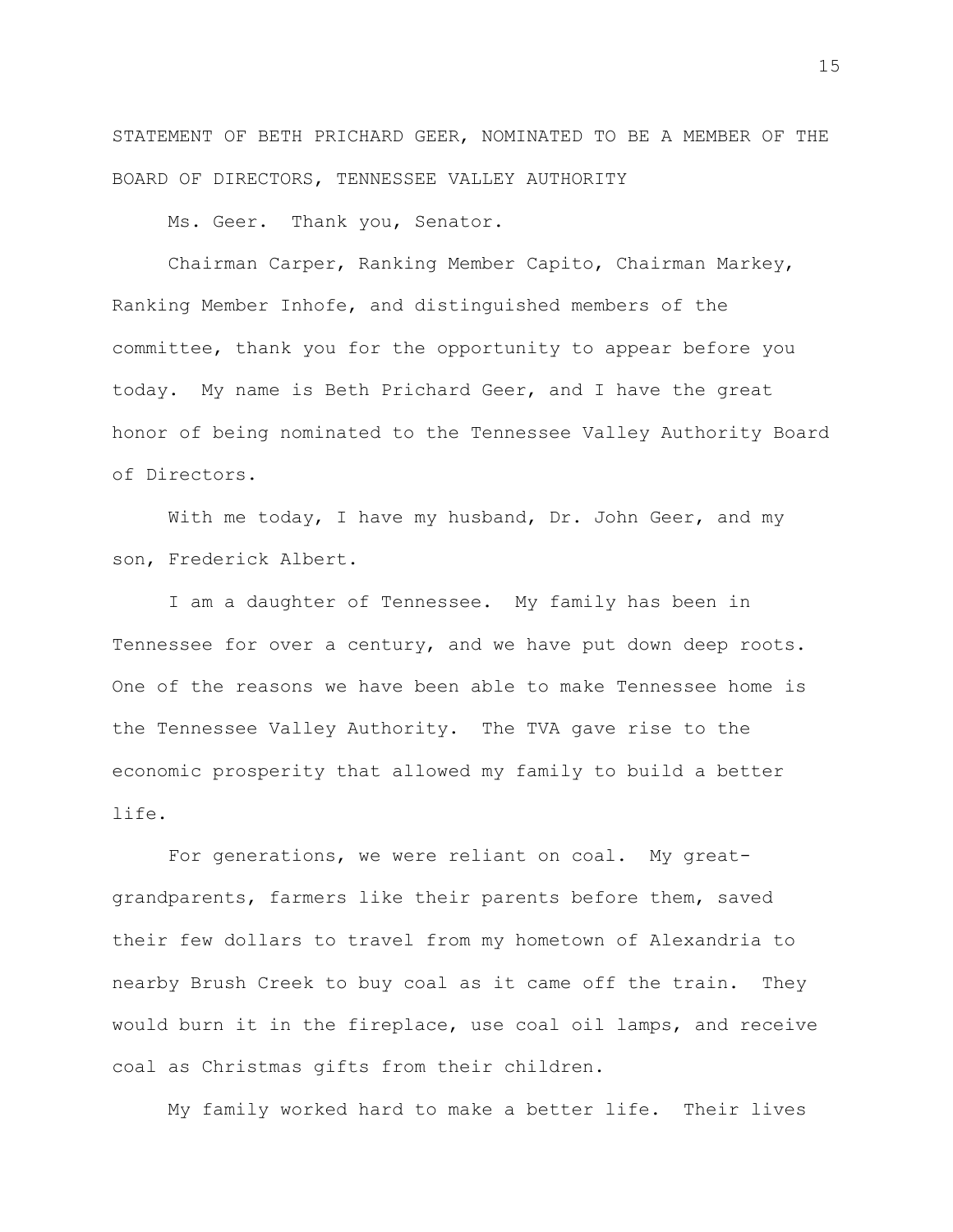STATEMENT OF BETH PRICHARD GEER, NOMINATED TO BE A MEMBER OF THE BOARD OF DIRECTORS, TENNESSEE VALLEY AUTHORITY

Ms. Geer. Thank you, Senator.

Chairman Carper, Ranking Member Capito, Chairman Markey, Ranking Member Inhofe, and distinguished members of the committee, thank you for the opportunity to appear before you today. My name is Beth Prichard Geer, and I have the great honor of being nominated to the Tennessee Valley Authority Board of Directors.

With me today, I have my husband, Dr. John Geer, and my son, Frederick Albert.

I am a daughter of Tennessee. My family has been in Tennessee for over a century, and we have put down deep roots. One of the reasons we have been able to make Tennessee home is the Tennessee Valley Authority. The TVA gave rise to the economic prosperity that allowed my family to build a better life.

For generations, we were reliant on coal. My great-grandparents, farmers like their parents before them, saved their few dollars to travel from my hometown of Alexandria to nearby Brush Creek to buy coal as it came off the train. They would burn it in the fireplace, use coal oil lamps, and receive coal as Christmas gifts from their children.

My family worked hard to make a better life. Their lives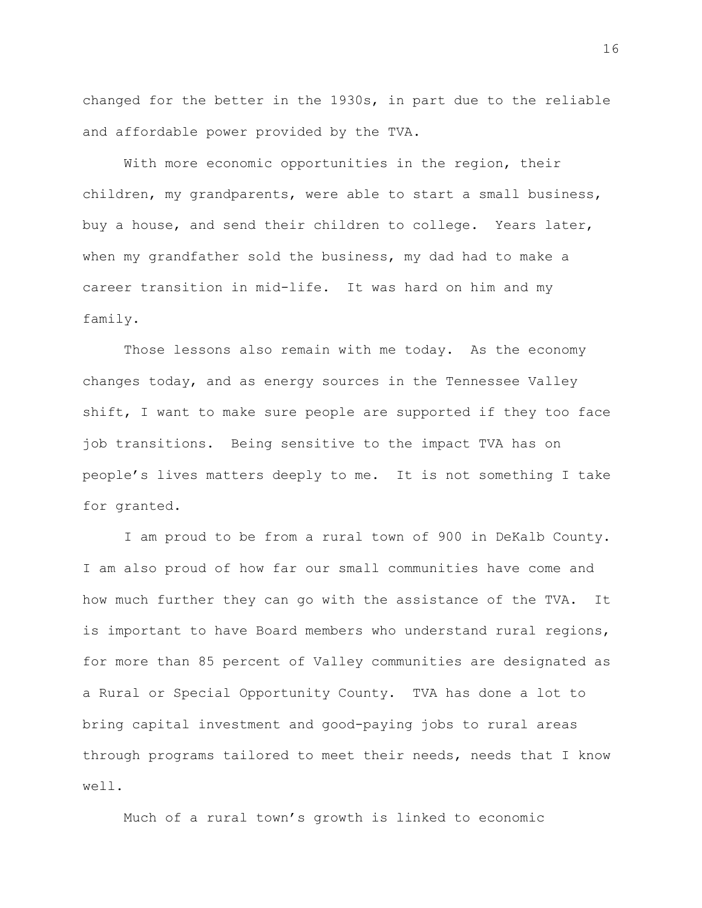changed for the better in the 1930s, in part due to the reliable and affordable power provided by the TVA.

With more economic opportunities in the region, their children, my grandparents, were able to start a small business, buy a house, and send their children to college. Years later, when my grandfather sold the business, my dad had to make a career transition in mid-life. It was hard on him and my family.

Those lessons also remain with me today. As the economy changes today, and as energy sources in the Tennessee Valley shift, I want to make sure people are supported if they too face job transitions. Being sensitive to the impact TVA has on people's lives matters deeply to me. It is not something I take for granted.

I am proud to be from a rural town of 900 in DeKalb County. I am also proud of how far our small communities have come and how much further they can go with the assistance of the TVA. It is important to have Board members who understand rural regions, for more than 85 percent of Valley communities are designated as a Rural or Special Opportunity County. TVA has done a lot to bring capital investment and good-paying jobs to rural areas through programs tailored to meet their needs, needs that I know well.

Much of a rural town's growth is linked to economic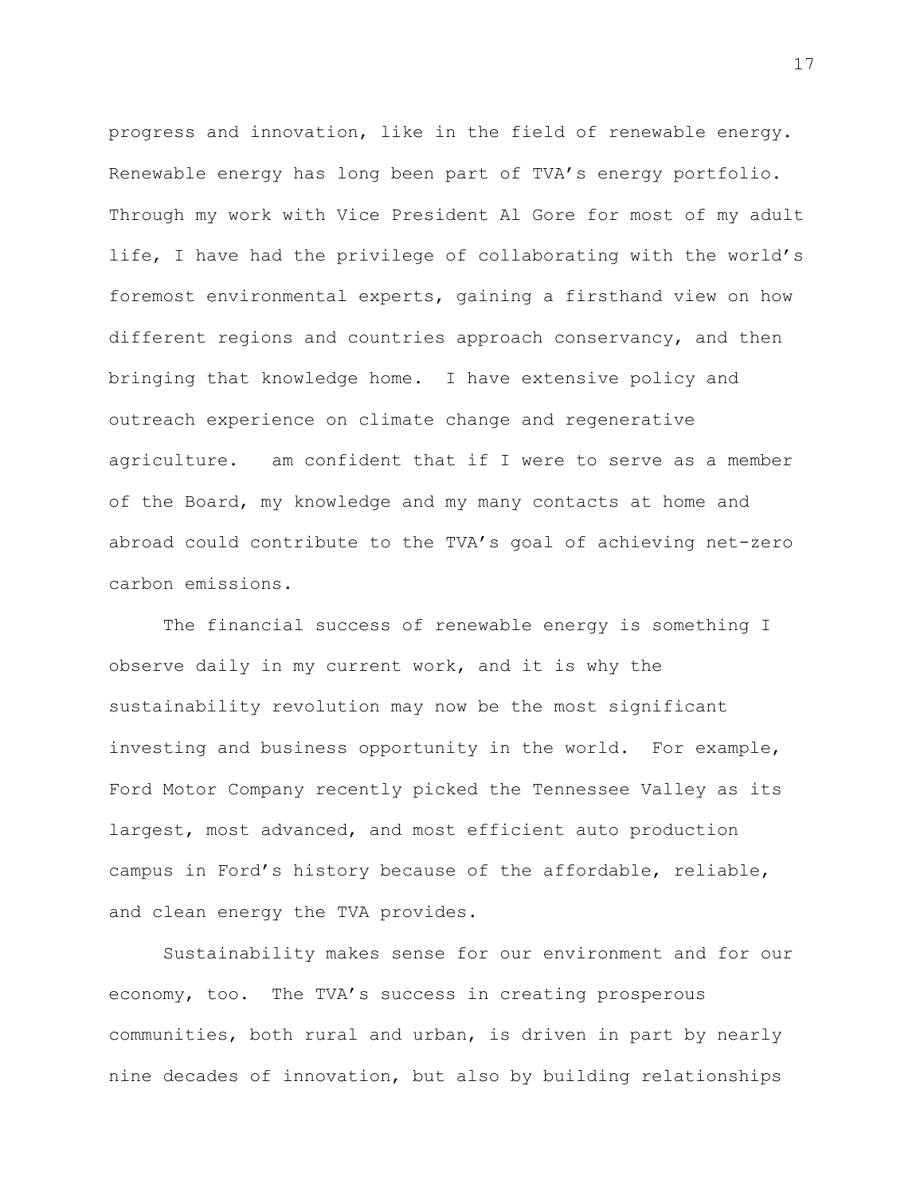progress and innovation, like in the field of renewable energy. Renewable energy has long been part of TVA's energy portfolio. Through my work with Vice President Al Gore for most of my adult life, I have had the privilege of collaborating with the world's foremost environmental experts, gaining a firsthand view on how different regions and countries approach conservancy, and then bringing that knowledge home. I have extensive policy and outreach experience on climate change and regenerative agriculture. am confident that if I were to serve as a member of the Board, my knowledge and my many contacts at home and abroad could contribute to the TVA's goal of achieving net-zero carbon emissions.

The financial success of renewable energy is something I observe daily in my current work, and it is why the sustainability revolution may now be the most significant investing and business opportunity in the world. For example, Ford Motor Company recently picked the Tennessee Valley as its largest, most advanced, and most efficient auto production campus in Ford's history because of the affordable, reliable, and clean energy the TVA provides.

Sustainability makes sense for our environment and for our economy, too. The TVA's success in creating prosperous communities, both rural and urban, is driven in part by nearly nine decades of innovation, but also by building relationships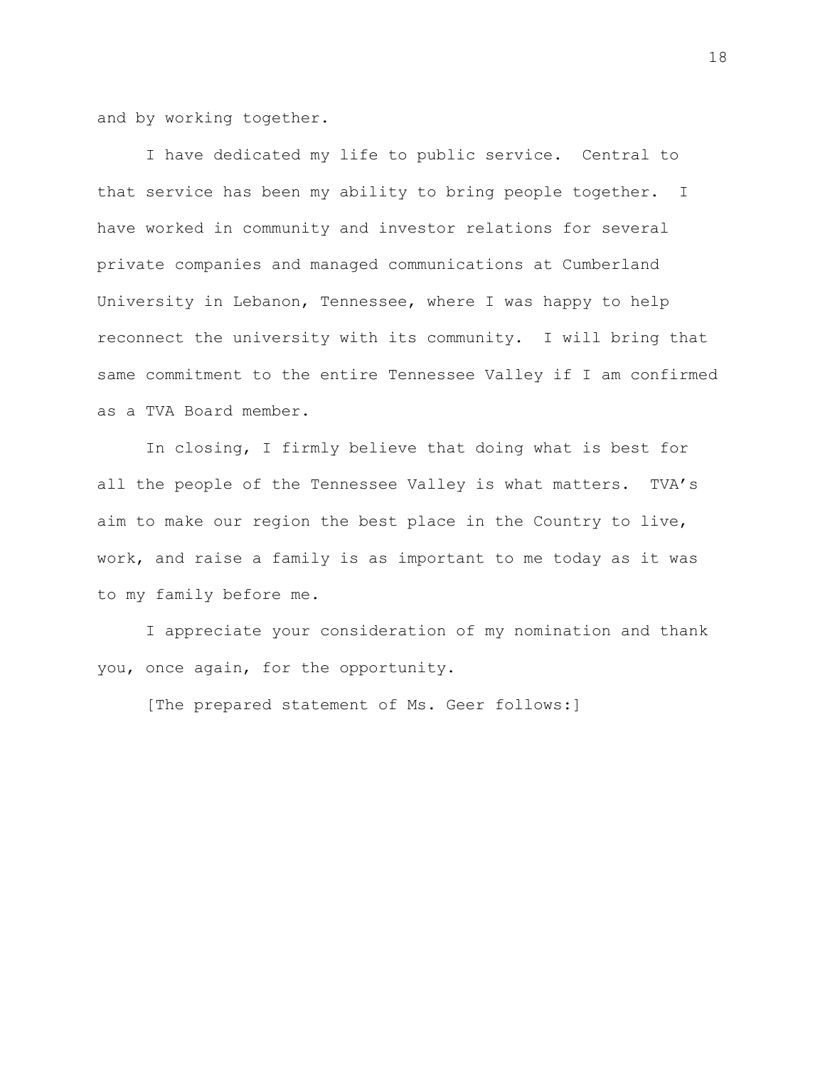and by working together.

I have dedicated my life to public service. Central to that service has been my ability to bring people together. I have worked in community and investor relations for several private companies and managed communications at Cumberland University in Lebanon, Tennessee, where I was happy to help reconnect the university with its community. I will bring that same commitment to the entire Tennessee Valley if I am confirmed as a TVA Board member.

In closing, I firmly believe that doing what is best for all the people of the Tennessee Valley is what matters. TVA's aim to make our region the best place in the Country to live, work, and raise a family is as important to me today as it was to my family before me.

I appreciate your consideration of my nomination and thank you, once again, for the opportunity.

[The prepared statement of Ms. Geer follows:]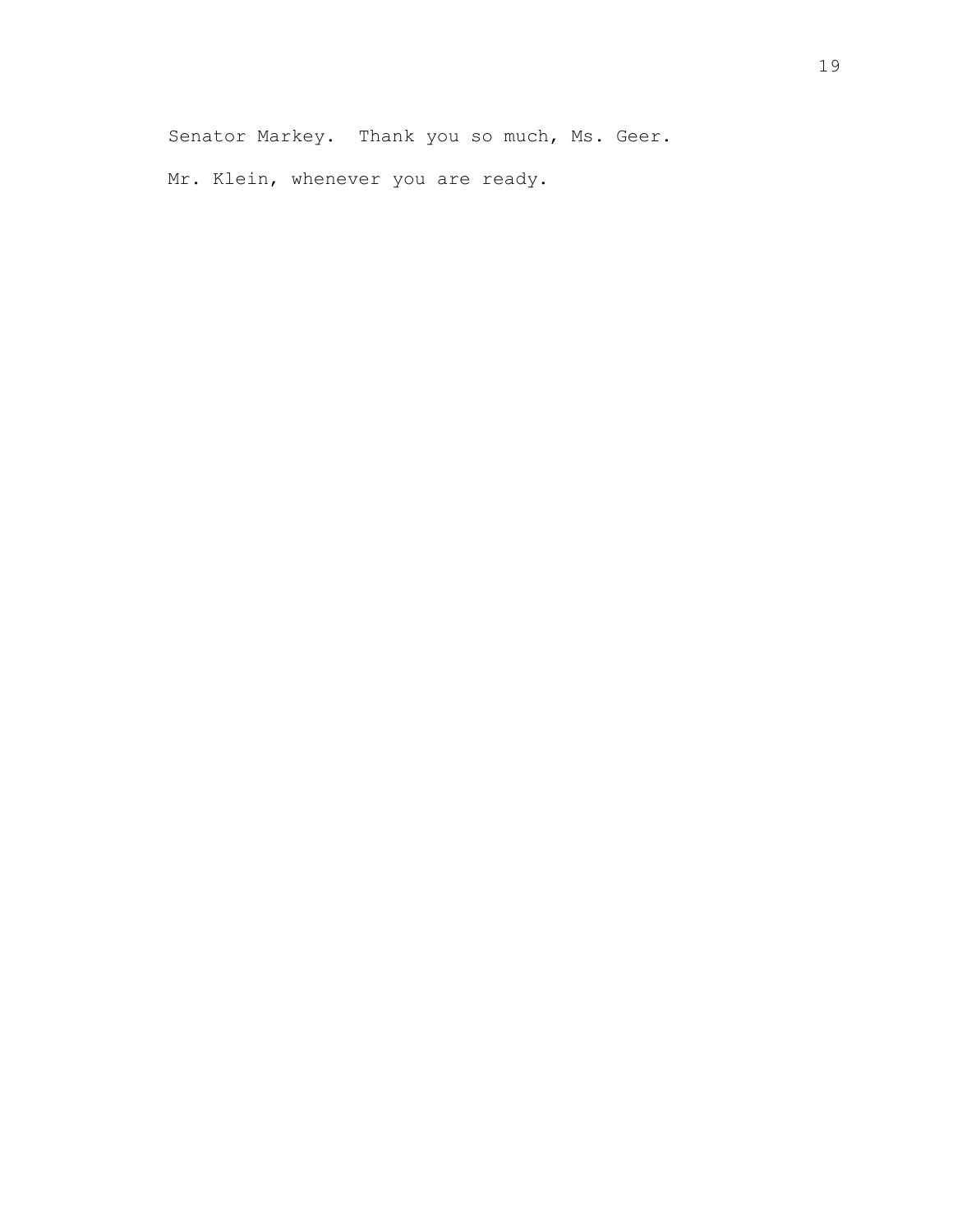Senator Markey. Thank you so much, Ms. Geer.

Mr. Klein, whenever you are ready.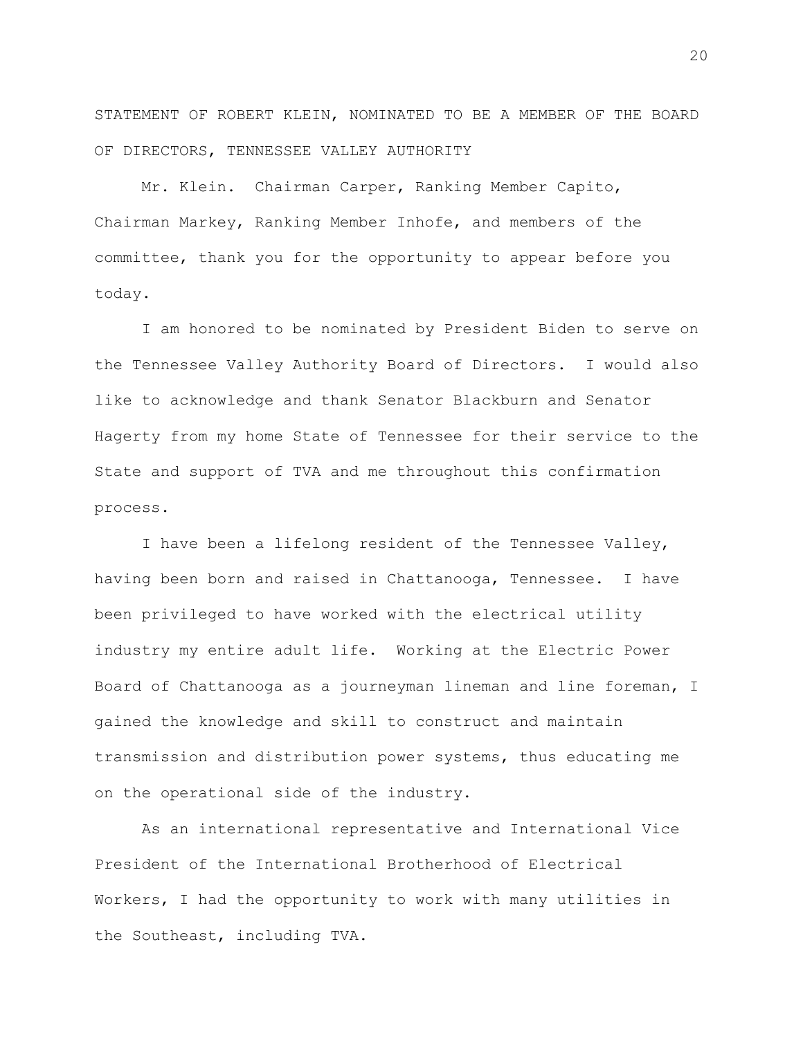STATEMENT OF ROBERT KLEIN, NOMINATED TO BE A MEMBER OF THE BOARD OF DIRECTORS, TENNESSEE VALLEY AUTHORITY

Mr. Klein. Chairman Carper, Ranking Member Capito, Chairman Markey, Ranking Member Inhofe, and members of the committee, thank you for the opportunity to appear before you today.

I am honored to be nominated by President Biden to serve on the Tennessee Valley Authority Board of Directors. I would also like to acknowledge and thank Senator Blackburn and Senator Hagerty from my home State of Tennessee for their service to the State and support of TVA and me throughout this confirmation process.

I have been a lifelong resident of the Tennessee Valley, having been born and raised in Chattanooga, Tennessee. I have been privileged to have worked with the electrical utility industry my entire adult life. Working at the Electric Power Board of Chattanooga as a journeyman lineman and line foreman, I gained the knowledge and skill to construct and maintain transmission and distribution power systems, thus educating me on the operational side of the industry.

As an international representative and International Vice President of the International Brotherhood of Electrical Workers, I had the opportunity to work with many utilities in the Southeast, including TVA.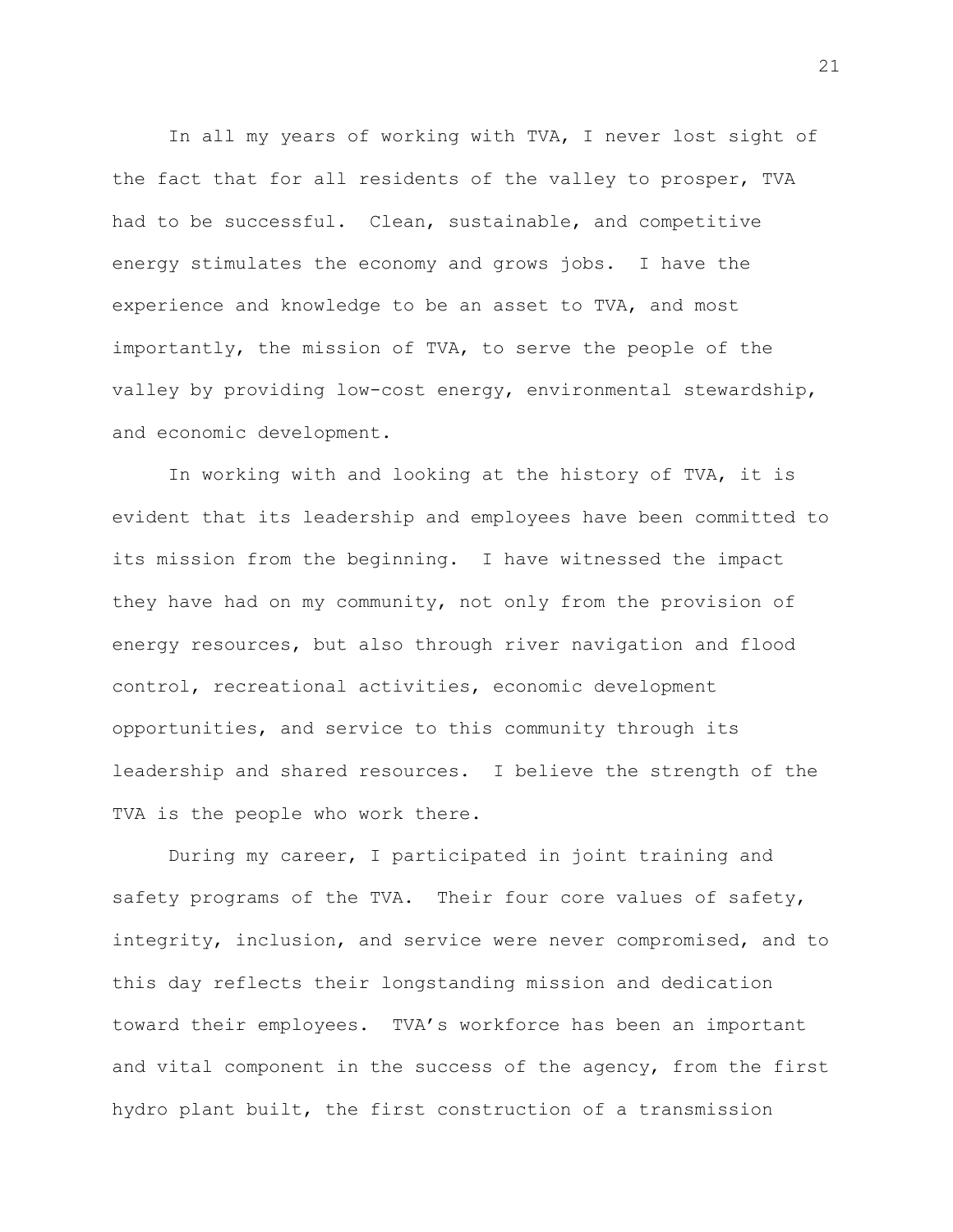In all my years of working with TVA, I never lost sight of the fact that for all residents of the valley to prosper, TVA had to be successful. Clean, sustainable, and competitive energy stimulates the economy and grows jobs. I have the experience and knowledge to be an asset to TVA, and most importantly, the mission of TVA, to serve the people of the valley by providing low-cost energy, environmental stewardship, and economic development.

In working with and looking at the history of TVA, it is evident that its leadership and employees have been committed to its mission from the beginning. I have witnessed the impact they have had on my community, not only from the provision of energy resources, but also through river navigation and flood control, recreational activities, economic development opportunities, and service to this community through its leadership and shared resources. I believe the strength of the TVA is the people who work there.

During my career, I participated in joint training and safety programs of the TVA. Their four core values of safety, integrity, inclusion, and service were never compromised, and to this day reflects their longstanding mission and dedication toward their employees. TVA's workforce has been an important and vital component in the success of the agency, from the first hydro plant built, the first construction of a transmission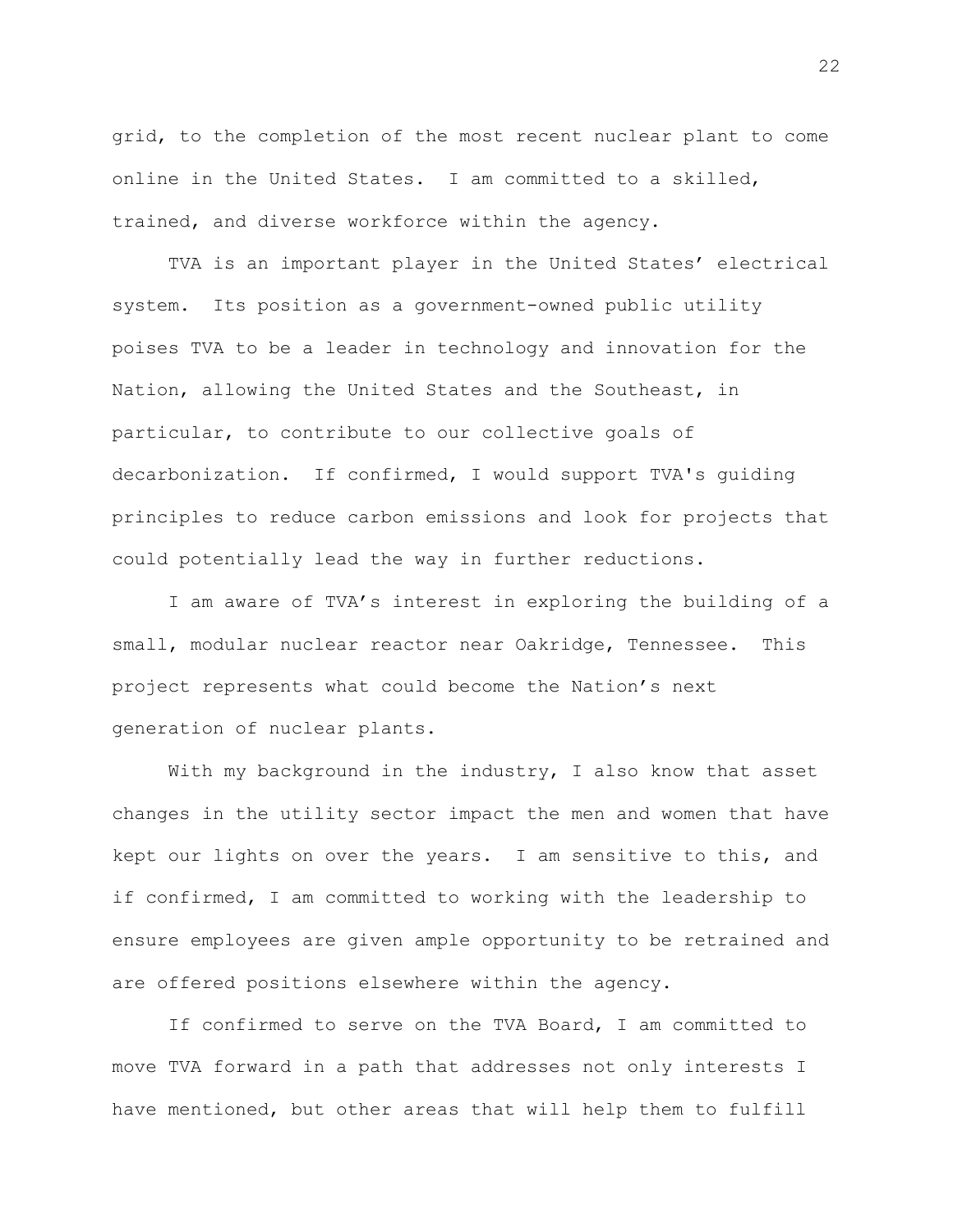grid, to the completion of the most recent nuclear plant to come online in the United States. I am committed to a skilled, trained, and diverse workforce within the agency.

TVA is an important player in the United States' electrical system. Its position as a government-owned public utility poises TVA to be a leader in technology and innovation for the Nation, allowing the United States and the Southeast, in particular, to contribute to our collective goals of decarbonization. If confirmed, I would support TVA's guiding principles to reduce carbon emissions and look for projects that could potentially lead the way in further reductions.

I am aware of TVA's interest in exploring the building of a small, modular nuclear reactor near Oakridge, Tennessee. This project represents what could become the Nation's next generation of nuclear plants.

With my background in the industry, I also know that asset changes in the utility sector impact the men and women that have kept our lights on over the years. I am sensitive to this, and if confirmed, I am committed to working with the leadership to ensure employees are given ample opportunity to be retrained and are offered positions elsewhere within the agency.

If confirmed to serve on the TVA Board, I am committed to move TVA forward in a path that addresses not only interests I have mentioned, but other areas that will help them to fulfill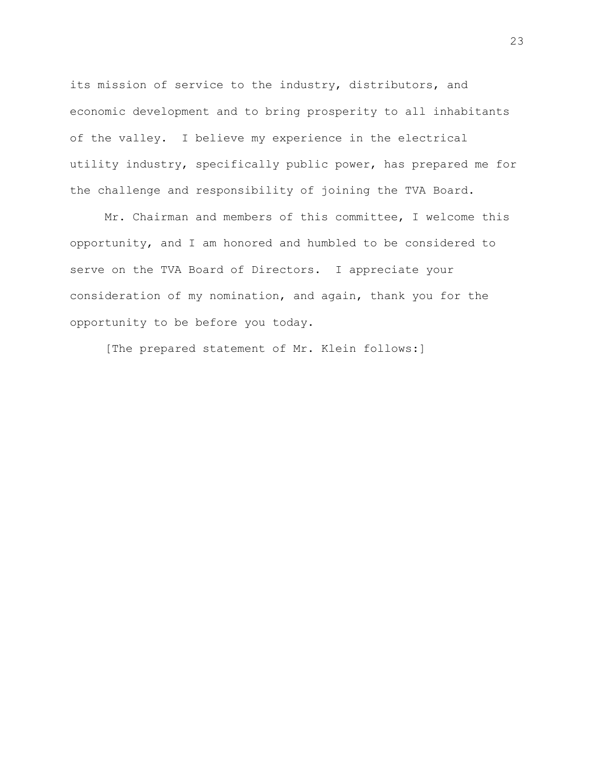its mission of service to the industry, distributors, and economic development and to bring prosperity to all inhabitants of the valley. I believe my experience in the electrical utility industry, specifically public power, has prepared me for the challenge and responsibility of joining the TVA Board.

Mr. Chairman and members of this committee, I welcome this opportunity, and I am honored and humbled to be considered to serve on the TVA Board of Directors. I appreciate your consideration of my nomination, and again, thank you for the opportunity to be before you today.

[The prepared statement of Mr. Klein follows:]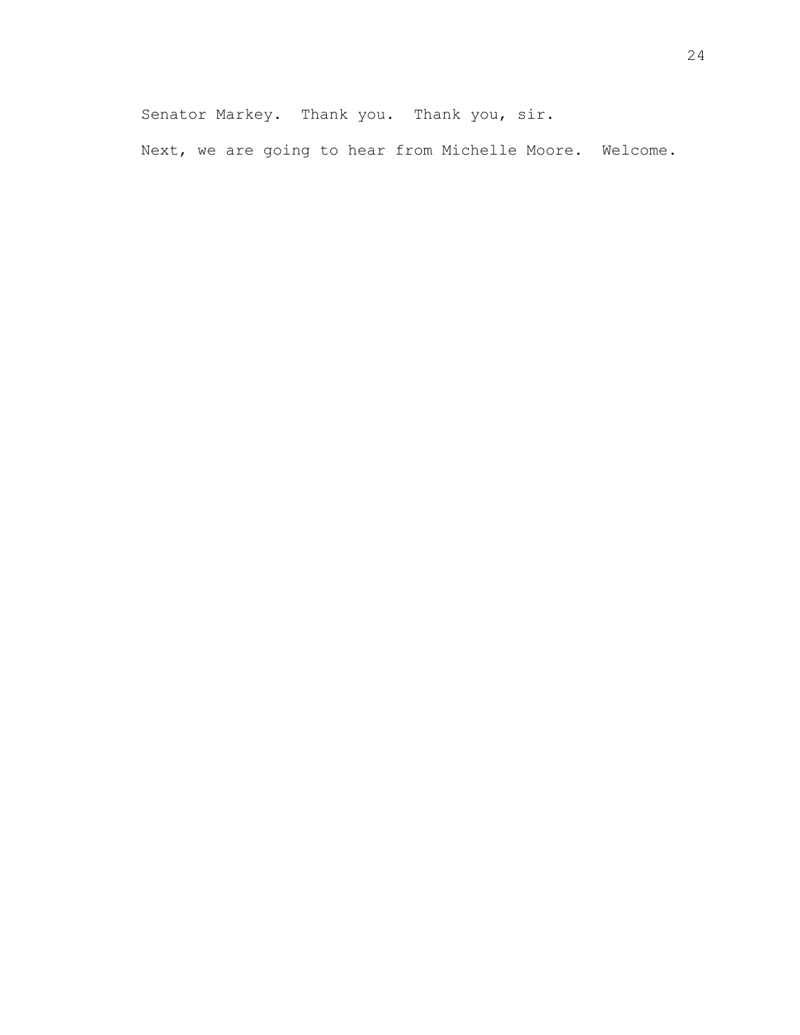Senator Markey. Thank you. Thank you, sir.

Next, we are going to hear from Michelle Moore. Welcome.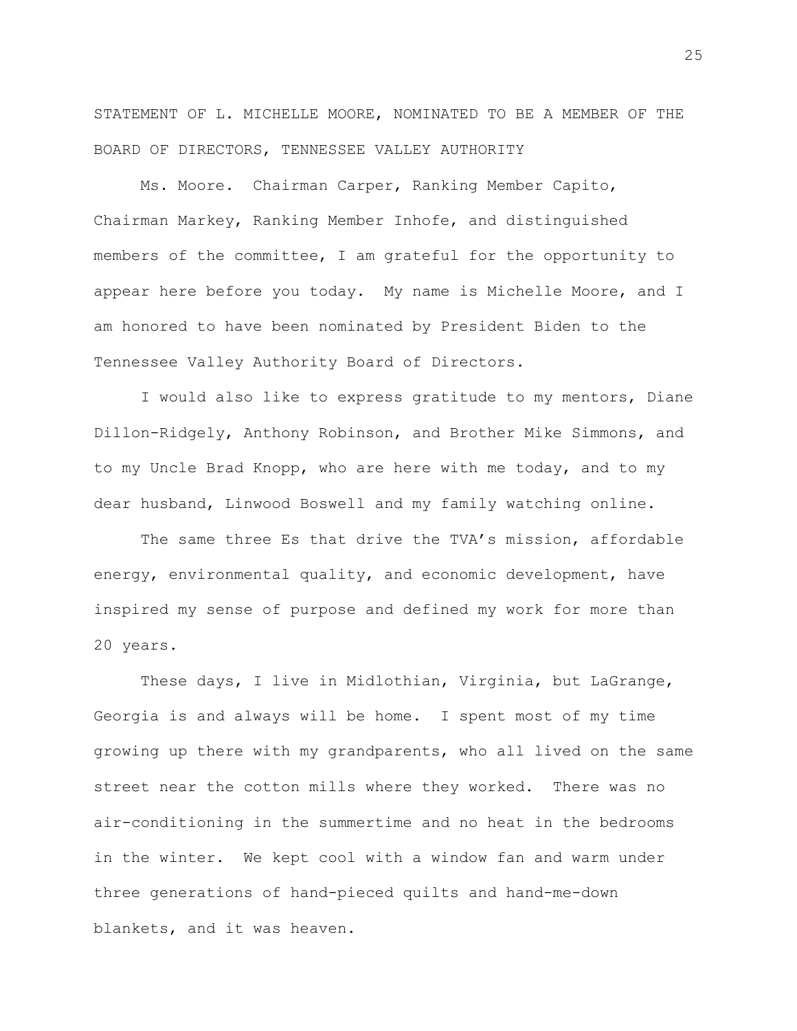STATEMENT OF L. MICHELLE MOORE, NOMINATED TO BE A MEMBER OF THE BOARD OF DIRECTORS, TENNESSEE VALLEY AUTHORITY

Ms. Moore. Chairman Carper, Ranking Member Capito, Chairman Markey, Ranking Member Inhofe, and distinguished members of the committee, I am grateful for the opportunity to appear here before you today. My name is Michelle Moore, and I am honored to have been nominated by President Biden to the Tennessee Valley Authority Board of Directors.

I would also like to express gratitude to my mentors, Diane Dillon-Ridgely, Anthony Robinson, and Brother Mike Simmons, and to my Uncle Brad Knopp, who are here with me today, and to my dear husband, Linwood Boswell and my family watching online.

The same three Es that drive the TVA's mission, affordable energy, environmental quality, and economic development, have inspired my sense of purpose and defined my work for more than 20 years.

These days, I live in Midlothian, Virginia, but LaGrange, Georgia is and always will be home. I spent most of my time growing up there with my grandparents, who all lived on the same street near the cotton mills where they worked. There was no air-conditioning in the summertime and no heat in the bedrooms in the winter. We kept cool with a window fan and warm under three generations of hand-pieced quilts and hand-me-down blankets, and it was heaven.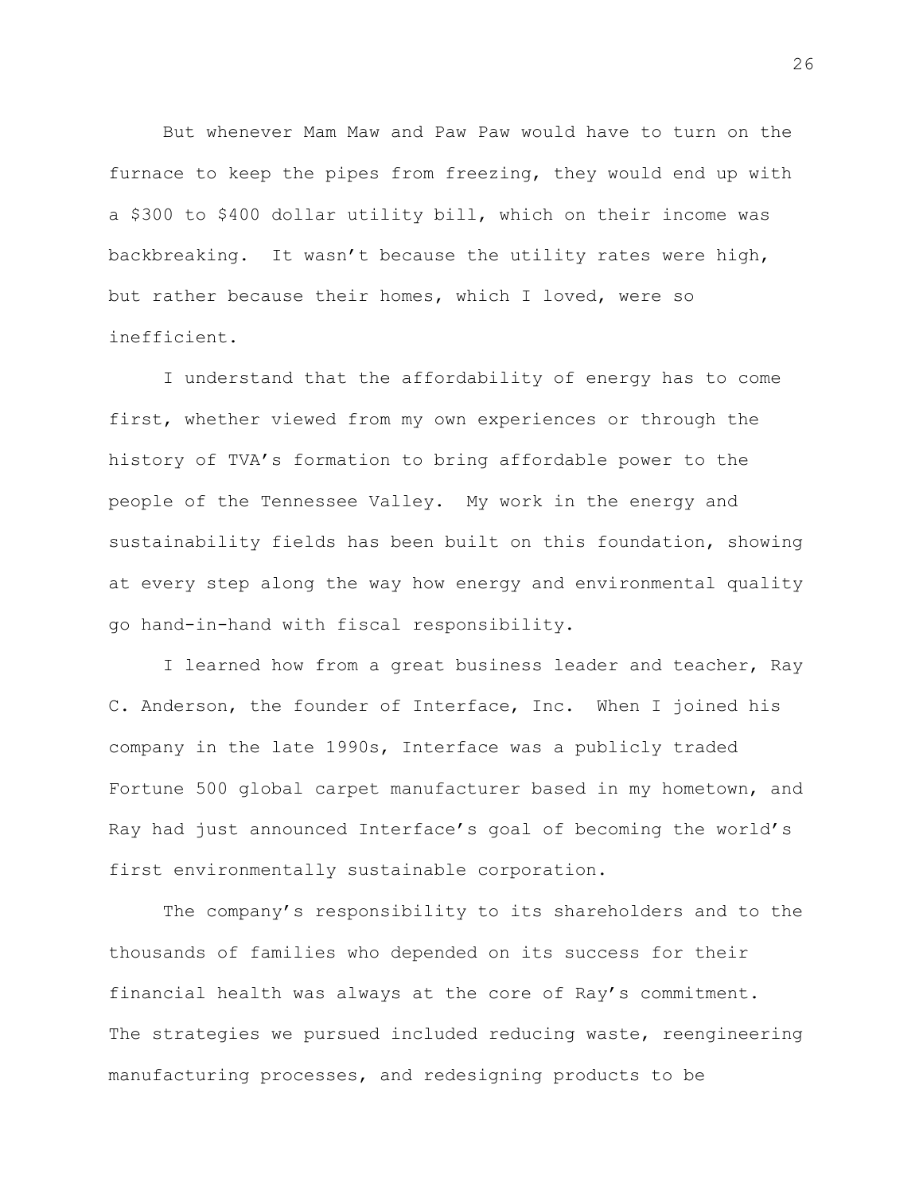But whenever Mam Maw and Paw Paw would have to turn on the furnace to keep the pipes from freezing, they would end up with a $300 to $400 dollar utility bill, which on their income was backbreaking. It wasn't because the utility rates were high, but rather because their homes, which I loved, were so inefficient.

I understand that the affordability of energy has to come first, whether viewed from my own experiences or through the history of TVA's formation to bring affordable power to the people of the Tennessee Valley. My work in the energy and sustainability fields has been built on this foundation, showing at every step along the way how energy and environmental quality go hand-in-hand with fiscal responsibility.

I learned how from a great business leader and teacher, Ray C. Anderson, the founder of Interface, Inc. When I joined his company in the late 1990s, Interface was a publicly traded Fortune 500 global carpet manufacturer based in my hometown, and Ray had just announced Interface's goal of becoming the world's first environmentally sustainable corporation.

The company's responsibility to its shareholders and to the thousands of families who depended on its success for their financial health was always at the core of Ray's commitment. The strategies we pursued included reducing waste, reengineering manufacturing processes, and redesigning products to be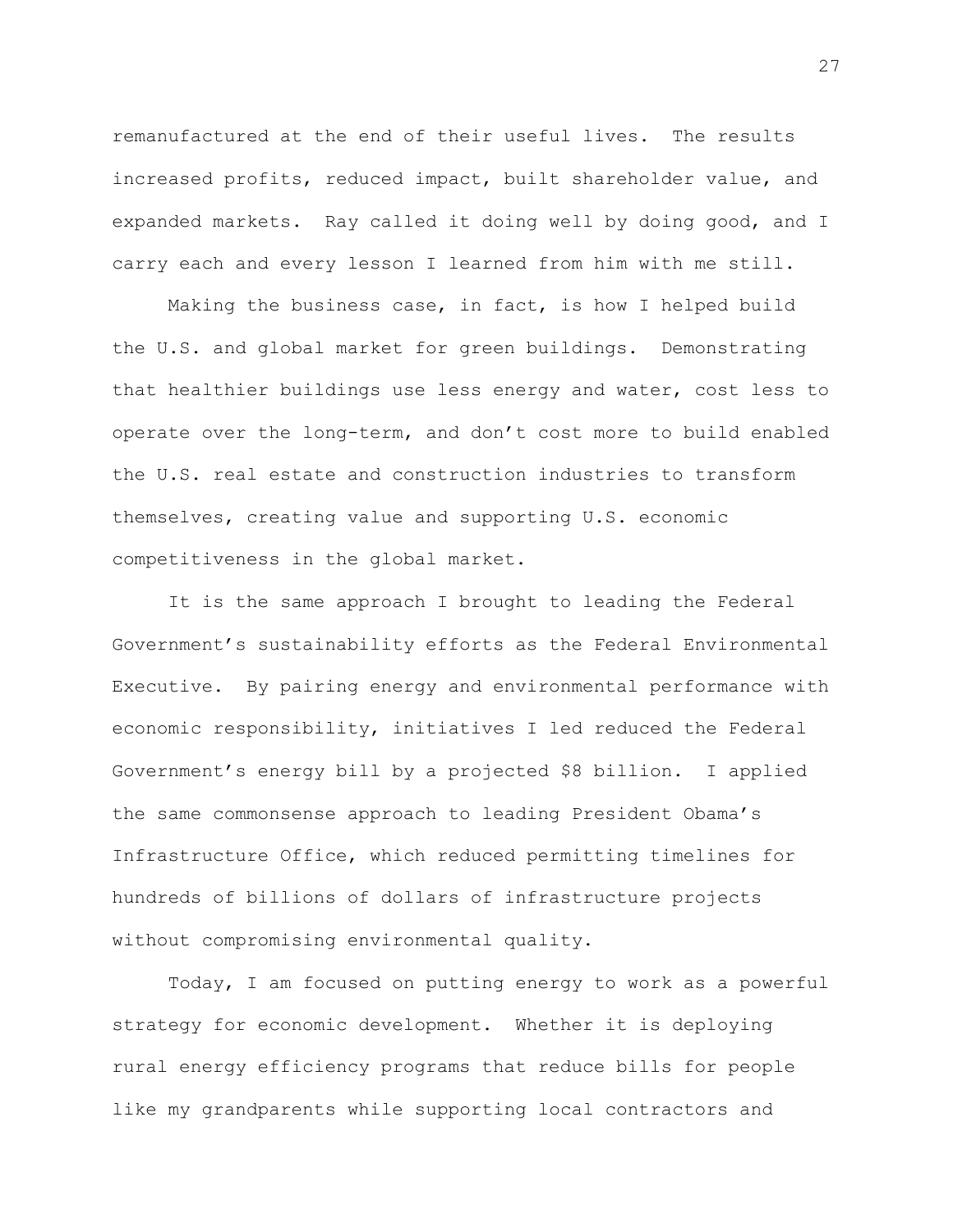remanufactured at the end of their useful lives. The results increased profits, reduced impact, built shareholder value, and expanded markets. Ray called it doing well by doing good, and I carry each and every lesson I learned from him with me still.

Making the business case, in fact, is how I helped build the U.S. and global market for green buildings. Demonstrating that healthier buildings use less energy and water, cost less to operate over the long-term, and don't cost more to build enabled the U.S. real estate and construction industries to transform themselves, creating value and supporting U.S. economic competitiveness in the global market.

It is the same approach I brought to leading the Federal Government's sustainability efforts as the Federal Environmental Executive. By pairing energy and environmental performance with economic responsibility, initiatives I led reduced the Federal Government's energy bill by a projected $8 billion. I applied the same commonsense approach to leading President Obama's Infrastructure Office, which reduced permitting timelines for hundreds of billions of dollars of infrastructure projects without compromising environmental quality.

Today, I am focused on putting energy to work as a powerful strategy for economic development. Whether it is deploying rural energy efficiency programs that reduce bills for people like my grandparents while supporting local contractors and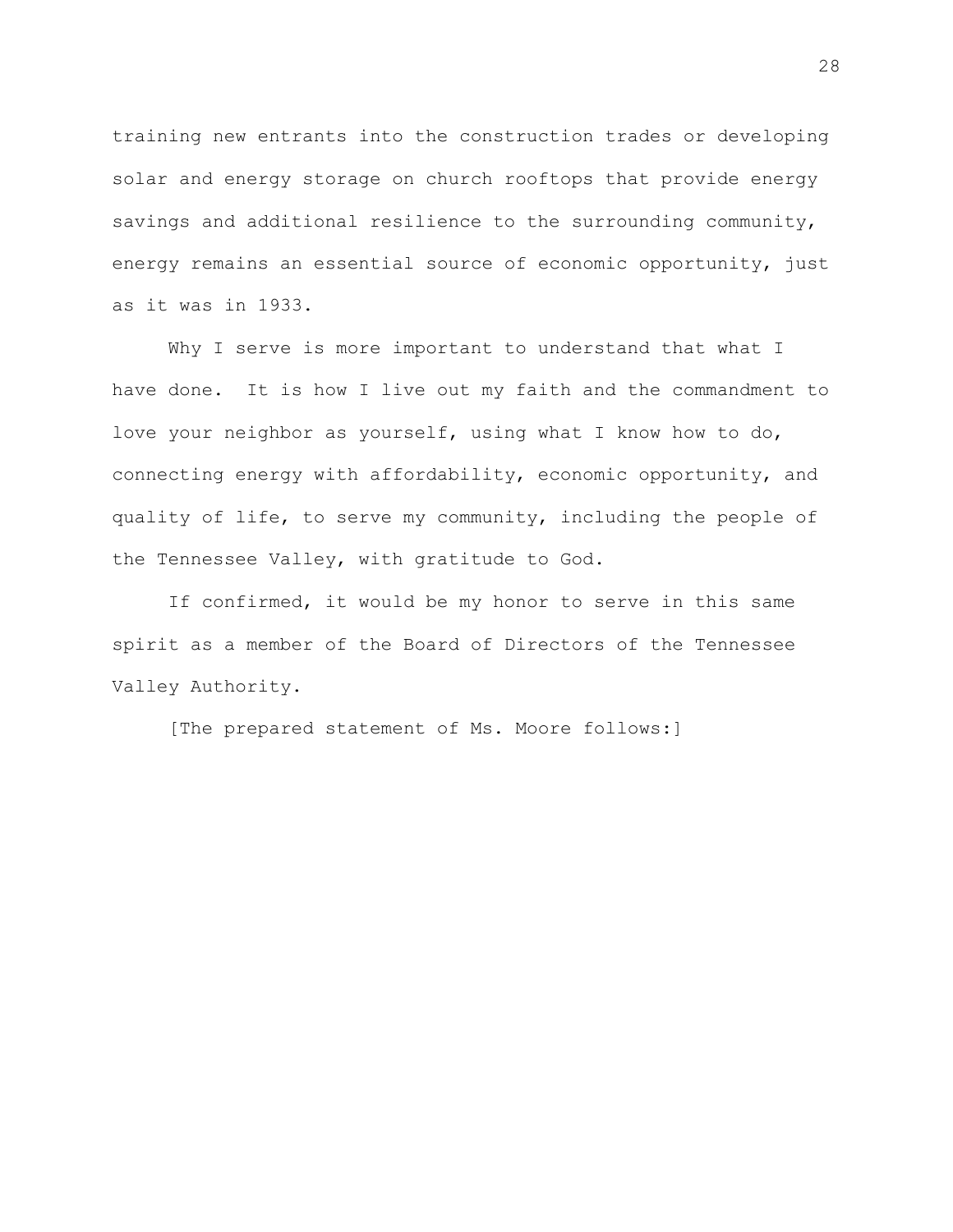training new entrants into the construction trades or developing solar and energy storage on church rooftops that provide energy savings and additional resilience to the surrounding community, energy remains an essential source of economic opportunity, just as it was in 1933.

Why I serve is more important to understand that what I have done. It is how I live out my faith and the commandment to love your neighbor as yourself, using what I know how to do, connecting energy with affordability, economic opportunity, and quality of life, to serve my community, including the people of the Tennessee Valley, with gratitude to God.

If confirmed, it would be my honor to serve in this same spirit as a member of the Board of Directors of the Tennessee Valley Authority.

[The prepared statement of Ms. Moore follows:]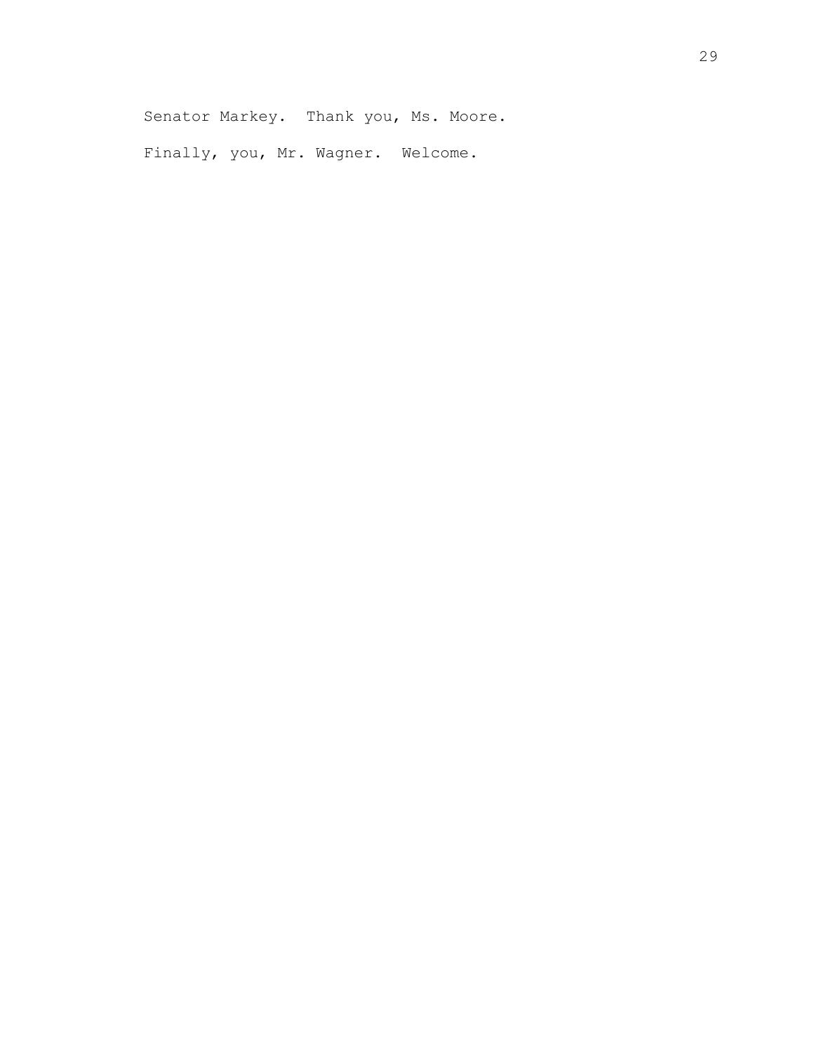Senator Markey. Thank you, Ms. Moore.

Finally, you, Mr. Wagner. Welcome.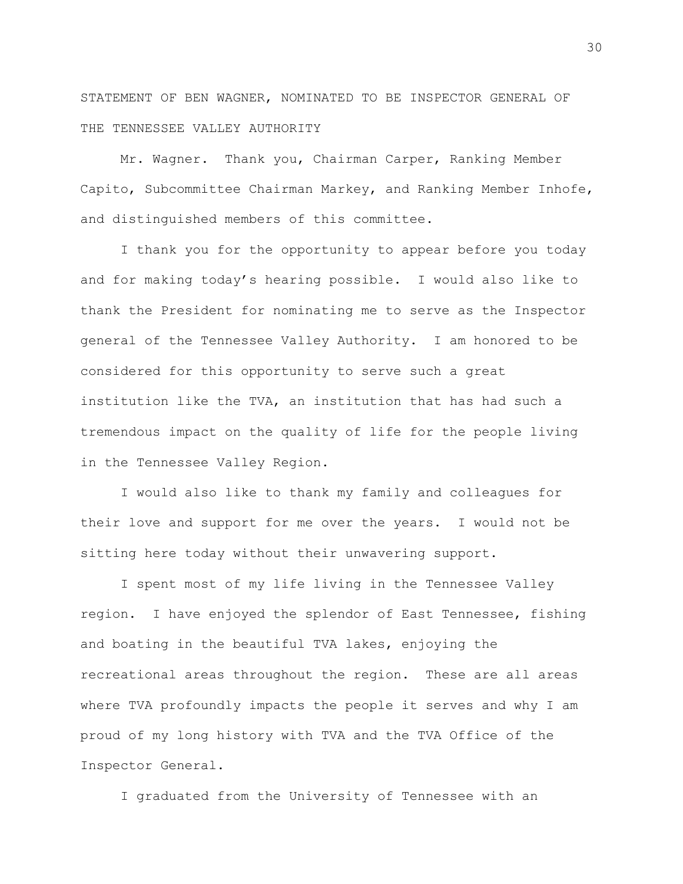STATEMENT OF BEN WAGNER, NOMINATED TO BE INSPECTOR GENERAL OF THE TENNESSEE VALLEY AUTHORITY

Mr. Wagner. Thank you, Chairman Carper, Ranking Member Capito, Subcommittee Chairman Markey, and Ranking Member Inhofe, and distinguished members of this committee.

I thank you for the opportunity to appear before you today and for making today's hearing possible. I would also like to thank the President for nominating me to serve as the Inspector general of the Tennessee Valley Authority. I am honored to be considered for this opportunity to serve such a great institution like the TVA, an institution that has had such a tremendous impact on the quality of life for the people living in the Tennessee Valley Region.

I would also like to thank my family and colleagues for their love and support for me over the years. I would not be sitting here today without their unwavering support.

I spent most of my life living in the Tennessee Valley region. I have enjoyed the splendor of East Tennessee, fishing and boating in the beautiful TVA lakes, enjoying the recreational areas throughout the region. These are all areas where TVA profoundly impacts the people it serves and why I am proud of my long history with TVA and the TVA Office of the Inspector General.

I graduated from the University of Tennessee with an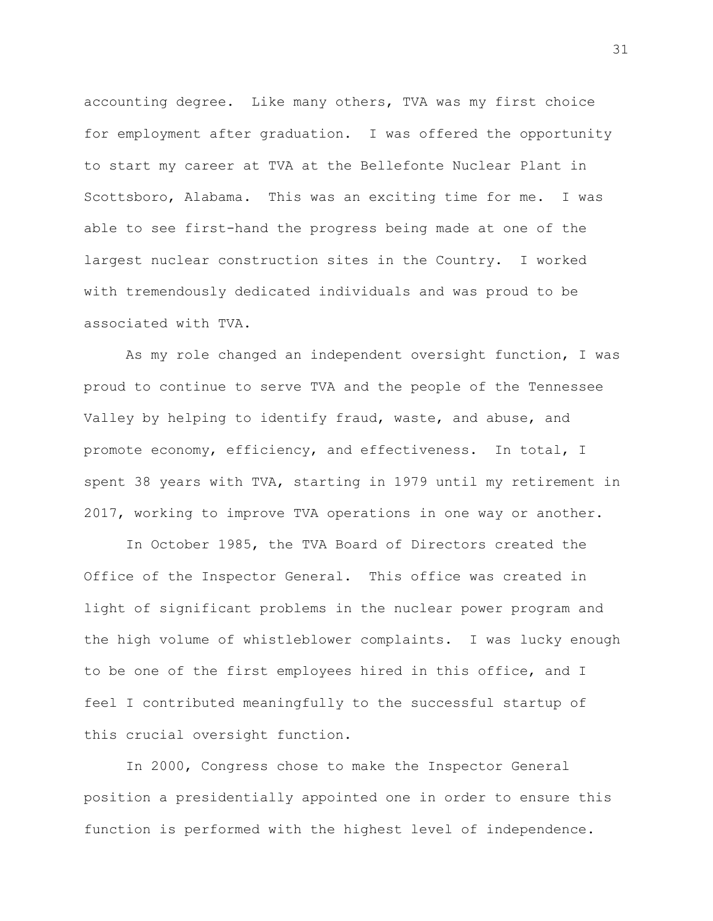accounting degree. Like many others, TVA was my first choice for employment after graduation. I was offered the opportunity to start my career at TVA at the Bellefonte Nuclear Plant in Scottsboro, Alabama. This was an exciting time for me. I was able to see first-hand the progress being made at one of the largest nuclear construction sites in the Country. I worked with tremendously dedicated individuals and was proud to be associated with TVA.

As my role changed an independent oversight function, I was proud to continue to serve TVA and the people of the Tennessee Valley by helping to identify fraud, waste, and abuse, and promote economy, efficiency, and effectiveness. In total, I spent 38 years with TVA, starting in 1979 until my retirement in 2017, working to improve TVA operations in one way or another.

In October 1985, the TVA Board of Directors created the Office of the Inspector General. This office was created in light of significant problems in the nuclear power program and the high volume of whistleblower complaints. I was lucky enough to be one of the first employees hired in this office, and I feel I contributed meaningfully to the successful startup of this crucial oversight function.

In 2000, Congress chose to make the Inspector General position a presidentially appointed one in order to ensure this function is performed with the highest level of independence.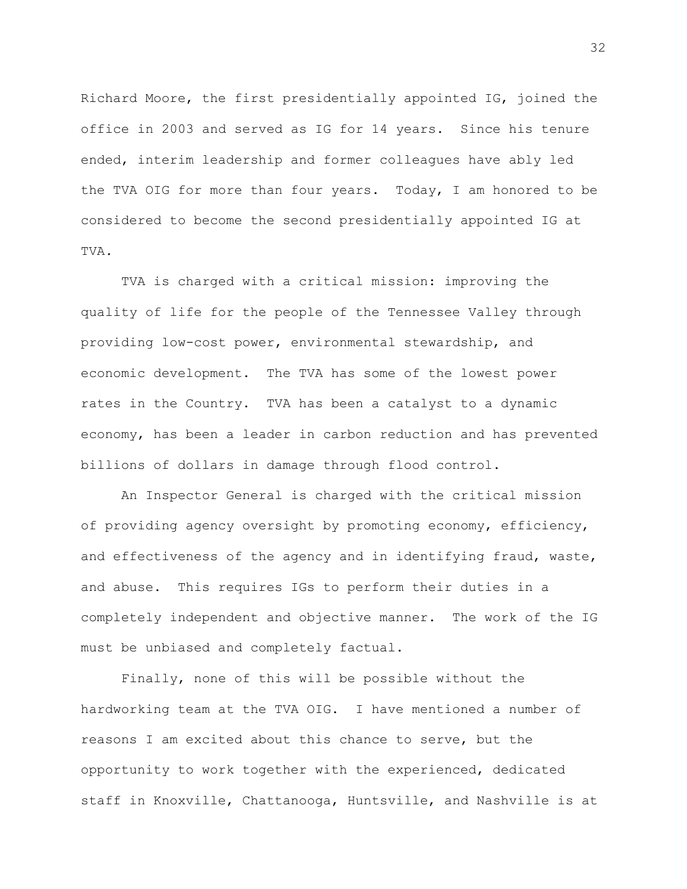Richard Moore, the first presidentially appointed IG, joined the office in 2003 and served as IG for 14 years. Since his tenure ended, interim leadership and former colleagues have ably led the TVA OIG for more than four years. Today, I am honored to be considered to become the second presidentially appointed IG at TVA.

TVA is charged with a critical mission: improving the quality of life for the people of the Tennessee Valley through providing low-cost power, environmental stewardship, and economic development. The TVA has some of the lowest power rates in the Country. TVA has been a catalyst to a dynamic economy, has been a leader in carbon reduction and has prevented billions of dollars in damage through flood control.

An Inspector General is charged with the critical mission of providing agency oversight by promoting economy, efficiency, and effectiveness of the agency and in identifying fraud, waste, and abuse. This requires IGs to perform their duties in a completely independent and objective manner. The work of the IG must be unbiased and completely factual.

Finally, none of this will be possible without the hardworking team at the TVA OIG. I have mentioned a number of reasons I am excited about this chance to serve, but the opportunity to work together with the experienced, dedicated staff in Knoxville, Chattanooga, Huntsville, and Nashville is at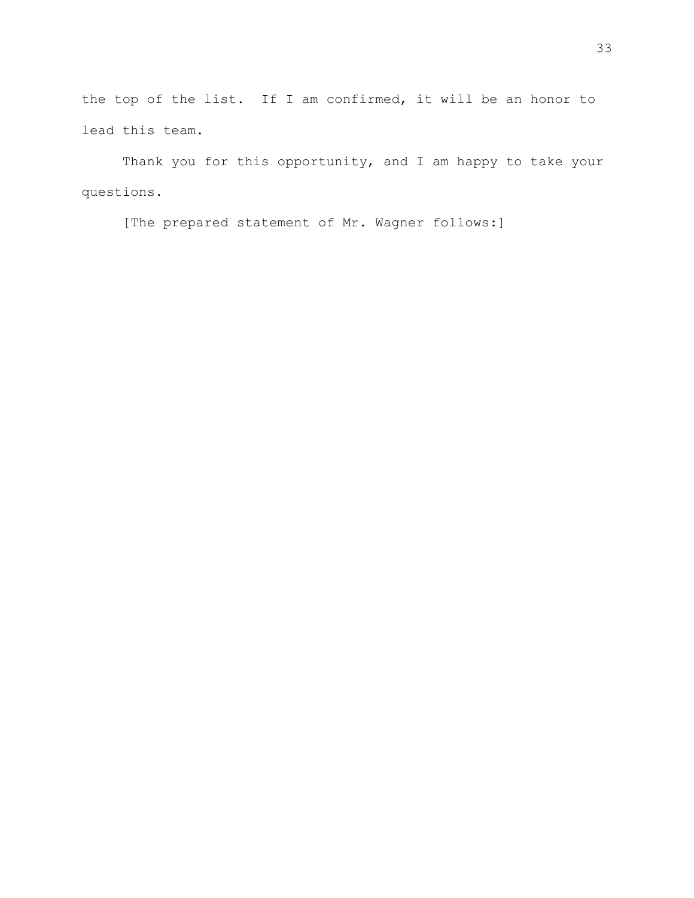the top of the list. If I am confirmed, it will be an honor to lead this team.

Thank you for this opportunity, and I am happy to take your questions.

[The prepared statement of Mr. Wagner follows:]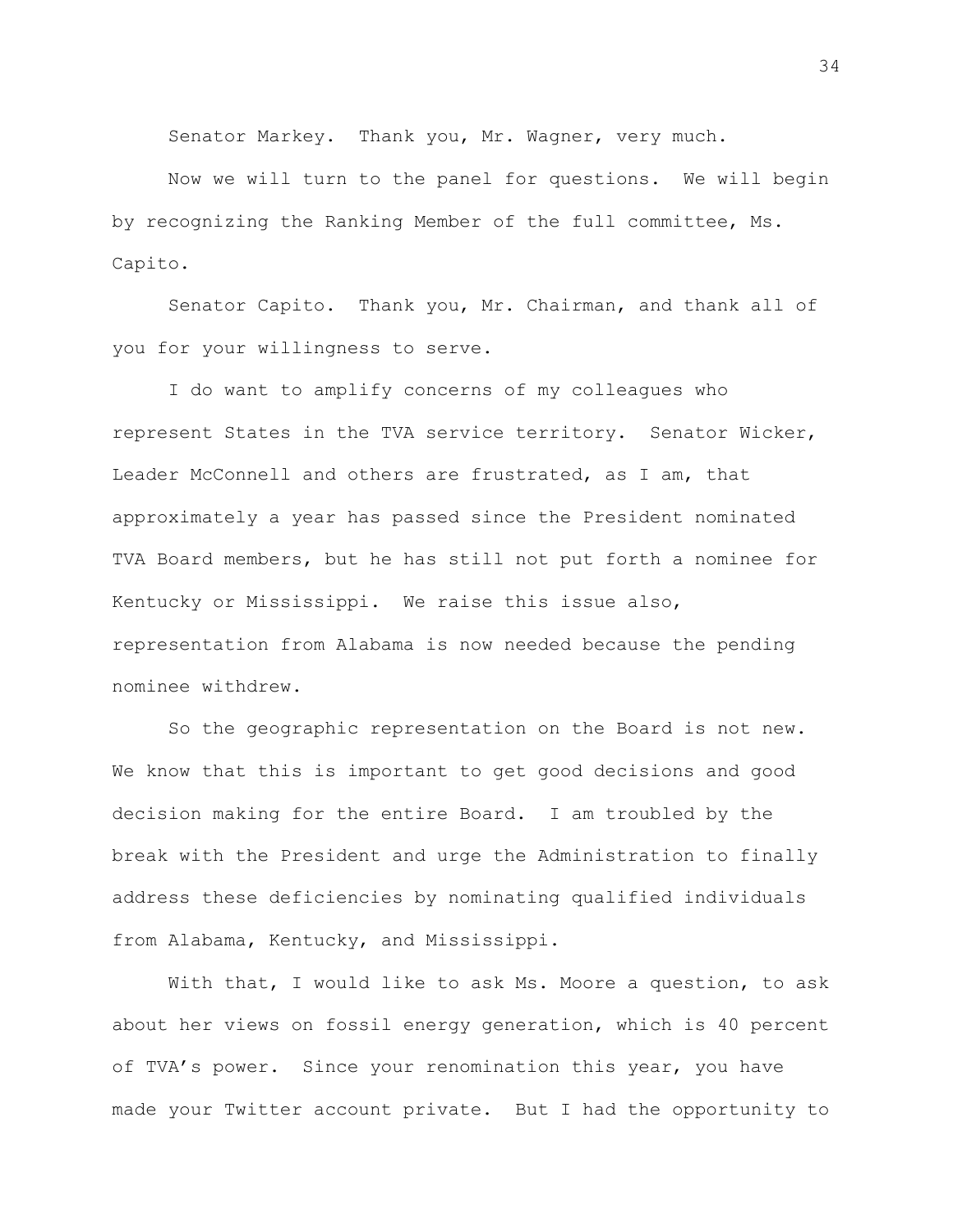Senator Markey. Thank you, Mr. Wagner, very much.

Now we will turn to the panel for questions. We will begin by recognizing the Ranking Member of the full committee, Ms. Capito.

Senator Capito. Thank you, Mr. Chairman, and thank all of you for your willingness to serve.

I do want to amplify concerns of my colleagues who represent States in the TVA service territory. Senator Wicker, Leader McConnell and others are frustrated, as I am, that approximately a year has passed since the President nominated TVA Board members, but he has still not put forth a nominee for Kentucky or Mississippi. We raise this issue also, representation from Alabama is now needed because the pending nominee withdrew.

So the geographic representation on the Board is not new. We know that this is important to get good decisions and good decision making for the entire Board. I am troubled by the break with the President and urge the Administration to finally address these deficiencies by nominating qualified individuals from Alabama, Kentucky, and Mississippi.

With that, I would like to ask Ms. Moore a question, to ask about her views on fossil energy generation, which is 40 percent of TVA's power. Since your renomination this year, you have made your Twitter account private. But I had the opportunity to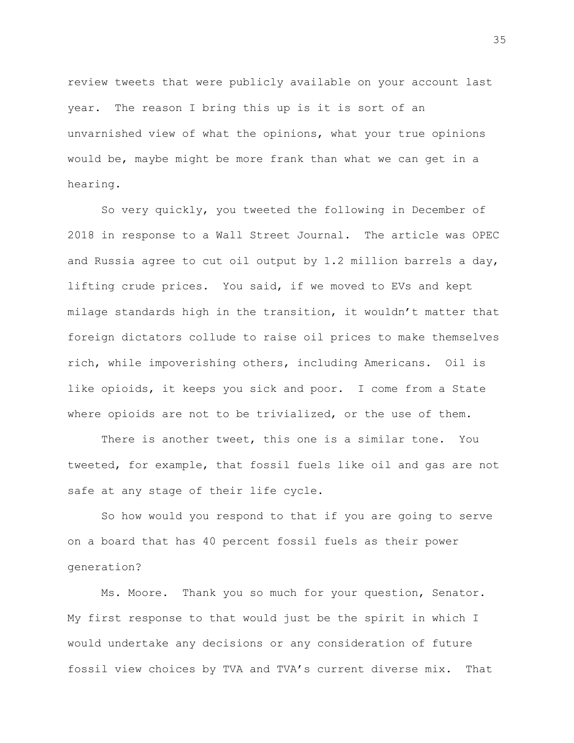review tweets that were publicly available on your account last year. The reason I bring this up is it is sort of an unvarnished view of what the opinions, what your true opinions would be, maybe might be more frank than what we can get in a hearing.

So very quickly, you tweeted the following in December of 2018 in response to a Wall Street Journal. The article was OPEC and Russia agree to cut oil output by 1.2 million barrels a day, lifting crude prices. You said, if we moved to EVs and kept milage standards high in the transition, it wouldn't matter that foreign dictators collude to raise oil prices to make themselves rich, while impoverishing others, including Americans. Oil is like opioids, it keeps you sick and poor. I come from a State where opioids are not to be trivialized, or the use of them.

There is another tweet, this one is a similar tone. You tweeted, for example, that fossil fuels like oil and gas are not safe at any stage of their life cycle.

So how would you respond to that if you are going to serve on a board that has 40 percent fossil fuels as their power generation?

Ms. Moore. Thank you so much for your question, Senator. My first response to that would just be the spirit in which I would undertake any decisions or any consideration of future fossil view choices by TVA and TVA's current diverse mix. That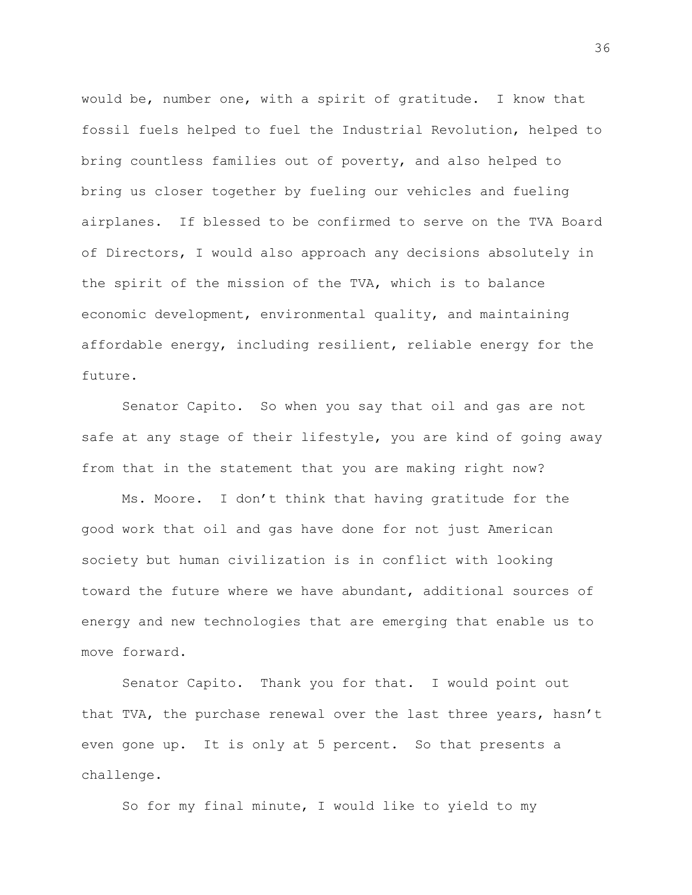would be, number one, with a spirit of gratitude. I know that fossil fuels helped to fuel the Industrial Revolution, helped to bring countless families out of poverty, and also helped to bring us closer together by fueling our vehicles and fueling airplanes. If blessed to be confirmed to serve on the TVA Board of Directors, I would also approach any decisions absolutely in the spirit of the mission of the TVA, which is to balance economic development, environmental quality, and maintaining affordable energy, including resilient, reliable energy for the future.

Senator Capito. So when you say that oil and gas are not safe at any stage of their lifestyle, you are kind of going away from that in the statement that you are making right now?

Ms. Moore. I don't think that having gratitude for the good work that oil and gas have done for not just American society but human civilization is in conflict with looking toward the future where we have abundant, additional sources of energy and new technologies that are emerging that enable us to move forward.

Senator Capito. Thank you for that. I would point out that TVA, the purchase renewal over the last three years, hasn't even gone up. It is only at 5 percent. So that presents a challenge.

So for my final minute, I would like to yield to my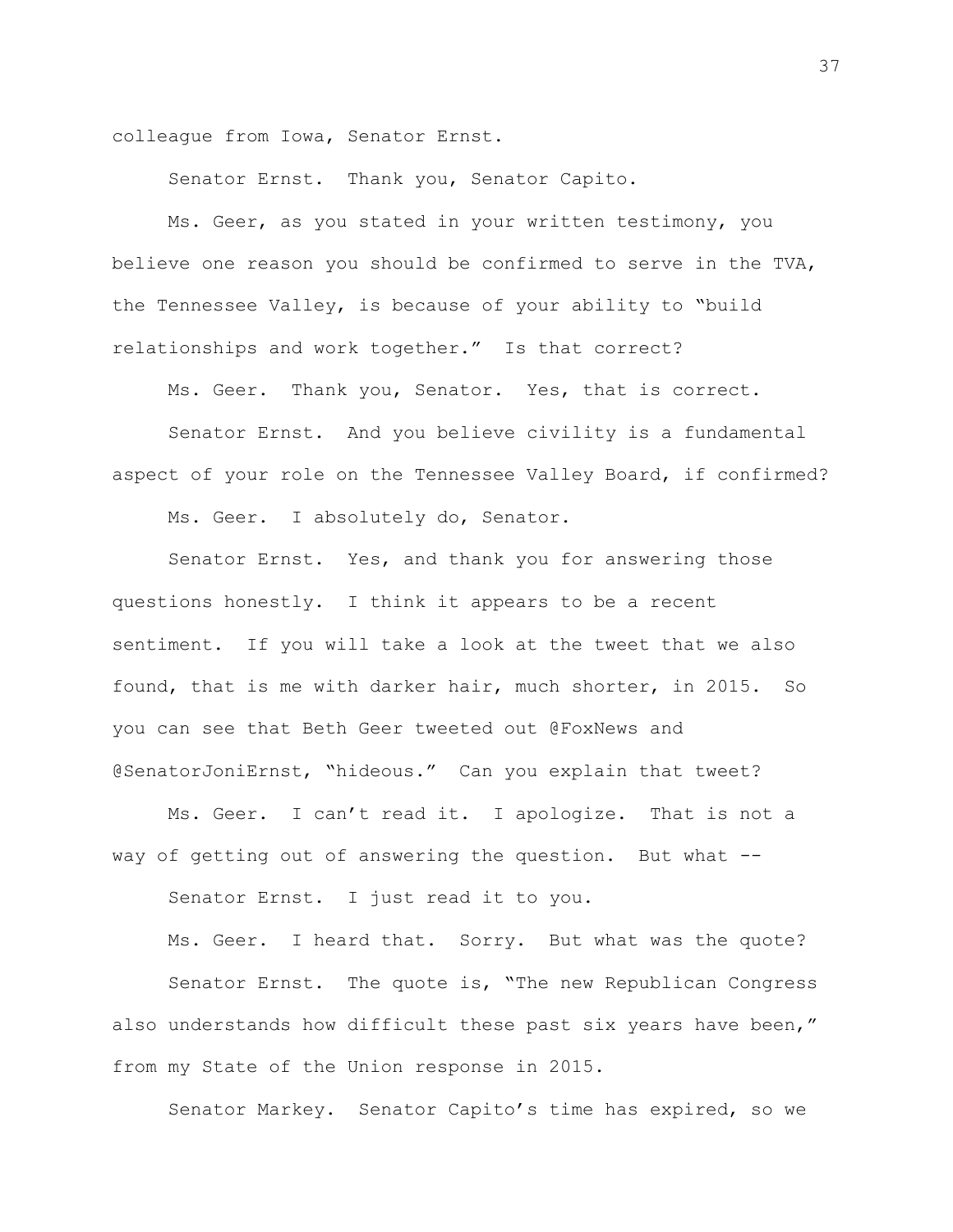colleague from Iowa, Senator Ernst.

Senator Ernst. Thank you, Senator Capito.

Ms. Geer, as you stated in your written testimony, you believe one reason you should be confirmed to serve in the TVA, the Tennessee Valley, is because of your ability to "build relationships and work together." Is that correct?

Ms. Geer. Thank you, Senator. Yes, that is correct.

Senator Ernst. And you believe civility is a fundamental aspect of your role on the Tennessee Valley Board, if confirmed?

Ms. Geer. I absolutely do, Senator.

Senator Ernst. Yes, and thank you for answering those questions honestly. I think it appears to be a recent sentiment. If you will take a look at the tweet that we also found, that is me with darker hair, much shorter, in 2015. So you can see that Beth Geer tweeted out @FoxNews and @SenatorJoniErnst, "hideous." Can you explain that tweet?

Ms. Geer. I can't read it. I apologize. That is not a way of getting out of answering the question. But what --

Senator Ernst. I just read it to you.

Ms. Geer. I heard that. Sorry. But what was the quote?

Senator Ernst. The quote is, "The new Republican Congress also understands how difficult these past six years have been," from my State of the Union response in 2015.

Senator Markey. Senator Capito's time has expired, so we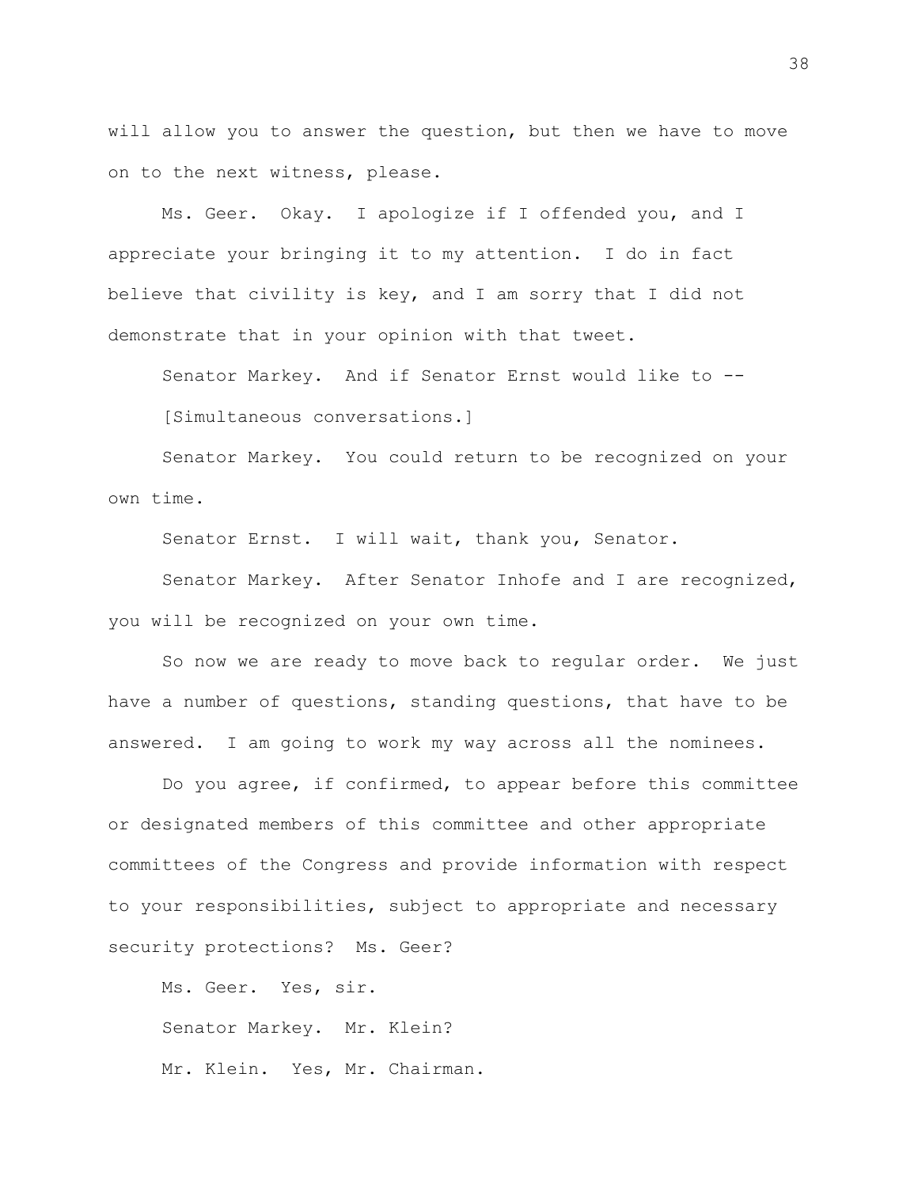will allow you to answer the question, but then we have to move on to the next witness, please.

Ms. Geer. Okay. I apologize if I offended you, and I appreciate your bringing it to my attention. I do in fact believe that civility is key, and I am sorry that I did not demonstrate that in your opinion with that tweet.

Senator Markey. And if Senator Ernst would like to --

[Simultaneous conversations.]

Senator Markey. You could return to be recognized on your own time.

Senator Ernst. I will wait, thank you, Senator.

Senator Markey. After Senator Inhofe and I are recognized, you will be recognized on your own time.

So now we are ready to move back to regular order. We just have a number of questions, standing questions, that have to be answered. I am going to work my way across all the nominees.

Do you agree, if confirmed, to appear before this committee or designated members of this committee and other appropriate committees of the Congress and provide information with respect to your responsibilities, subject to appropriate and necessary security protections? Ms. Geer?

Ms. Geer. Yes, sir.

Senator Markey. Mr. Klein?

Mr. Klein. Yes, Mr. Chairman.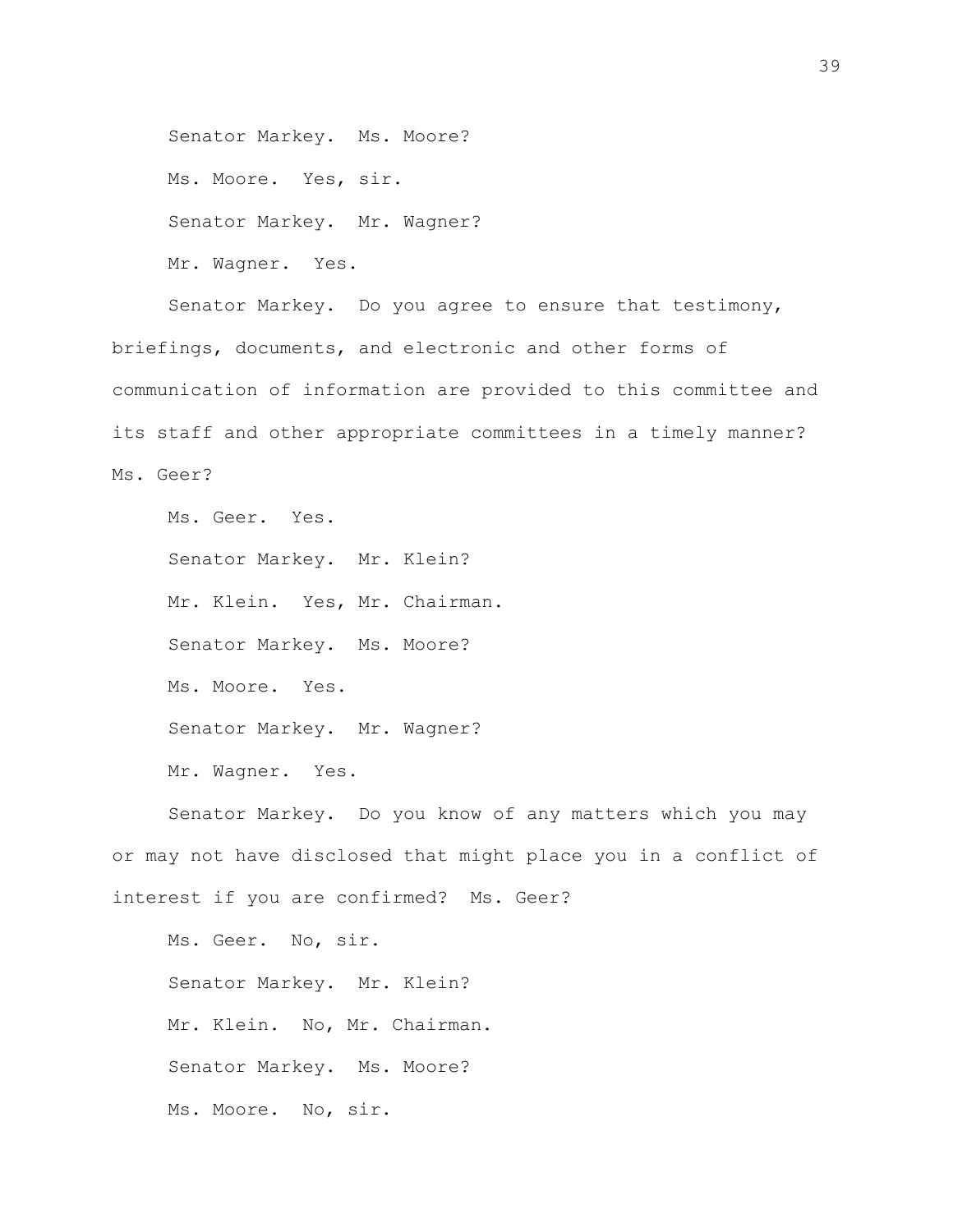Senator Markey. Ms. Moore?

Ms. Moore. Yes, sir.

Senator Markey. Mr. Wagner?

Mr. Wagner. Yes.

Senator Markey. Do you agree to ensure that testimony, briefings, documents, and electronic and other forms of communication of information are provided to this committee and its staff and other appropriate committees in a timely manner? Ms. Geer?

Ms. Geer. Yes.

Senator Markey. Mr. Klein?

Mr. Klein. Yes, Mr. Chairman.

Senator Markey. Ms. Moore?

Ms. Moore. Yes.

Senator Markey. Mr. Wagner?

Mr. Wagner. Yes.

Senator Markey. Do you know of any matters which you may or may not have disclosed that might place you in a conflict of interest if you are confirmed? Ms. Geer?

Ms. Geer. No, sir.

Senator Markey. Mr. Klein?

Mr. Klein. No, Mr. Chairman.

Senator Markey. Ms. Moore?

Ms. Moore. No, sir.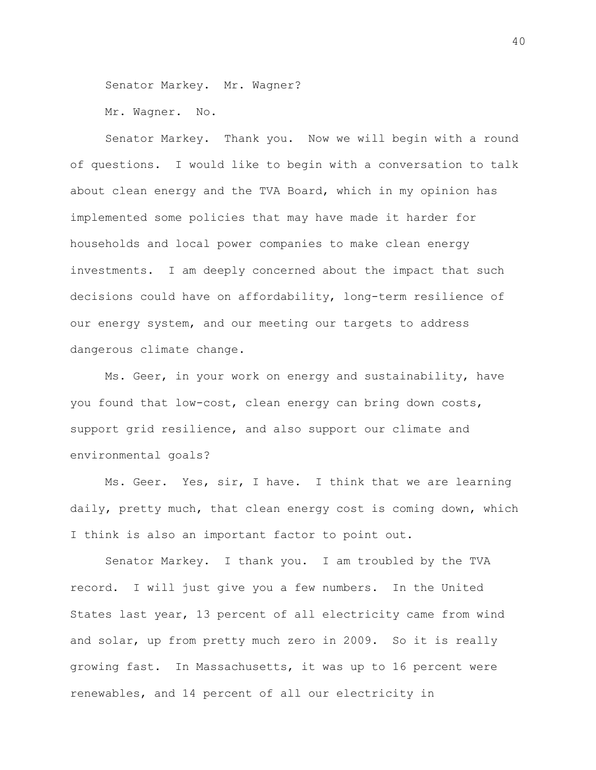Senator Markey. Mr. Wagner?

Mr. Wagner. No.

Senator Markey. Thank you. Now we will begin with a round of questions. I would like to begin with a conversation to talk about clean energy and the TVA Board, which in my opinion has implemented some policies that may have made it harder for households and local power companies to make clean energy investments. I am deeply concerned about the impact that such decisions could have on affordability, long-term resilience of our energy system, and our meeting our targets to address dangerous climate change.

Ms. Geer, in your work on energy and sustainability, have you found that low-cost, clean energy can bring down costs, support grid resilience, and also support our climate and environmental goals?

Ms. Geer. Yes, sir, I have. I think that we are learning daily, pretty much, that clean energy cost is coming down, which I think is also an important factor to point out.

Senator Markey. I thank you. I am troubled by the TVA record. I will just give you a few numbers. In the United States last year, 13 percent of all electricity came from wind and solar, up from pretty much zero in 2009. So it is really growing fast. In Massachusetts, it was up to 16 percent were renewables, and 14 percent of all our electricity in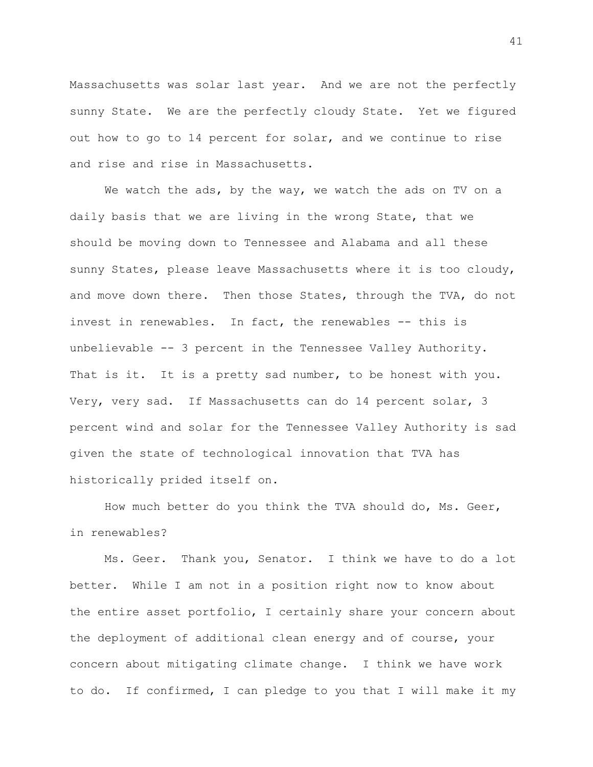Massachusetts was solar last year. And we are not the perfectly sunny State. We are the perfectly cloudy State. Yet we figured out how to go to 14 percent for solar, and we continue to rise and rise and rise in Massachusetts.

We watch the ads, by the way, we watch the ads on TV on a daily basis that we are living in the wrong State, that we should be moving down to Tennessee and Alabama and all these sunny States, please leave Massachusetts where it is too cloudy, and move down there. Then those States, through the TVA, do not invest in renewables. In fact, the renewables -- this is unbelievable -- 3 percent in the Tennessee Valley Authority. That is it. It is a pretty sad number, to be honest with you. Very, very sad. If Massachusetts can do 14 percent solar, 3 percent wind and solar for the Tennessee Valley Authority is sad given the state of technological innovation that TVA has historically prided itself on.

How much better do you think the TVA should do, Ms. Geer, in renewables?

Ms. Geer. Thank you, Senator. I think we have to do a lot better. While I am not in a position right now to know about the entire asset portfolio, I certainly share your concern about the deployment of additional clean energy and of course, your concern about mitigating climate change. I think we have work to do. If confirmed, I can pledge to you that I will make it my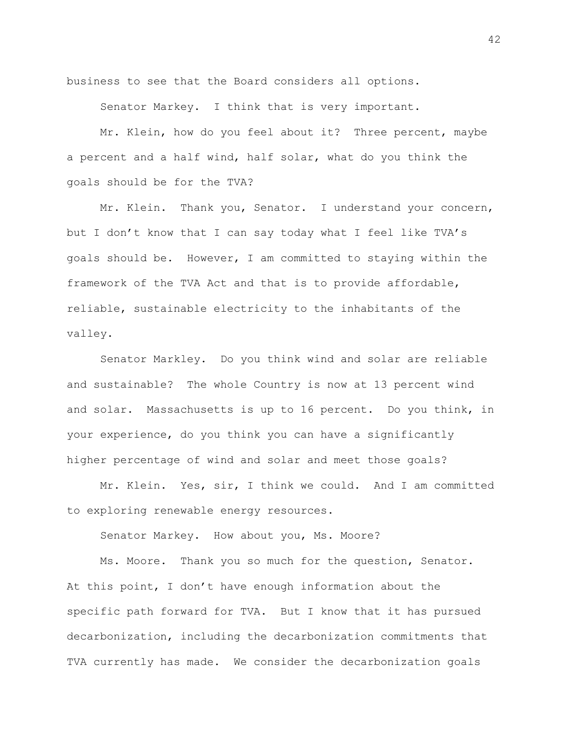business to see that the Board considers all options.

Senator Markey. I think that is very important.

Mr. Klein, how do you feel about it? Three percent, maybe a percent and a half wind, half solar, what do you think the goals should be for the TVA?

Mr. Klein. Thank you, Senator. I understand your concern, but I don't know that I can say today what I feel like TVA's goals should be. However, I am committed to staying within the framework of the TVA Act and that is to provide affordable, reliable, sustainable electricity to the inhabitants of the valley.

Senator Markley. Do you think wind and solar are reliable and sustainable? The whole Country is now at 13 percent wind and solar. Massachusetts is up to 16 percent. Do you think, in your experience, do you think you can have a significantly higher percentage of wind and solar and meet those goals?

Mr. Klein. Yes, sir, I think we could. And I am committed to exploring renewable energy resources.

Senator Markey. How about you, Ms. Moore?

Ms. Moore. Thank you so much for the question, Senator. At this point, I don't have enough information about the specific path forward for TVA. But I know that it has pursued decarbonization, including the decarbonization commitments that TVA currently has made. We consider the decarbonization goals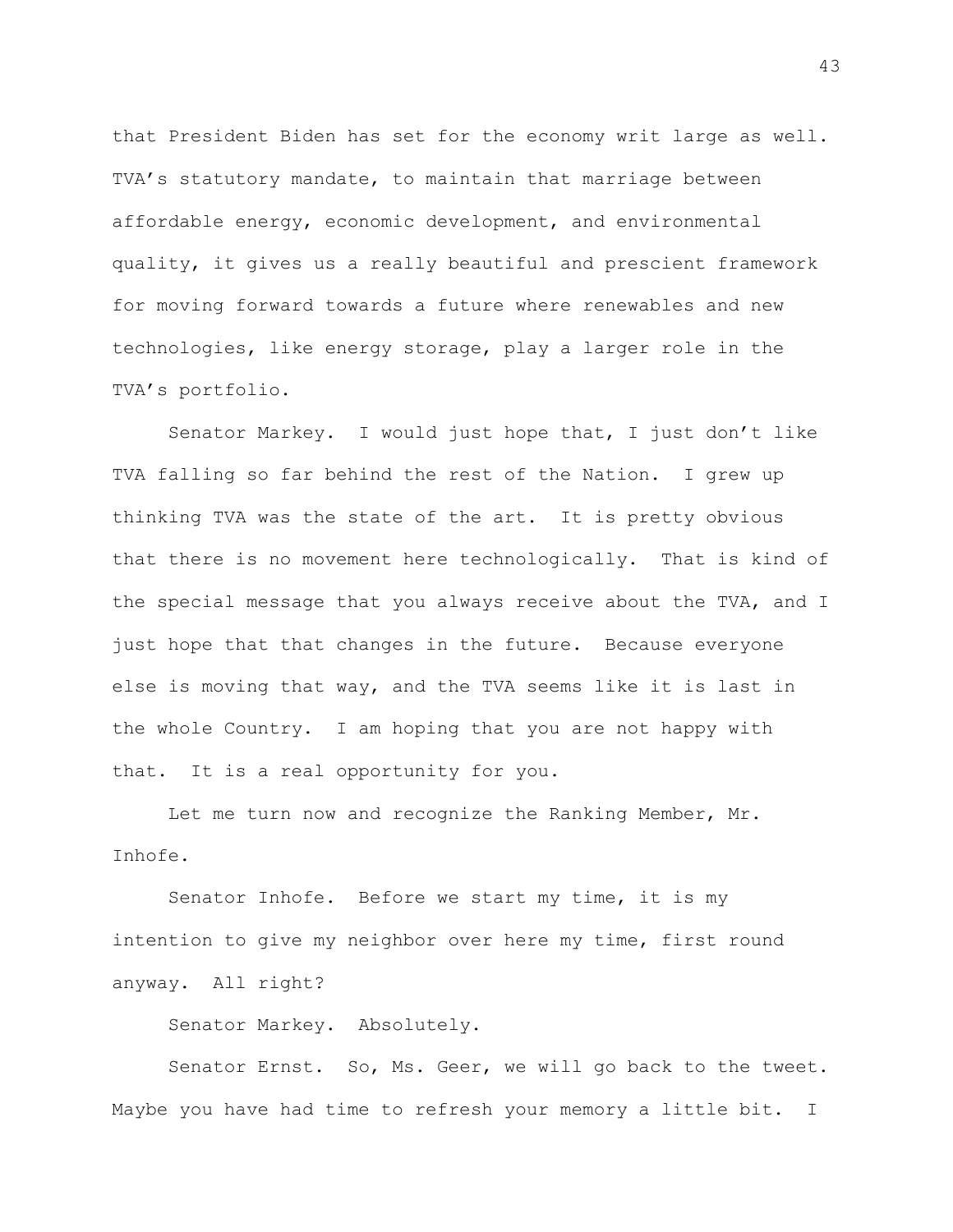that President Biden has set for the economy writ large as well. TVA's statutory mandate, to maintain that marriage between affordable energy, economic development, and environmental quality, it gives us a really beautiful and prescient framework for moving forward towards a future where renewables and new technologies, like energy storage, play a larger role in the TVA's portfolio.

Senator Markey. I would just hope that, I just don't like TVA falling so far behind the rest of the Nation. I grew up thinking TVA was the state of the art. It is pretty obvious that there is no movement here technologically. That is kind of the special message that you always receive about the TVA, and I just hope that that changes in the future. Because everyone else is moving that way, and the TVA seems like it is last in the whole Country. I am hoping that you are not happy with that. It is a real opportunity for you.

Let me turn now and recognize the Ranking Member, Mr. Inhofe.

Senator Inhofe. Before we start my time, it is my intention to give my neighbor over here my time, first round anyway. All right?

Senator Markey. Absolutely.

Senator Ernst. So, Ms. Geer, we will go back to the tweet. Maybe you have had time to refresh your memory a little bit. I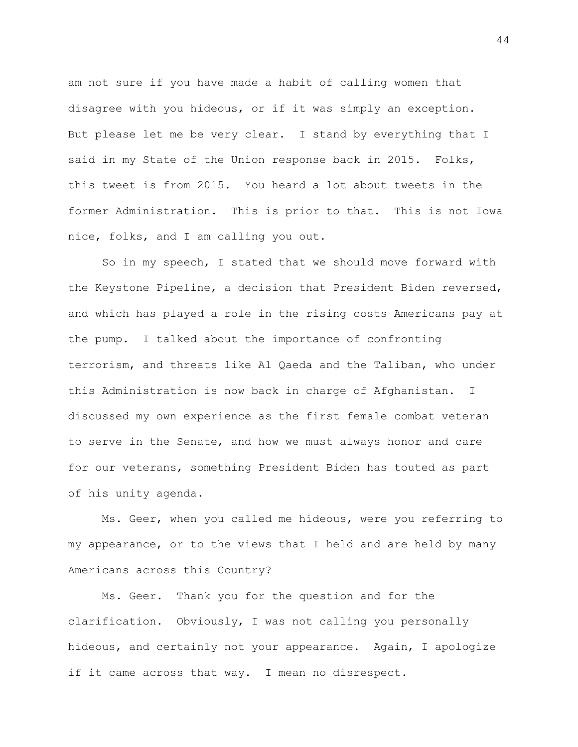am not sure if you have made a habit of calling women that disagree with you hideous, or if it was simply an exception. But please let me be very clear. I stand by everything that I said in my State of the Union response back in 2015. Folks, this tweet is from 2015. You heard a lot about tweets in the former Administration. This is prior to that. This is not Iowa nice, folks, and I am calling you out.

So in my speech, I stated that we should move forward with the Keystone Pipeline, a decision that President Biden reversed, and which has played a role in the rising costs Americans pay at the pump. I talked about the importance of confronting terrorism, and threats like Al Qaeda and the Taliban, who under this Administration is now back in charge of Afghanistan. I discussed my own experience as the first female combat veteran to serve in the Senate, and how we must always honor and care for our veterans, something President Biden has touted as part of his unity agenda.

Ms. Geer, when you called me hideous, were you referring to my appearance, or to the views that I held and are held by many Americans across this Country?

Ms. Geer. Thank you for the question and for the clarification. Obviously, I was not calling you personally hideous, and certainly not your appearance. Again, I apologize if it came across that way. I mean no disrespect.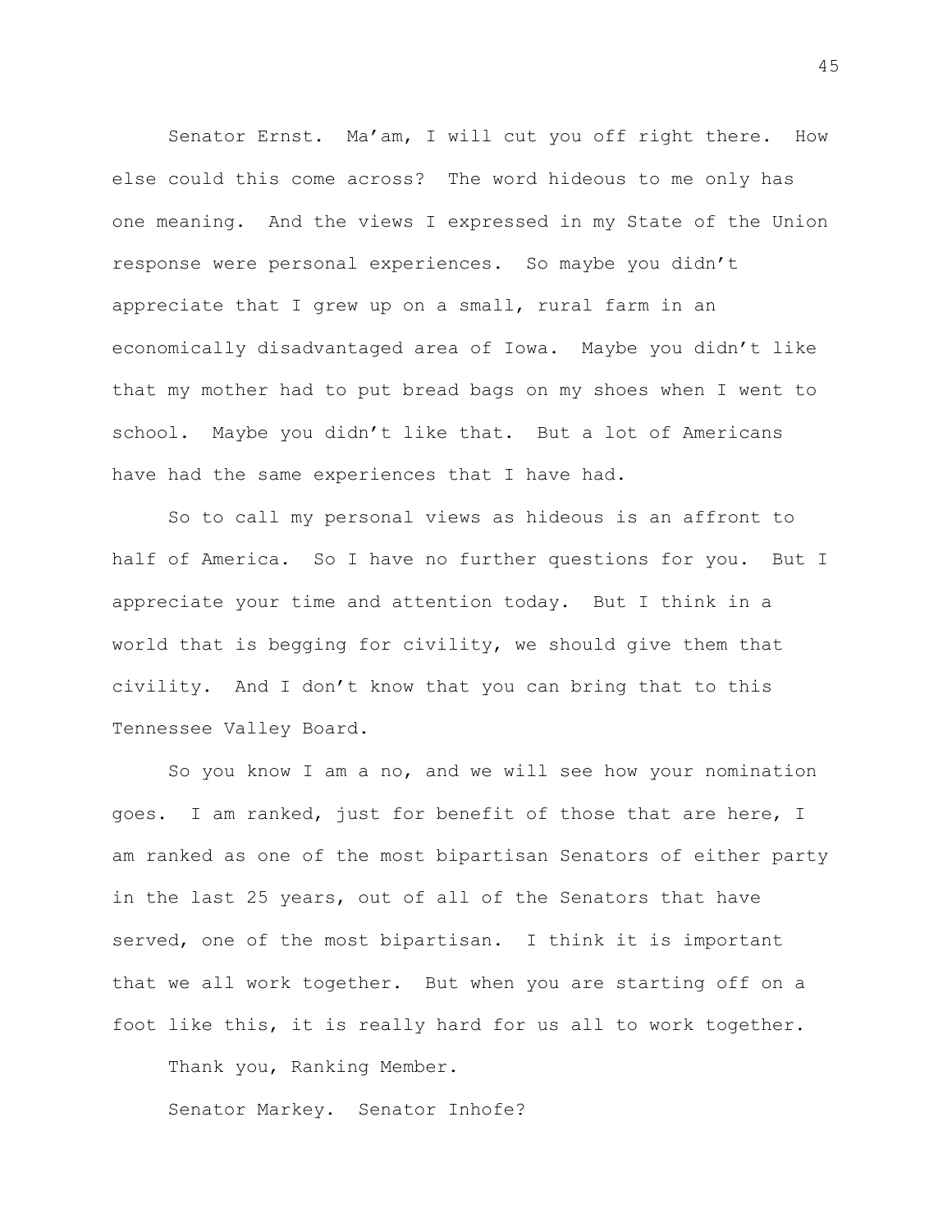Senator Ernst. Ma'am, I will cut you off right there. How else could this come across? The word hideous to me only has one meaning. And the views I expressed in my State of the Union response were personal experiences. So maybe you didn't appreciate that I grew up on a small, rural farm in an economically disadvantaged area of Iowa. Maybe you didn't like that my mother had to put bread bags on my shoes when I went to school. Maybe you didn't like that. But a lot of Americans have had the same experiences that I have had.

So to call my personal views as hideous is an affront to half of America. So I have no further questions for you. But I appreciate your time and attention today. But I think in a world that is begging for civility, we should give them that civility. And I don't know that you can bring that to this Tennessee Valley Board.

So you know I am a no, and we will see how your nomination goes. I am ranked, just for benefit of those that are here, I am ranked as one of the most bipartisan Senators of either party in the last 25 years, out of all of the Senators that have served, one of the most bipartisan. I think it is important that we all work together. But when you are starting off on a foot like this, it is really hard for us all to work together.

Thank you, Ranking Member.

Senator Markey. Senator Inhofe?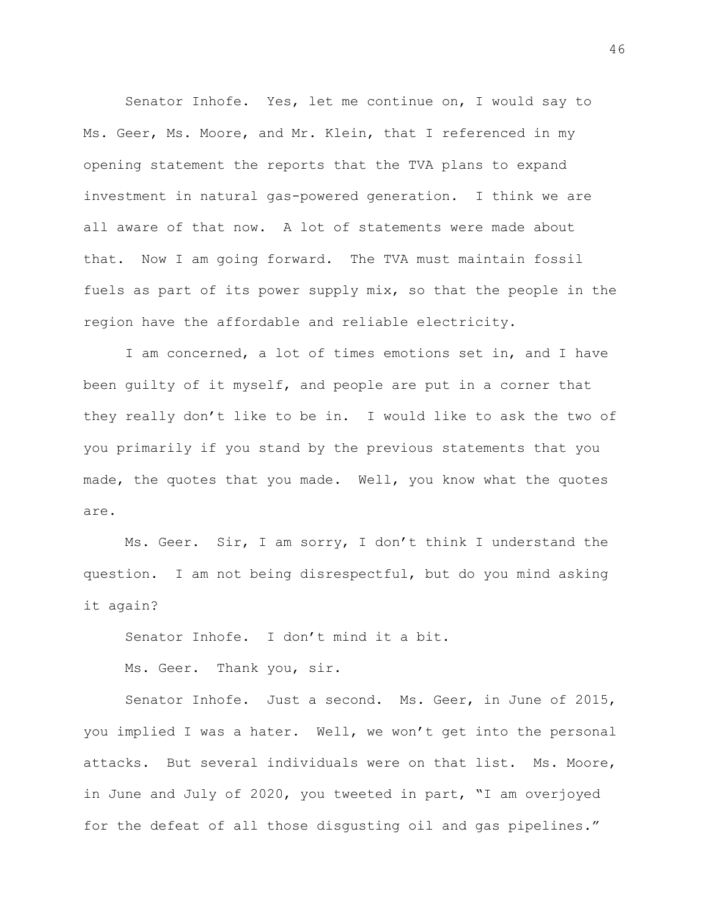Senator Inhofe. Yes, let me continue on, I would say to Ms. Geer, Ms. Moore, and Mr. Klein, that I referenced in my opening statement the reports that the TVA plans to expand investment in natural gas-powered generation. I think we are all aware of that now. A lot of statements were made about that. Now I am going forward. The TVA must maintain fossil fuels as part of its power supply mix, so that the people in the region have the affordable and reliable electricity.

I am concerned, a lot of times emotions set in, and I have been guilty of it myself, and people are put in a corner that they really don't like to be in. I would like to ask the two of you primarily if you stand by the previous statements that you made, the quotes that you made. Well, you know what the quotes are.

Ms. Geer. Sir, I am sorry, I don't think I understand the question. I am not being disrespectful, but do you mind asking it again?

Senator Inhofe. I don't mind it a bit.

Ms. Geer. Thank you, sir.

Senator Inhofe. Just a second. Ms. Geer, in June of 2015, you implied I was a hater. Well, we won't get into the personal attacks. But several individuals were on that list. Ms. Moore, in June and July of 2020, you tweeted in part, "I am overjoyed for the defeat of all those disgusting oil and gas pipelines."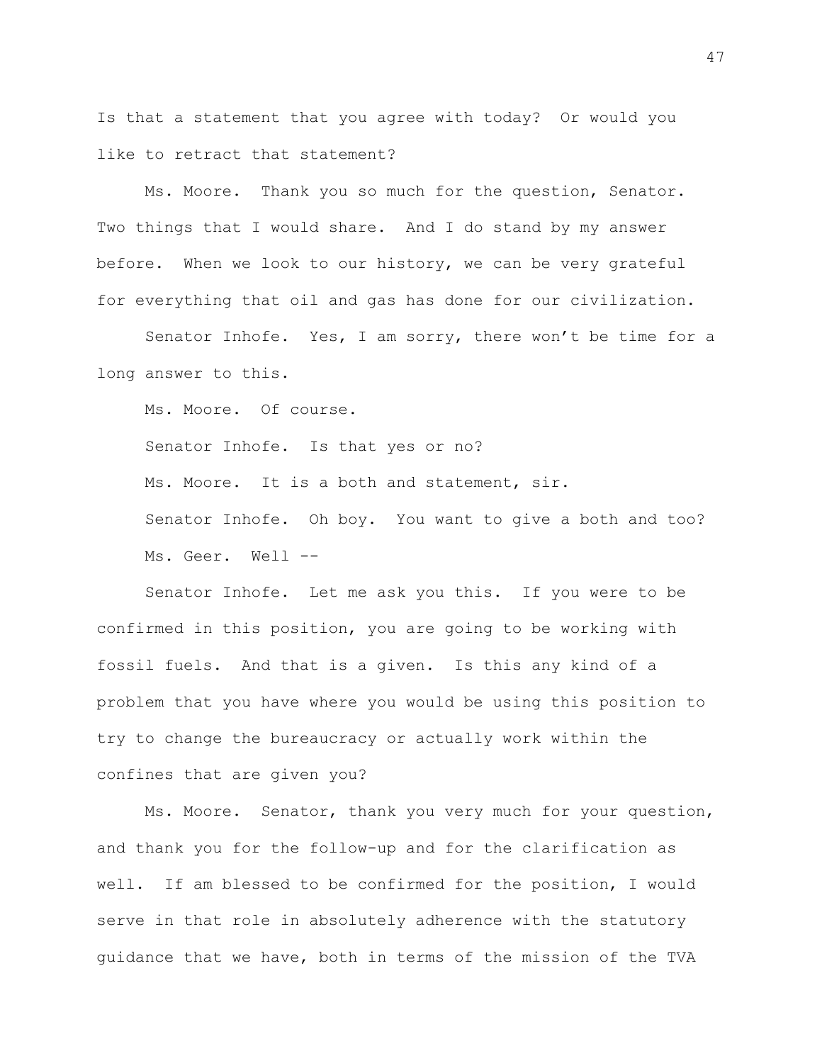Is that a statement that you agree with today? Or would you like to retract that statement?

Ms. Moore. Thank you so much for the question, Senator. Two things that I would share. And I do stand by my answer before. When we look to our history, we can be very grateful for everything that oil and gas has done for our civilization.

Senator Inhofe. Yes, I am sorry, there won't be time for a long answer to this.

Ms. Moore. Of course.

Senator Inhofe. Is that yes or no?

Ms. Moore. It is a both and statement, sir.

Senator Inhofe. Oh boy. You want to give a both and too?

Ms. Geer. Well --

Senator Inhofe. Let me ask you this. If you were to be confirmed in this position, you are going to be working with fossil fuels. And that is a given. Is this any kind of a problem that you have where you would be using this position to try to change the bureaucracy or actually work within the confines that are given you?

Ms. Moore. Senator, thank you very much for your question, and thank you for the follow-up and for the clarification as well. If am blessed to be confirmed for the position, I would serve in that role in absolutely adherence with the statutory guidance that we have, both in terms of the mission of the TVA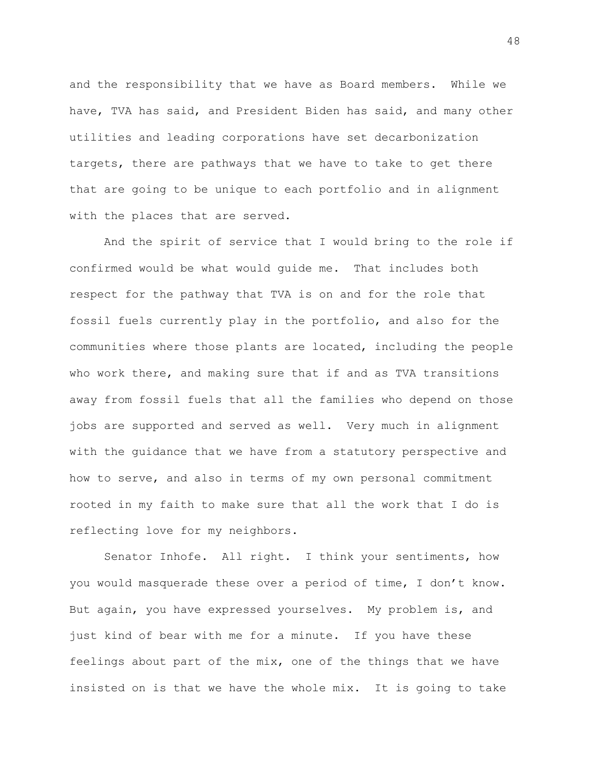and the responsibility that we have as Board members. While we have, TVA has said, and President Biden has said, and many other utilities and leading corporations have set decarbonization targets, there are pathways that we have to take to get there that are going to be unique to each portfolio and in alignment with the places that are served.

And the spirit of service that I would bring to the role if confirmed would be what would guide me. That includes both respect for the pathway that TVA is on and for the role that fossil fuels currently play in the portfolio, and also for the communities where those plants are located, including the people who work there, and making sure that if and as TVA transitions away from fossil fuels that all the families who depend on those jobs are supported and served as well. Very much in alignment with the guidance that we have from a statutory perspective and how to serve, and also in terms of my own personal commitment rooted in my faith to make sure that all the work that I do is reflecting love for my neighbors.

Senator Inhofe. All right. I think your sentiments, how you would masquerade these over a period of time, I don't know. But again, you have expressed yourselves. My problem is, and just kind of bear with me for a minute. If you have these feelings about part of the mix, one of the things that we have insisted on is that we have the whole mix. It is going to take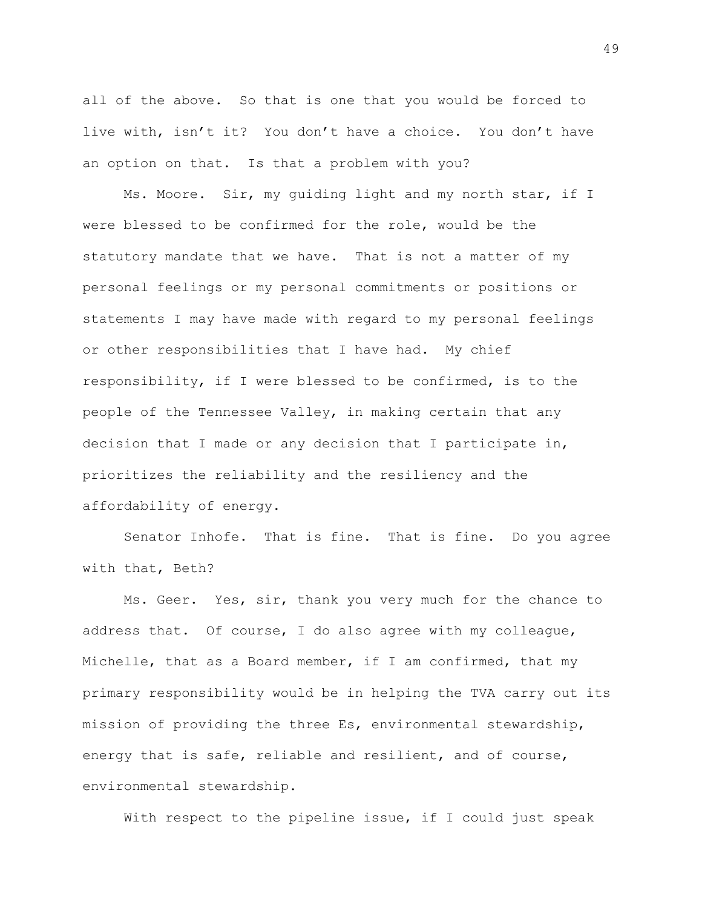all of the above. So that is one that you would be forced to live with, isn't it? You don't have a choice. You don't have an option on that. Is that a problem with you?

Ms. Moore. Sir, my guiding light and my north star, if I were blessed to be confirmed for the role, would be the statutory mandate that we have. That is not a matter of my personal feelings or my personal commitments or positions or statements I may have made with regard to my personal feelings or other responsibilities that I have had. My chief responsibility, if I were blessed to be confirmed, is to the people of the Tennessee Valley, in making certain that any decision that I made or any decision that I participate in, prioritizes the reliability and the resiliency and the affordability of energy.

Senator Inhofe. That is fine. That is fine. Do you agree with that, Beth?

Ms. Geer. Yes, sir, thank you very much for the chance to address that. Of course, I do also agree with my colleague, Michelle, that as a Board member, if I am confirmed, that my primary responsibility would be in helping the TVA carry out its mission of providing the three Es, environmental stewardship, energy that is safe, reliable and resilient, and of course, environmental stewardship.

With respect to the pipeline issue, if I could just speak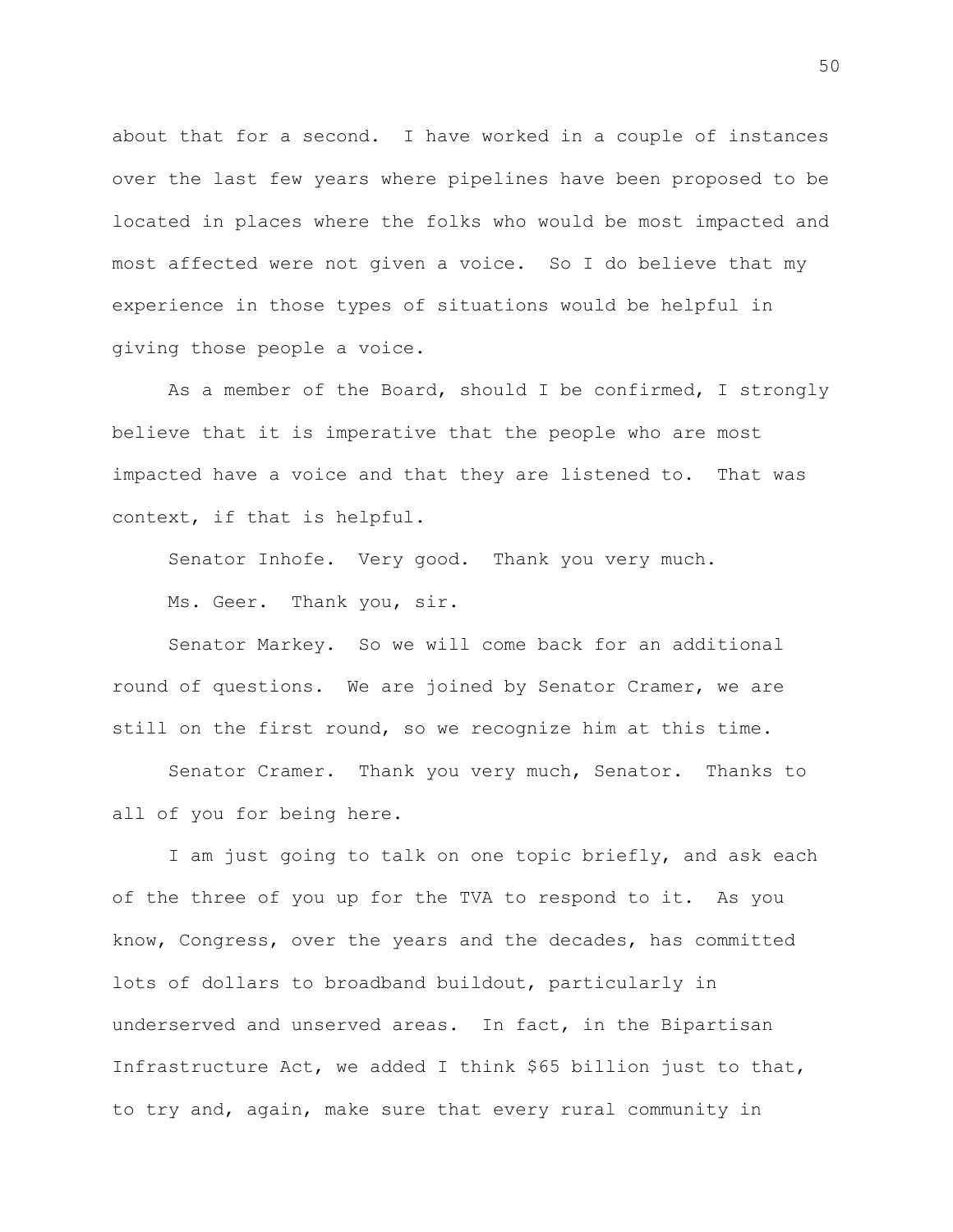about that for a second. I have worked in a couple of instances over the last few years where pipelines have been proposed to be located in places where the folks who would be most impacted and most affected were not given a voice. So I do believe that my experience in those types of situations would be helpful in giving those people a voice.

As a member of the Board, should I be confirmed, I strongly believe that it is imperative that the people who are most impacted have a voice and that they are listened to. That was context, if that is helpful.

Senator Inhofe. Very good. Thank you very much.

Ms. Geer. Thank you, sir.

Senator Markey. So we will come back for an additional round of questions. We are joined by Senator Cramer, we are still on the first round, so we recognize him at this time.

Senator Cramer. Thank you very much, Senator. Thanks to all of you for being here.

I am just going to talk on one topic briefly, and ask each of the three of you up for the TVA to respond to it. As you know, Congress, over the years and the decades, has committed lots of dollars to broadband buildout, particularly in underserved and unserved areas. In fact, in the Bipartisan Infrastructure Act, we added I think $65 billion just to that, to try and, again, make sure that every rural community in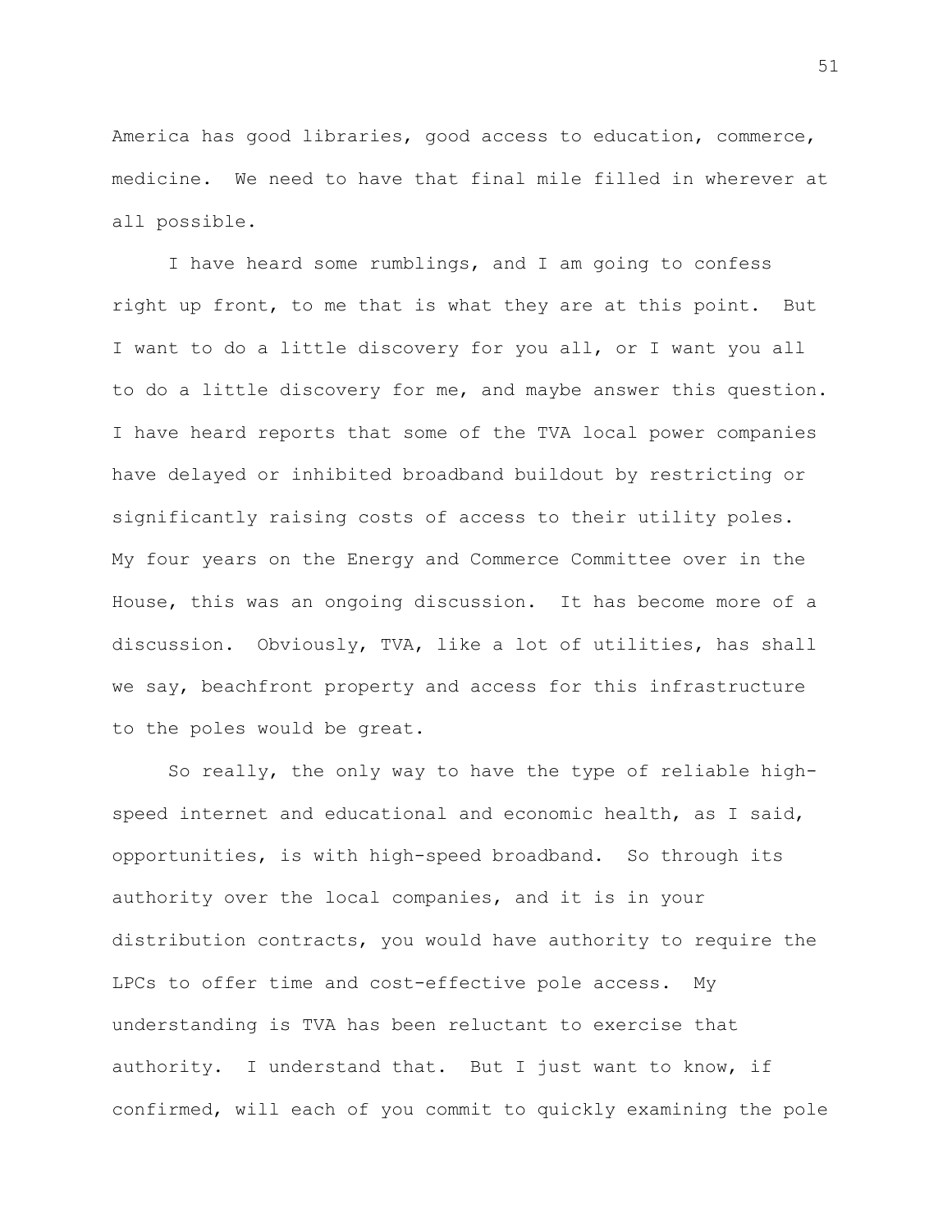America has good libraries, good access to education, commerce, medicine. We need to have that final mile filled in wherever at all possible.

I have heard some rumblings, and I am going to confess right up front, to me that is what they are at this point. But I want to do a little discovery for you all, or I want you all to do a little discovery for me, and maybe answer this question. I have heard reports that some of the TVA local power companies have delayed or inhibited broadband buildout by restricting or significantly raising costs of access to their utility poles. My four years on the Energy and Commerce Committee over in the House, this was an ongoing discussion. It has become more of a discussion. Obviously, TVA, like a lot of utilities, has shall we say, beachfront property and access for this infrastructure to the poles would be great.

So really, the only way to have the type of reliable high-speed internet and educational and economic health, as I said, opportunities, is with high-speed broadband. So through its authority over the local companies, and it is in your distribution contracts, you would have authority to require the LPCs to offer time and cost-effective pole access. My understanding is TVA has been reluctant to exercise that authority. I understand that. But I just want to know, if confirmed, will each of you commit to quickly examining the pole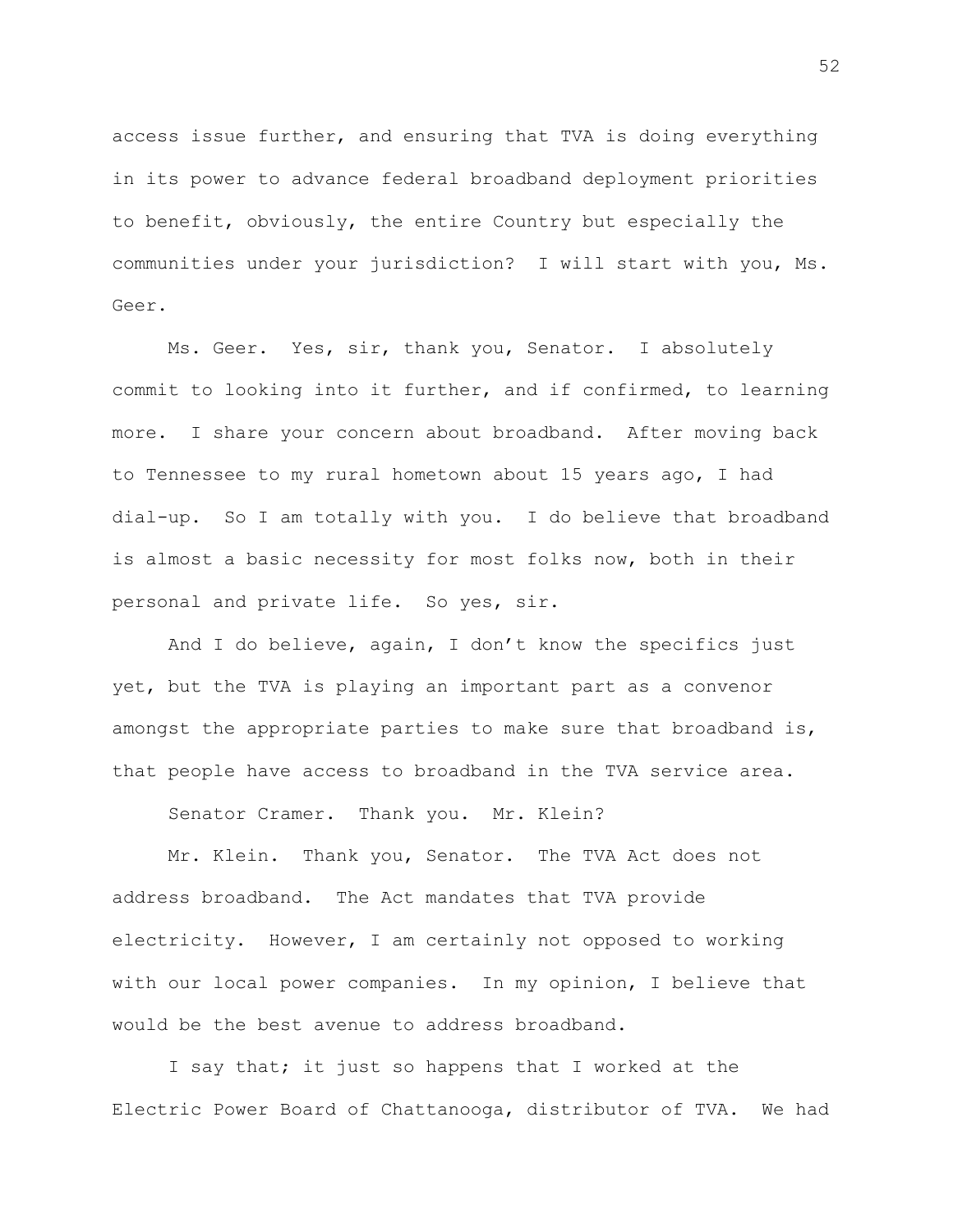access issue further, and ensuring that TVA is doing everything in its power to advance federal broadband deployment priorities to benefit, obviously, the entire Country but especially the communities under your jurisdiction? I will start with you, Ms. Geer.

Ms. Geer. Yes, sir, thank you, Senator. I absolutely commit to looking into it further, and if confirmed, to learning more. I share your concern about broadband. After moving back to Tennessee to my rural hometown about 15 years ago, I had dial-up. So I am totally with you. I do believe that broadband is almost a basic necessity for most folks now, both in their personal and private life. So yes, sir.

And I do believe, again, I don't know the specifics just yet, but the TVA is playing an important part as a convenor amongst the appropriate parties to make sure that broadband is, that people have access to broadband in the TVA service area.

Senator Cramer. Thank you. Mr. Klein?

Mr. Klein. Thank you, Senator. The TVA Act does not address broadband. The Act mandates that TVA provide electricity. However, I am certainly not opposed to working with our local power companies. In my opinion, I believe that would be the best avenue to address broadband.

I say that; it just so happens that I worked at the Electric Power Board of Chattanooga, distributor of TVA. We had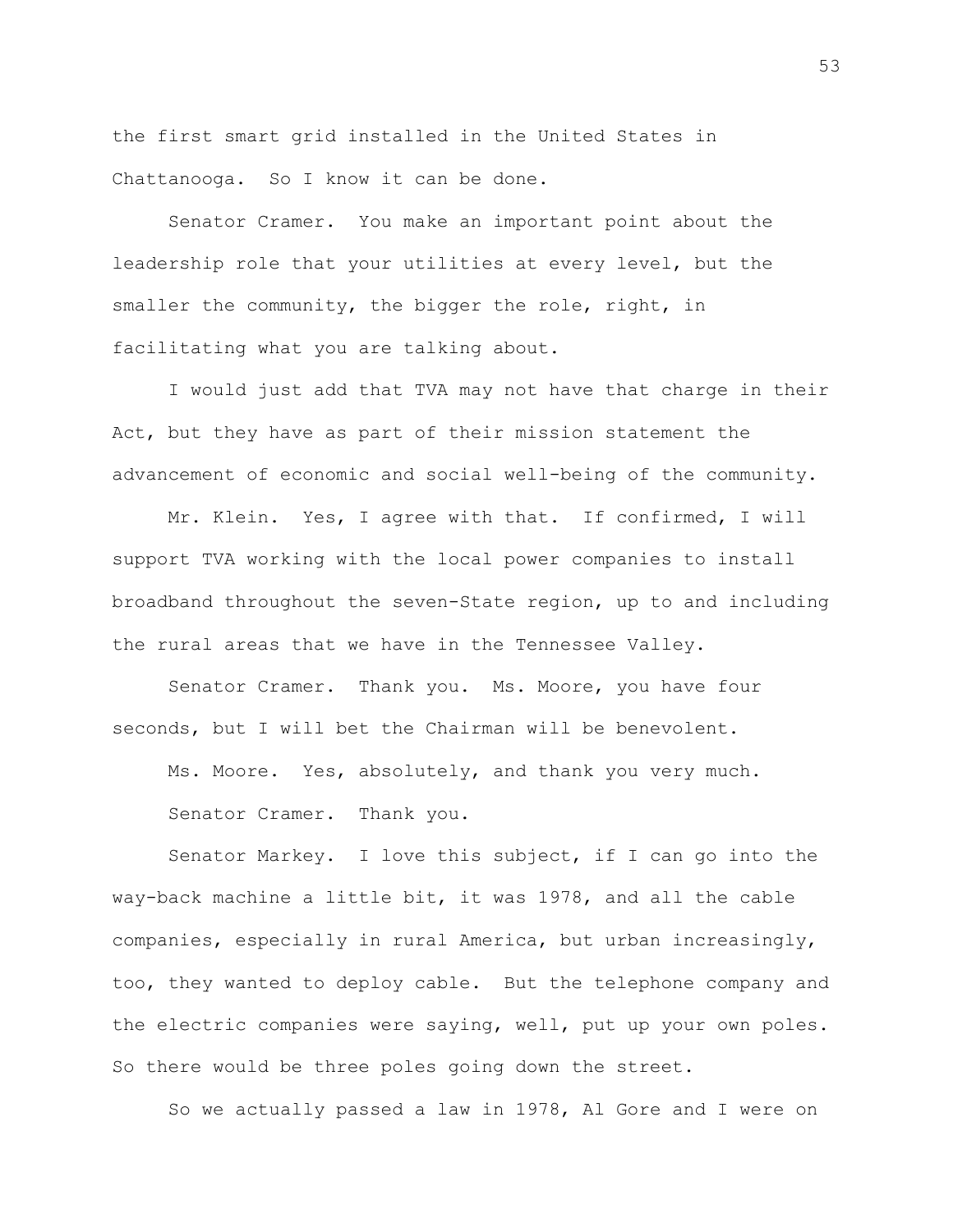the first smart grid installed in the United States in Chattanooga. So I know it can be done.

Senator Cramer. You make an important point about the leadership role that your utilities at every level, but the smaller the community, the bigger the role, right, in facilitating what you are talking about.

I would just add that TVA may not have that charge in their Act, but they have as part of their mission statement the advancement of economic and social well-being of the community.

Mr. Klein. Yes, I agree with that. If confirmed, I will support TVA working with the local power companies to install broadband throughout the seven-State region, up to and including the rural areas that we have in the Tennessee Valley.

Senator Cramer. Thank you. Ms. Moore, you have four seconds, but I will bet the Chairman will be benevolent.

Ms. Moore. Yes, absolutely, and thank you very much.

Senator Cramer. Thank you.

Senator Markey. I love this subject, if I can go into the way-back machine a little bit, it was 1978, and all the cable companies, especially in rural America, but urban increasingly, too, they wanted to deploy cable. But the telephone company and the electric companies were saying, well, put up your own poles. So there would be three poles going down the street.

So we actually passed a law in 1978, Al Gore and I were on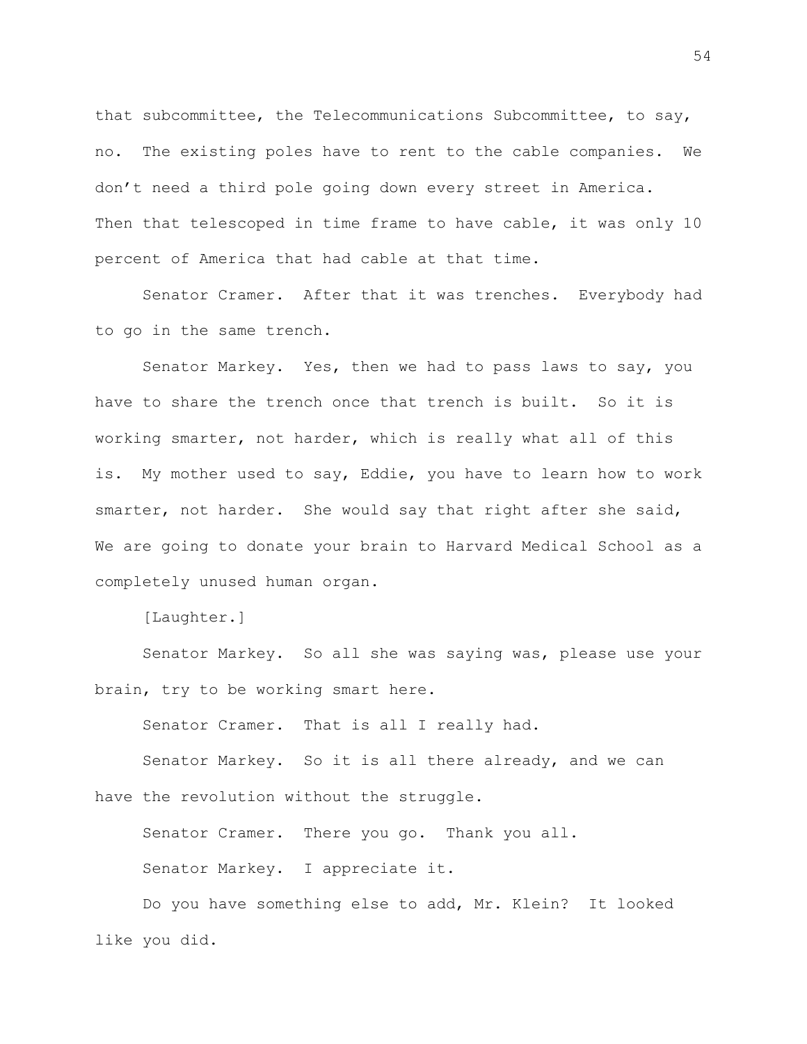that subcommittee, the Telecommunications Subcommittee, to say, no. The existing poles have to rent to the cable companies. We don't need a third pole going down every street in America. Then that telescoped in time frame to have cable, it was only 10 percent of America that had cable at that time.

Senator Cramer. After that it was trenches. Everybody had to go in the same trench.

Senator Markey. Yes, then we had to pass laws to say, you have to share the trench once that trench is built. So it is working smarter, not harder, which is really what all of this is. My mother used to say, Eddie, you have to learn how to work smarter, not harder. She would say that right after she said, We are going to donate your brain to Harvard Medical School as a completely unused human organ.

[Laughter.]

Senator Markey. So all she was saying was, please use your brain, try to be working smart here.

Senator Cramer. That is all I really had.

Senator Markey. So it is all there already, and we can have the revolution without the struggle.

Senator Cramer. There you go. Thank you all.

Senator Markey. I appreciate it.

Do you have something else to add, Mr. Klein? It looked like you did.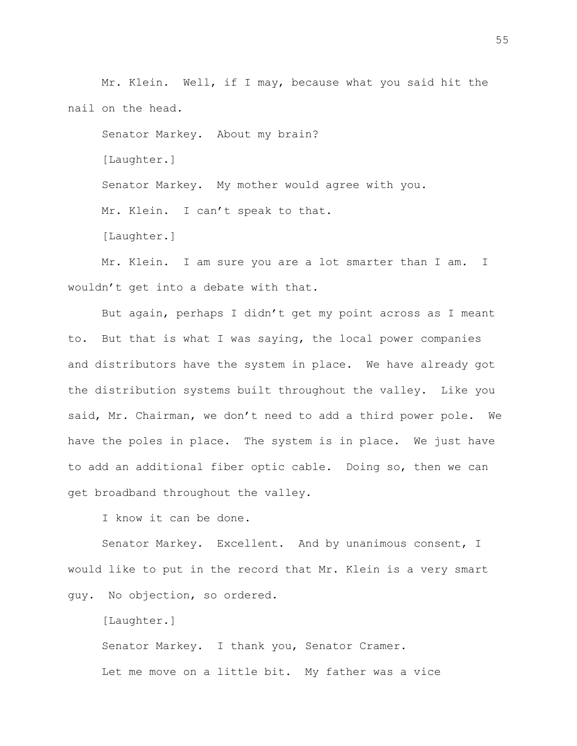Mr. Klein. Well, if I may, because what you said hit the nail on the head.

Senator Markey. About my brain?

[Laughter.]

Senator Markey. My mother would agree with you.

Mr. Klein. I can't speak to that.

[Laughter.]

Mr. Klein. I am sure you are a lot smarter than I am. I wouldn't get into a debate with that.

But again, perhaps I didn't get my point across as I meant to. But that is what I was saying, the local power companies and distributors have the system in place. We have already got the distribution systems built throughout the valley. Like you said, Mr. Chairman, we don't need to add a third power pole. We have the poles in place. The system is in place. We just have to add an additional fiber optic cable. Doing so, then we can get broadband throughout the valley.

I know it can be done.

Senator Markey. Excellent. And by unanimous consent, I would like to put in the record that Mr. Klein is a very smart guy. No objection, so ordered.

[Laughter.]

Senator Markey. I thank you, Senator Cramer.

Let me move on a little bit. My father was a vice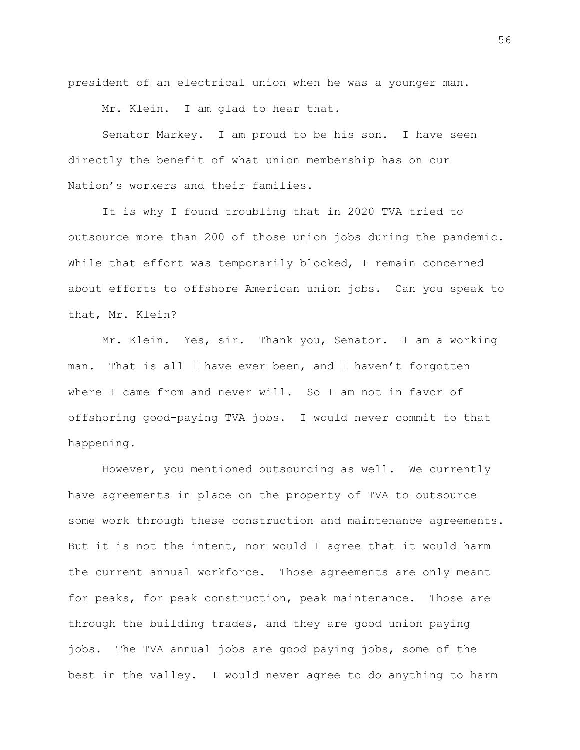president of an electrical union when he was a younger man.

Mr. Klein. I am glad to hear that.

Senator Markey. I am proud to be his son. I have seen directly the benefit of what union membership has on our Nation's workers and their families.

It is why I found troubling that in 2020 TVA tried to outsource more than 200 of those union jobs during the pandemic. While that effort was temporarily blocked, I remain concerned about efforts to offshore American union jobs. Can you speak to that, Mr. Klein?

Mr. Klein. Yes, sir. Thank you, Senator. I am a working man. That is all I have ever been, and I haven't forgotten where I came from and never will. So I am not in favor of offshoring good-paying TVA jobs. I would never commit to that happening.

However, you mentioned outsourcing as well. We currently have agreements in place on the property of TVA to outsource some work through these construction and maintenance agreements. But it is not the intent, nor would I agree that it would harm the current annual workforce. Those agreements are only meant for peaks, for peak construction, peak maintenance. Those are through the building trades, and they are good union paying jobs. The TVA annual jobs are good paying jobs, some of the best in the valley. I would never agree to do anything to harm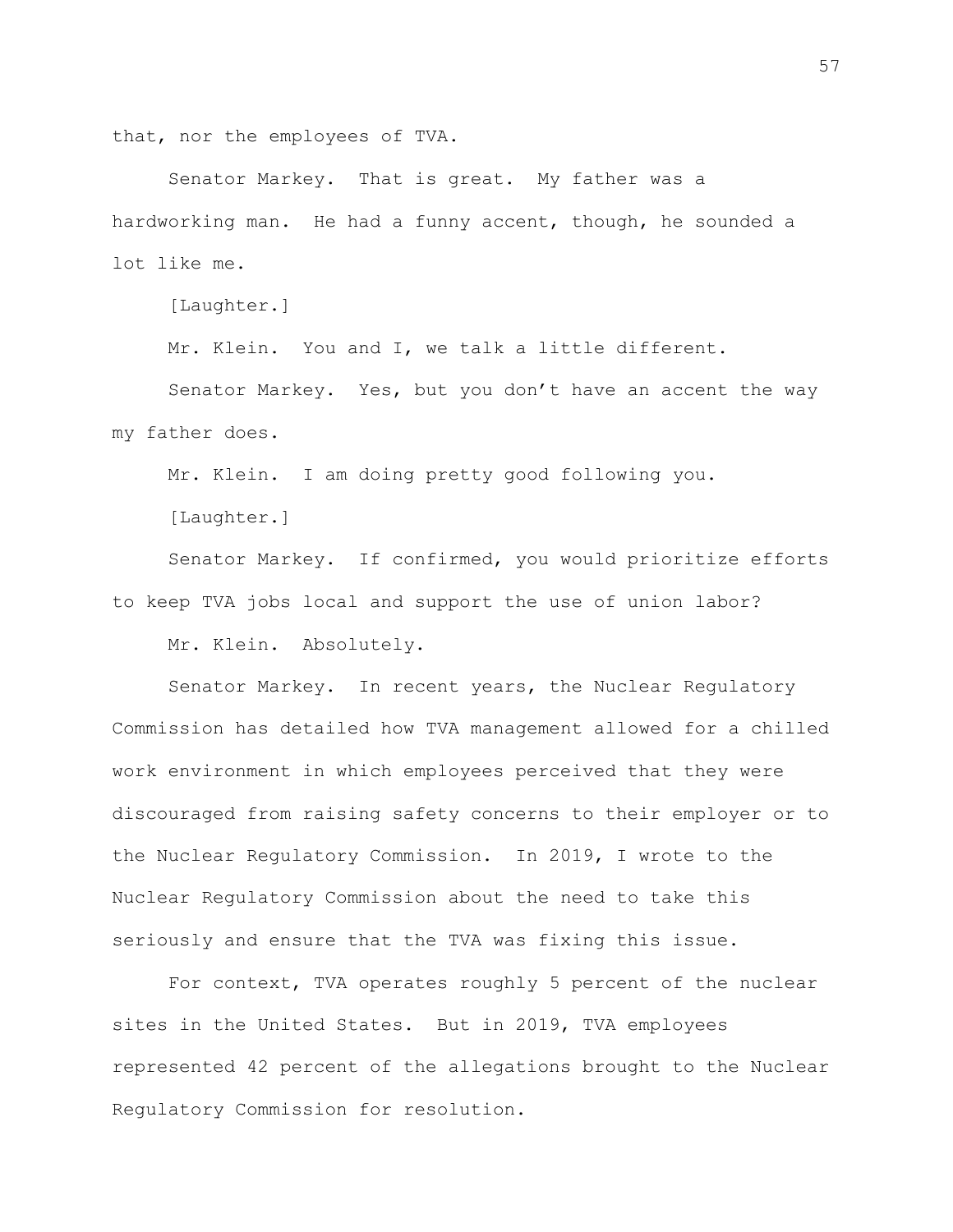that, nor the employees of TVA.

Senator Markey. That is great. My father was a hardworking man. He had a funny accent, though, he sounded a lot like me.

[Laughter.]

Mr. Klein. You and I, we talk a little different.

Senator Markey. Yes, but you don't have an accent the way my father does.

Mr. Klein. I am doing pretty good following you.

[Laughter.]

Senator Markey. If confirmed, you would prioritize efforts to keep TVA jobs local and support the use of union labor?

Mr. Klein. Absolutely.

Senator Markey. In recent years, the Nuclear Regulatory Commission has detailed how TVA management allowed for a chilled work environment in which employees perceived that they were discouraged from raising safety concerns to their employer or to the Nuclear Regulatory Commission. In 2019, I wrote to the Nuclear Regulatory Commission about the need to take this seriously and ensure that the TVA was fixing this issue.

For context, TVA operates roughly 5 percent of the nuclear sites in the United States. But in 2019, TVA employees represented 42 percent of the allegations brought to the Nuclear Regulatory Commission for resolution.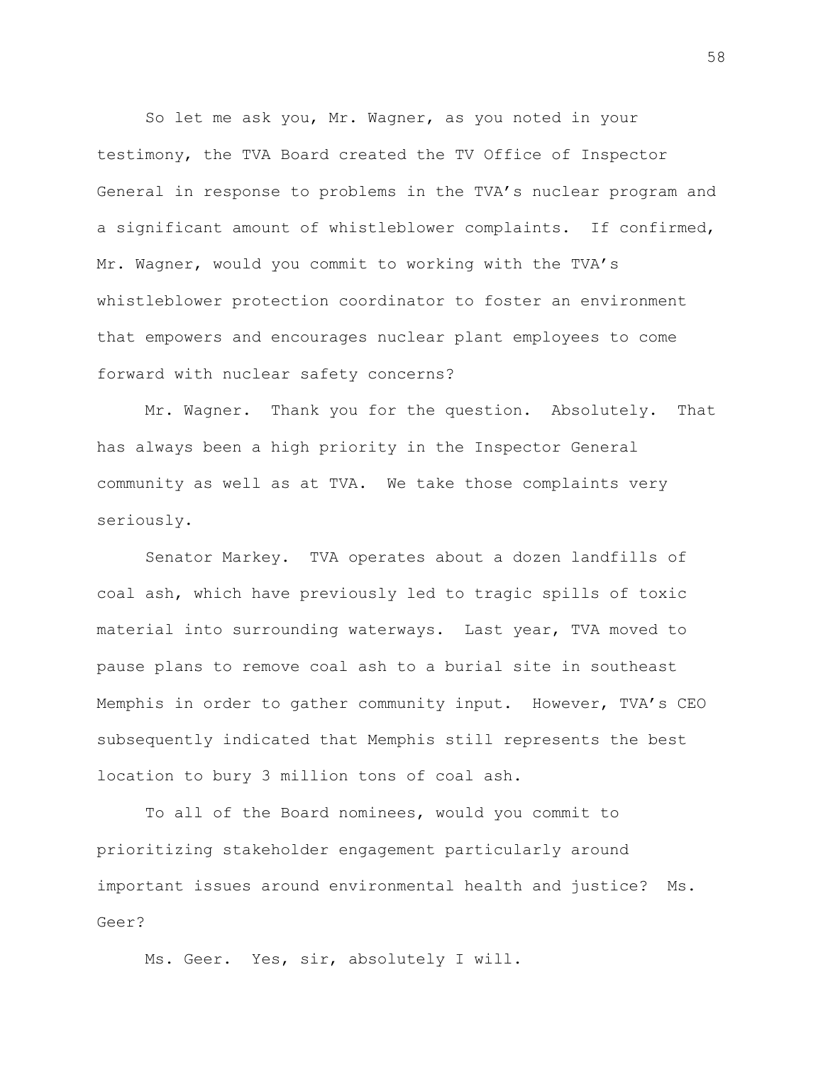So let me ask you, Mr. Wagner, as you noted in your testimony, the TVA Board created the TV Office of Inspector General in response to problems in the TVA's nuclear program and a significant amount of whistleblower complaints. If confirmed, Mr. Wagner, would you commit to working with the TVA's whistleblower protection coordinator to foster an environment that empowers and encourages nuclear plant employees to come forward with nuclear safety concerns?

Mr. Wagner. Thank you for the question. Absolutely. That has always been a high priority in the Inspector General community as well as at TVA. We take those complaints very seriously.

Senator Markey. TVA operates about a dozen landfills of coal ash, which have previously led to tragic spills of toxic material into surrounding waterways. Last year, TVA moved to pause plans to remove coal ash to a burial site in southeast Memphis in order to gather community input. However, TVA's CEO subsequently indicated that Memphis still represents the best location to bury 3 million tons of coal ash.

To all of the Board nominees, would you commit to prioritizing stakeholder engagement particularly around important issues around environmental health and justice? Ms. Geer?

Ms. Geer. Yes, sir, absolutely I will.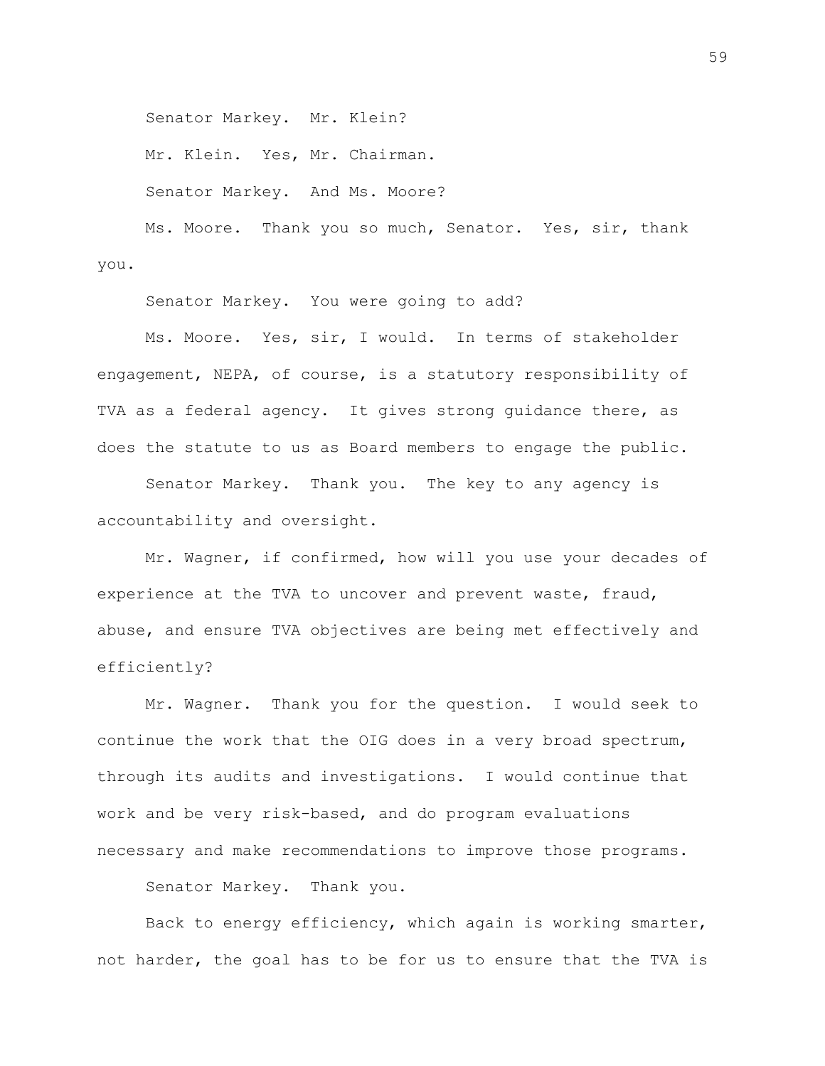Senator Markey. Mr. Klein?

Mr. Klein. Yes, Mr. Chairman.

Senator Markey. And Ms. Moore?

Ms. Moore. Thank you so much, Senator. Yes, sir, thank you.

Senator Markey. You were going to add?

Ms. Moore. Yes, sir, I would. In terms of stakeholder engagement, NEPA, of course, is a statutory responsibility of TVA as a federal agency. It gives strong guidance there, as does the statute to us as Board members to engage the public.

Senator Markey. Thank you. The key to any agency is accountability and oversight.

Mr. Wagner, if confirmed, how will you use your decades of experience at the TVA to uncover and prevent waste, fraud, abuse, and ensure TVA objectives are being met effectively and efficiently?

Mr. Wagner. Thank you for the question. I would seek to continue the work that the OIG does in a very broad spectrum, through its audits and investigations. I would continue that work and be very risk-based, and do program evaluations necessary and make recommendations to improve those programs.

Senator Markey. Thank you.

Back to energy efficiency, which again is working smarter, not harder, the goal has to be for us to ensure that the TVA is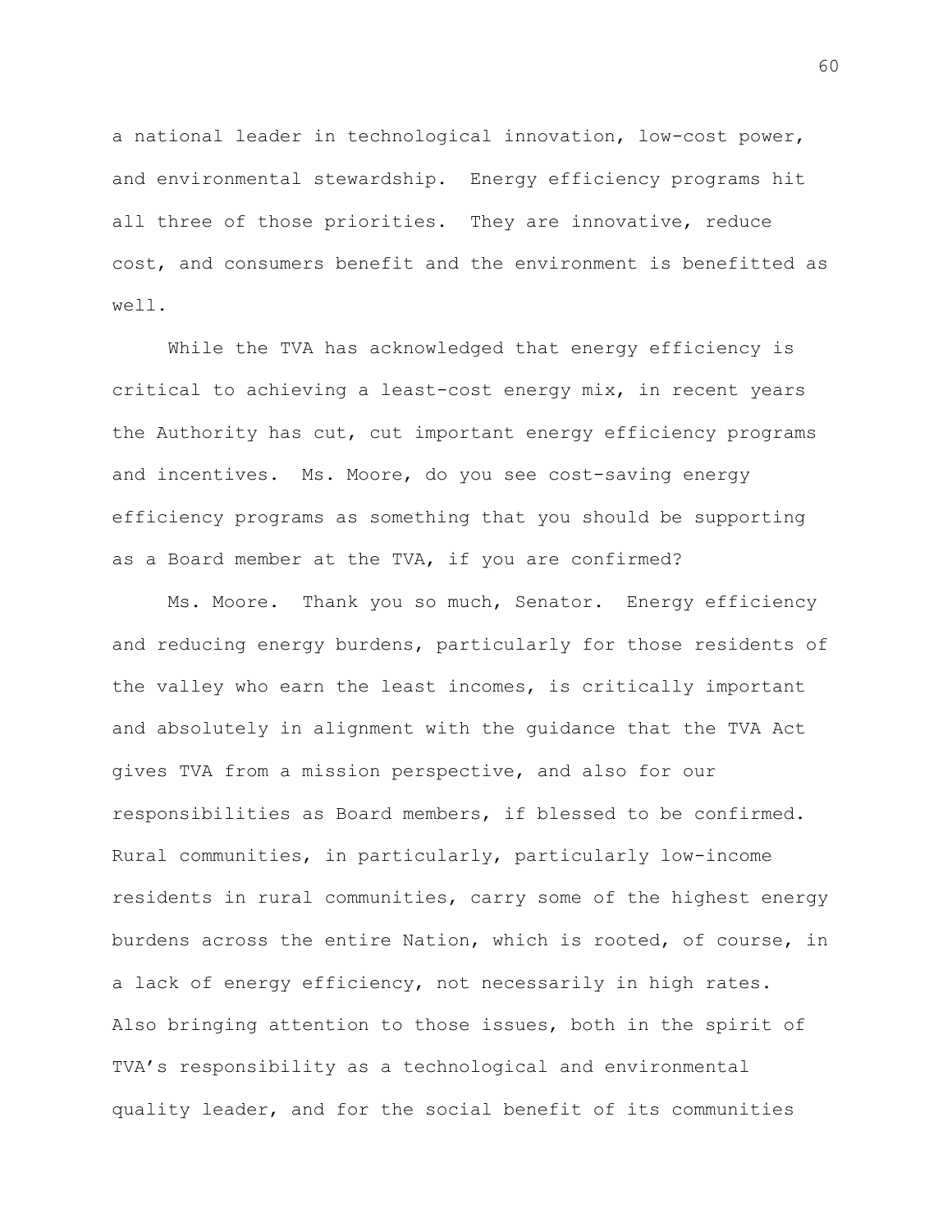a national leader in technological innovation, low-cost power, and environmental stewardship. Energy efficiency programs hit all three of those priorities. They are innovative, reduce cost, and consumers benefit and the environment is benefitted as well.

While the TVA has acknowledged that energy efficiency is critical to achieving a least-cost energy mix, in recent years the Authority has cut, cut important energy efficiency programs and incentives. Ms. Moore, do you see cost-saving energy efficiency programs as something that you should be supporting as a Board member at the TVA, if you are confirmed?

Ms. Moore. Thank you so much, Senator. Energy efficiency and reducing energy burdens, particularly for those residents of the valley who earn the least incomes, is critically important and absolutely in alignment with the guidance that the TVA Act gives TVA from a mission perspective, and also for our responsibilities as Board members, if blessed to be confirmed. Rural communities, in particularly, particularly low-income residents in rural communities, carry some of the highest energy burdens across the entire Nation, which is rooted, of course, in a lack of energy efficiency, not necessarily in high rates. Also bringing attention to those issues, both in the spirit of TVA's responsibility as a technological and environmental quality leader, and for the social benefit of its communities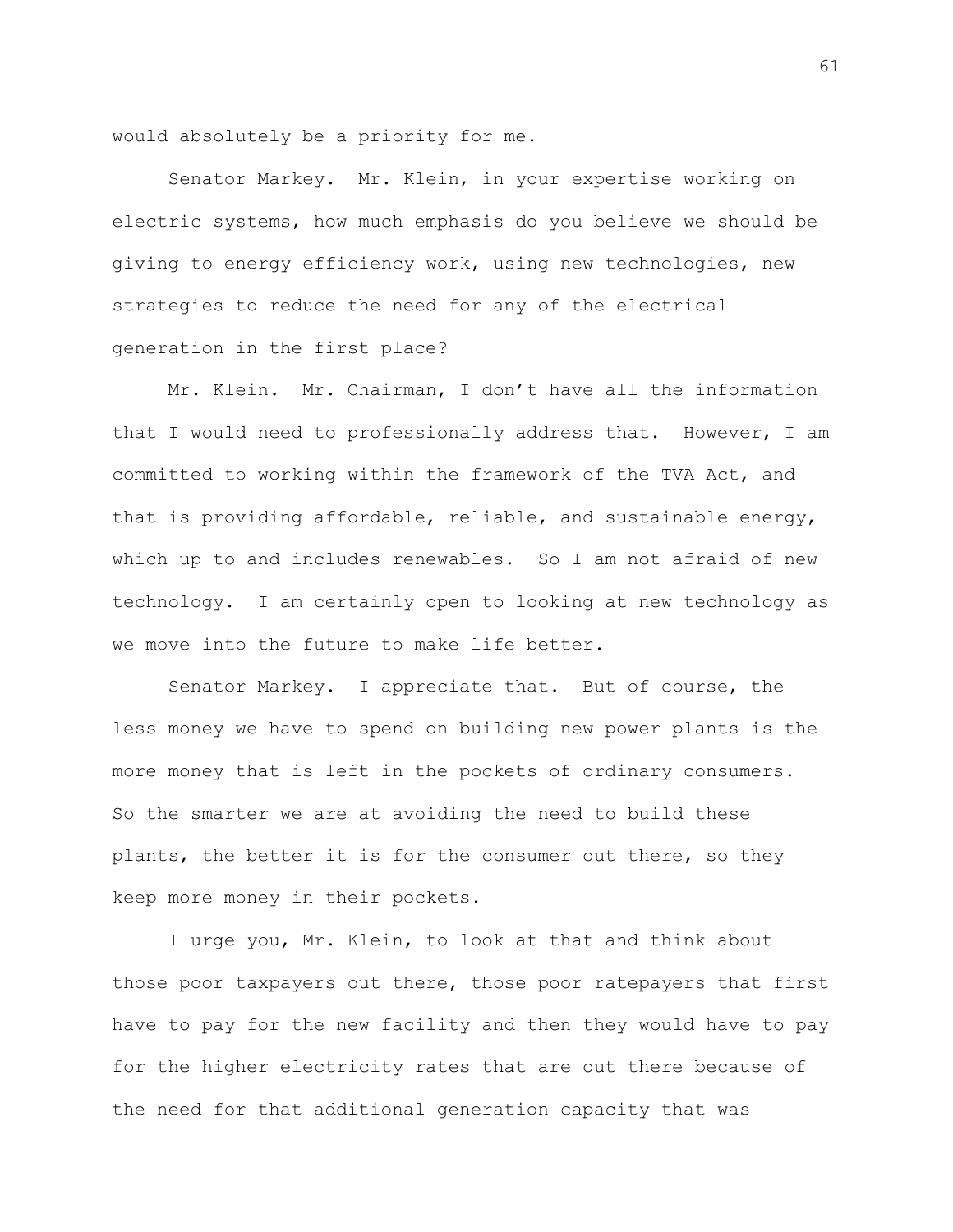would absolutely be a priority for me.

Senator Markey. Mr. Klein, in your expertise working on electric systems, how much emphasis do you believe we should be giving to energy efficiency work, using new technologies, new strategies to reduce the need for any of the electrical generation in the first place?

Mr. Klein. Mr. Chairman, I don't have all the information that I would need to professionally address that. However, I am committed to working within the framework of the TVA Act, and that is providing affordable, reliable, and sustainable energy, which up to and includes renewables. So I am not afraid of new technology. I am certainly open to looking at new technology as we move into the future to make life better.

Senator Markey. I appreciate that. But of course, the less money we have to spend on building new power plants is the more money that is left in the pockets of ordinary consumers. So the smarter we are at avoiding the need to build these plants, the better it is for the consumer out there, so they keep more money in their pockets.

I urge you, Mr. Klein, to look at that and think about those poor taxpayers out there, those poor ratepayers that first have to pay for the new facility and then they would have to pay for the higher electricity rates that are out there because of the need for that additional generation capacity that was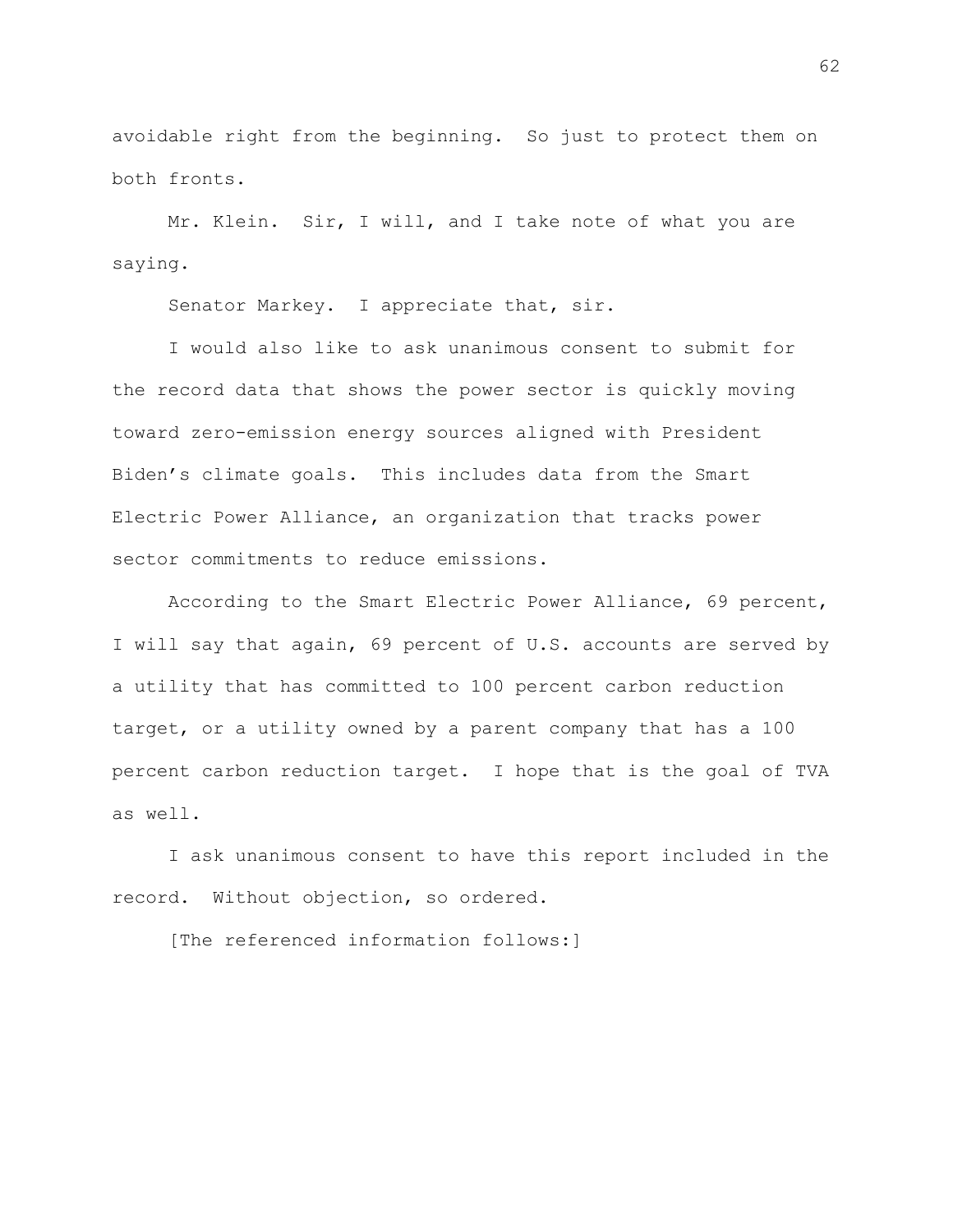avoidable right from the beginning. So just to protect them on both fronts.

Mr. Klein. Sir, I will, and I take note of what you are saying.

Senator Markey. I appreciate that, sir.

I would also like to ask unanimous consent to submit for the record data that shows the power sector is quickly moving toward zero-emission energy sources aligned with President Biden's climate goals. This includes data from the Smart Electric Power Alliance, an organization that tracks power sector commitments to reduce emissions.

According to the Smart Electric Power Alliance, 69 percent, I will say that again, 69 percent of U.S. accounts are served by a utility that has committed to 100 percent carbon reduction target, or a utility owned by a parent company that has a 100 percent carbon reduction target. I hope that is the goal of TVA as well.

I ask unanimous consent to have this report included in the record. Without objection, so ordered.

[The referenced information follows:]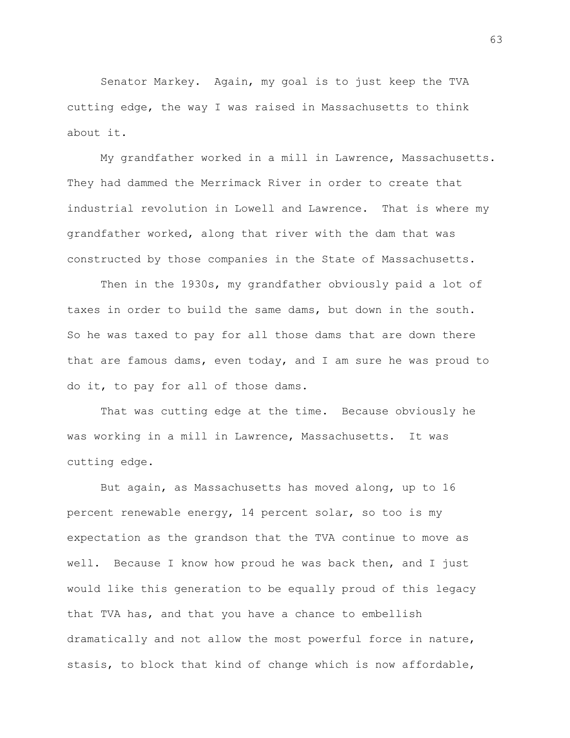Senator Markey. Again, my goal is to just keep the TVA cutting edge, the way I was raised in Massachusetts to think about it.

My grandfather worked in a mill in Lawrence, Massachusetts. They had dammed the Merrimack River in order to create that industrial revolution in Lowell and Lawrence. That is where my grandfather worked, along that river with the dam that was constructed by those companies in the State of Massachusetts.

Then in the 1930s, my grandfather obviously paid a lot of taxes in order to build the same dams, but down in the south. So he was taxed to pay for all those dams that are down there that are famous dams, even today, and I am sure he was proud to do it, to pay for all of those dams.

That was cutting edge at the time. Because obviously he was working in a mill in Lawrence, Massachusetts. It was cutting edge.

But again, as Massachusetts has moved along, up to 16 percent renewable energy, 14 percent solar, so too is my expectation as the grandson that the TVA continue to move as well. Because I know how proud he was back then, and I just would like this generation to be equally proud of this legacy that TVA has, and that you have a chance to embellish dramatically and not allow the most powerful force in nature, stasis, to block that kind of change which is now affordable,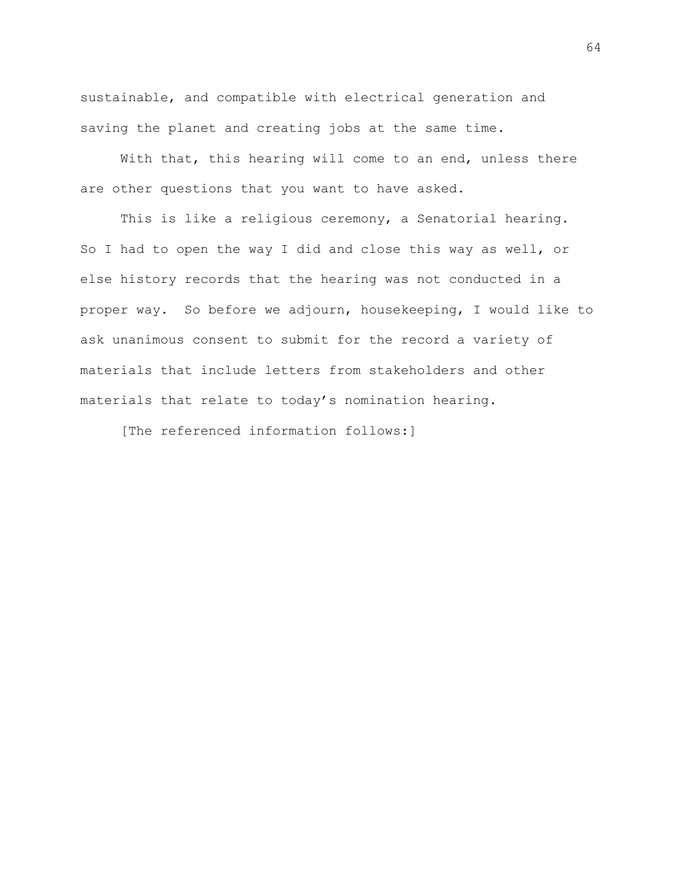sustainable, and compatible with electrical generation and saving the planet and creating jobs at the same time.

With that, this hearing will come to an end, unless there are other questions that you want to have asked.

This is like a religious ceremony, a Senatorial hearing. So I had to open the way I did and close this way as well, or else history records that the hearing was not conducted in a proper way. So before we adjourn, housekeeping, I would like to ask unanimous consent to submit for the record a variety of materials that include letters from stakeholders and other materials that relate to today's nomination hearing.

[The referenced information follows:]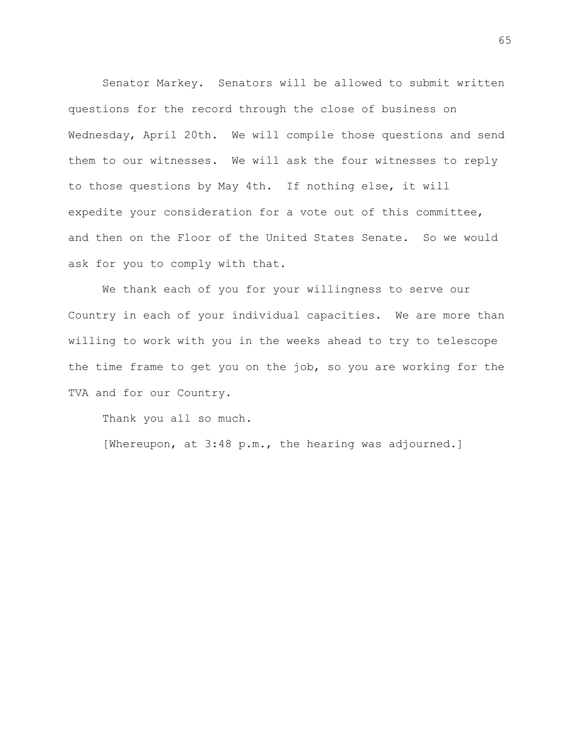Senator Markey. Senators will be allowed to submit written questions for the record through the close of business on Wednesday, April 20th. We will compile those questions and send them to our witnesses. We will ask the four witnesses to reply to those questions by May 4th. If nothing else, it will expedite your consideration for a vote out of this committee, and then on the Floor of the United States Senate. So we would ask for you to comply with that.

We thank each of you for your willingness to serve our Country in each of your individual capacities. We are more than willing to work with you in the weeks ahead to try to telescope the time frame to get you on the job, so you are working for the TVA and for our Country.

Thank you all so much.

[Whereupon, at 3:48 p.m., the hearing was adjourned.]